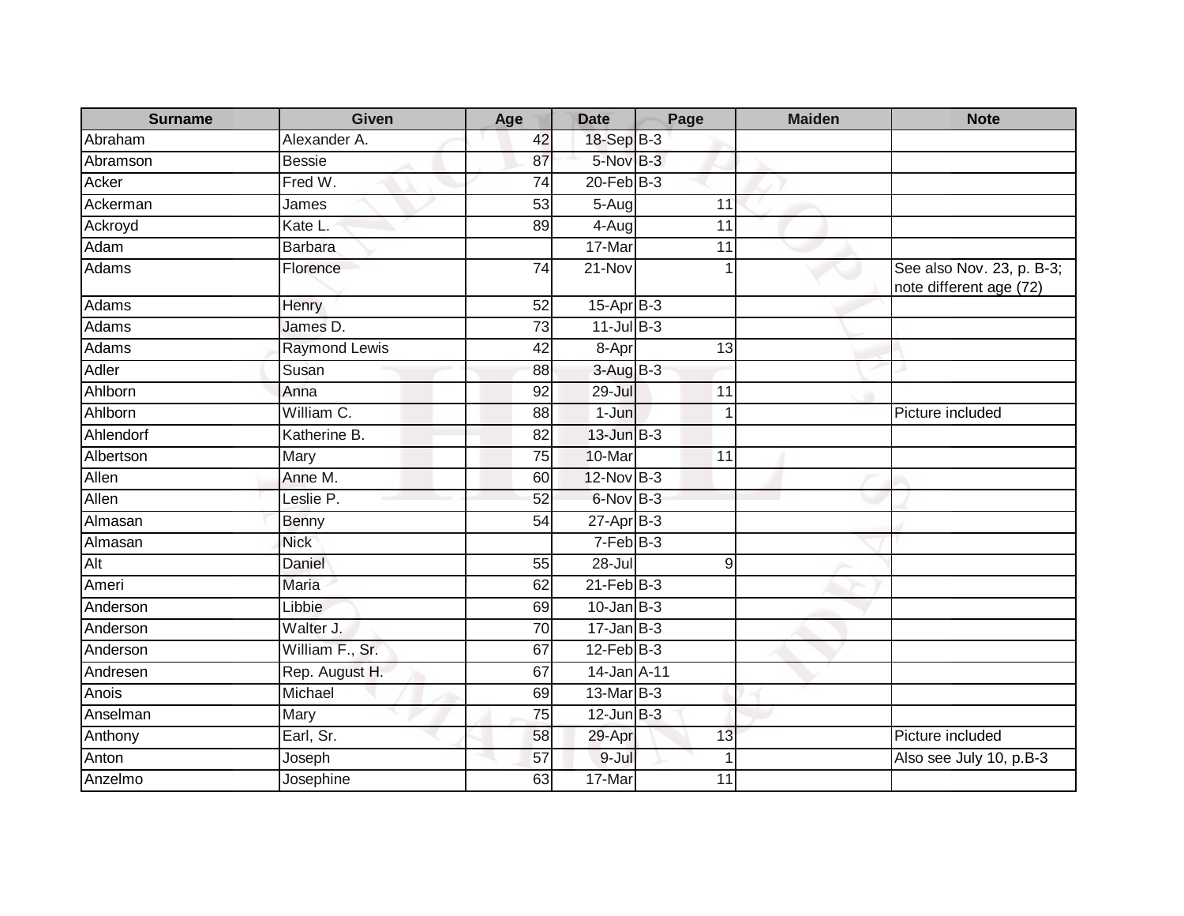| Surname | Given | Age | Date | Page | Maiden | Note |
|---|---|---|---|---|---|---|
| Abraham | Alexander A. | 42 | 18-Sep | B-3 | | |
| Abramson | Bessie | 87 | 5-Nov | B-3 | | |
| Acker | Fred W. | 74 | 20-Feb | B-3 | | |
| Ackerman | James | 53 | 5-Aug | 11 | | |
| Ackroyd | Kate L. | 89 | 4-Aug | 11 | | |
| Adam | Barbara | | 17-Mar | 11 | | |
| Adams | Florence | 74 | 21-Nov | 1 | | See also Nov. 23, p. B-3; note different age (72) |
| Adams | Henry | 52 | 15-Apr | B-3 | | |
| Adams | James D. | 73 | 11-Jul | B-3 | | |
| Adams | Raymond Lewis | 42 | 8-Apr | 13 | | |
| Adler | Susan | 88 | 3-Aug | B-3 | | |
| Ahlborn | Anna | 92 | 29-Jul | 11 | | |
| Ahlborn | William C. | 88 | 1-Jun | 1 | | Picture included |
| Ahlendorf | Katherine B. | 82 | 13-Jun | B-3 | | |
| Albertson | Mary | 75 | 10-Mar | 11 | | |
| Allen | Anne M. | 60 | 12-Nov | B-3 | | |
| Allen | Leslie P. | 52 | 6-Nov | B-3 | | |
| Almasan | Benny | 54 | 27-Apr | B-3 | | |
| Almasan | Nick | | 7-Feb | B-3 | | |
| Alt | Daniel | 55 | 28-Jul | 9 | | |
| Ameri | Maria | 62 | 21-Feb | B-3 | | |
| Anderson | Libbie | 69 | 10-Jan | B-3 | | |
| Anderson | Walter J. | 70 | 17-Jan | B-3 | | |
| Anderson | William F., Sr. | 67 | 12-Feb | B-3 | | |
| Andresen | Rep. August H. | 67 | 14-Jan | A-11 | | |
| Anois | Michael | 69 | 13-Mar | B-3 | | |
| Anselman | Mary | 75 | 12-Jun | B-3 | | |
| Anthony | Earl, Sr. | 58 | 29-Apr | 13 | | Picture included |
| Anton | Joseph | 57 | 9-Jul | 1 | | Also see July 10, p.B-3 |
| Anzelmo | Josephine | 63 | 17-Mar | 11 | | |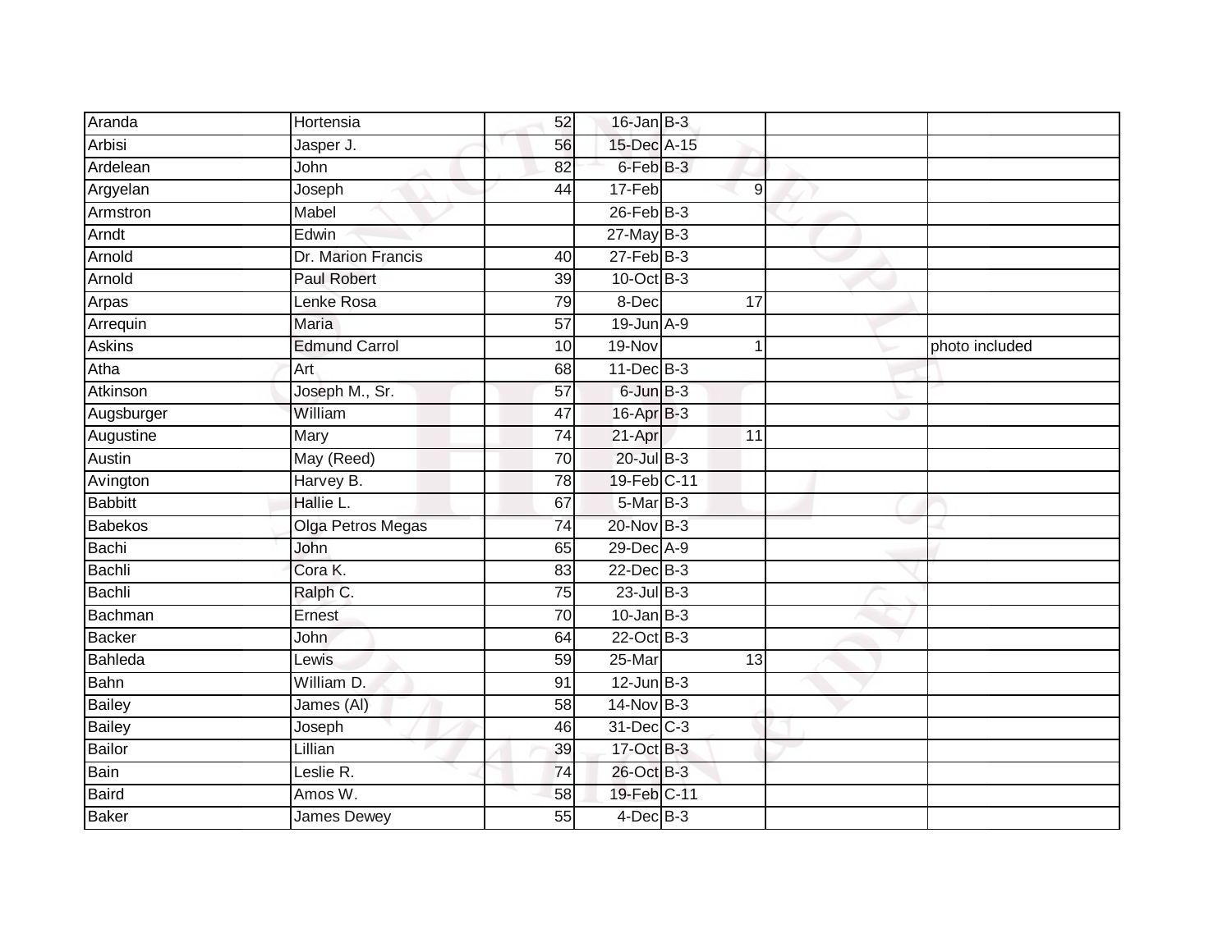| Aranda | Hortensia | 52 | 16-Jan | B-3 | | | |
|---|---|---|---|---|---|---|---|
| Arbisi | Jasper J. | 56 | 15-Dec | A-15 | | | |
| Ardelean | John | 82 | 6-Feb | B-3 | | | |
| Argyelan | Joseph | 44 | 17-Feb | | 9 | | |
| Armstron | Mabel | | 26-Feb | B-3 | | | |
| Arndt | Edwin | | 27-May | B-3 | | | |
| Arnold | Dr. Marion Francis | 40 | 27-Feb | B-3 | | | |
| Arnold | Paul Robert | 39 | 10-Oct | B-3 | | | |
| Arpas | Lenke Rosa | 79 | 8-Dec | | 17 | | |
| Arrequin | Maria | 57 | 19-Jun | A-9 | | | |
| Askins | Edmund Carrol | 10 | 19-Nov | | 1 | | photo included |
| Atha | Art | 68 | 11-Dec | B-3 | | | |
| Atkinson | Joseph M., Sr. | 57 | 6-Jun | B-3 | | | |
| Augsburger | William | 47 | 16-Apr | B-3 | | | |
| Augustine | Mary | 74 | 21-Apr | | 11 | | |
| Austin | May (Reed) | 70 | 20-Jul | B-3 | | | |
| Avington | Harvey B. | 78 | 19-Feb | C-11 | | | |
| Babbitt | Hallie L. | 67 | 5-Mar | B-3 | | | |
| Babekos | Olga Petros Megas | 74 | 20-Nov | B-3 | | | |
| Bachi | John | 65 | 29-Dec | A-9 | | | |
| Bachli | Cora K. | 83 | 22-Dec | B-3 | | | |
| Bachli | Ralph C. | 75 | 23-Jul | B-3 | | | |
| Bachman | Ernest | 70 | 10-Jan | B-3 | | | |
| Backer | John | 64 | 22-Oct | B-3 | | | |
| Bahleda | Lewis | 59 | 25-Mar | | 13 | | |
| Bahn | William D. | 91 | 12-Jun | B-3 | | | |
| Bailey | James (Al) | 58 | 14-Nov | B-3 | | | |
| Bailey | Joseph | 46 | 31-Dec | C-3 | | | |
| Bailor | Lillian | 39 | 17-Oct | B-3 | | | |
| Bain | Leslie R. | 74 | 26-Oct | B-3 | | | |
| Baird | Amos W. | 58 | 19-Feb | C-11 | | | |
| Baker | James Dewey | 55 | 4-Dec | B-3 | | | |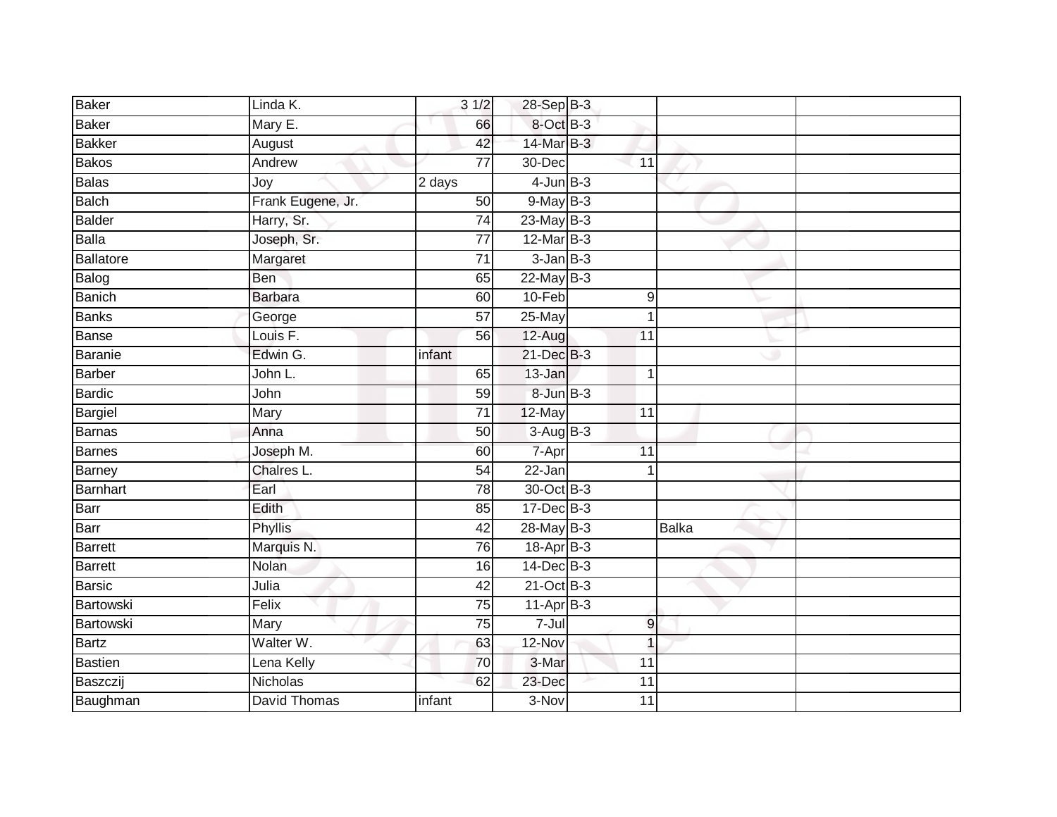| Baker | Linda K. | 3 1/2 | 28-Sep | B-3 | | |
|---|---|---|---|---|---|---|
| Baker | Mary E. | 66 | 8-Oct | B-3 | | |
| Bakker | August | 42 | 14-Mar | B-3 | | |
| Bakos | Andrew | 77 | 30-Dec | 11 | | |
| Balas | Joy | 2 days | 4-Jun | B-3 | | |
| Balch | Frank Eugene, Jr. | 50 | 9-May | B-3 | | |
| Balder | Harry, Sr. | 74 | 23-May | B-3 | | |
| Balla | Joseph, Sr. | 77 | 12-Mar | B-3 | | |
| Ballatore | Margaret | 71 | 3-Jan | B-3 | | |
| Balog | Ben | 65 | 22-May | B-3 | | |
| Banich | Barbara | 60 | 10-Feb | 9 | | |
| Banks | George | 57 | 25-May | 1 | | |
| Banse | Louis F. | 56 | 12-Aug | 11 | | |
| Baranie | Edwin G. | infant | 21-Dec | B-3 | | |
| Barber | John L. | 65 | 13-Jan | 1 | | |
| Bardic | John | 59 | 8-Jun | B-3 | | |
| Bargiel | Mary | 71 | 12-May | 11 | | |
| Barnas | Anna | 50 | 3-Aug | B-3 | | |
| Barnes | Joseph M. | 60 | 7-Apr | 11 | | |
| Barney | Chalres L. | 54 | 22-Jan | 1 | | |
| Barnhart | Earl | 78 | 30-Oct | B-3 | | |
| Barr | Edith | 85 | 17-Dec | B-3 | | |
| Barr | Phyllis | 42 | 28-May | B-3 | Balka | |
| Barrett | Marquis N. | 76 | 18-Apr | B-3 | | |
| Barrett | Nolan | 16 | 14-Dec | B-3 | | |
| Barsic | Julia | 42 | 21-Oct | B-3 | | |
| Bartowski | Felix | 75 | 11-Apr | B-3 | | |
| Bartowski | Mary | 75 | 7-Jul | 9 | | |
| Bartz | Walter W. | 63 | 12-Nov | 1 | | |
| Bastien | Lena Kelly | 70 | 3-Mar | 11 | | |
| Baszczij | Nicholas | 62 | 23-Dec | 11 | | |
| Baughman | David Thomas | infant | 3-Nov | 11 | | |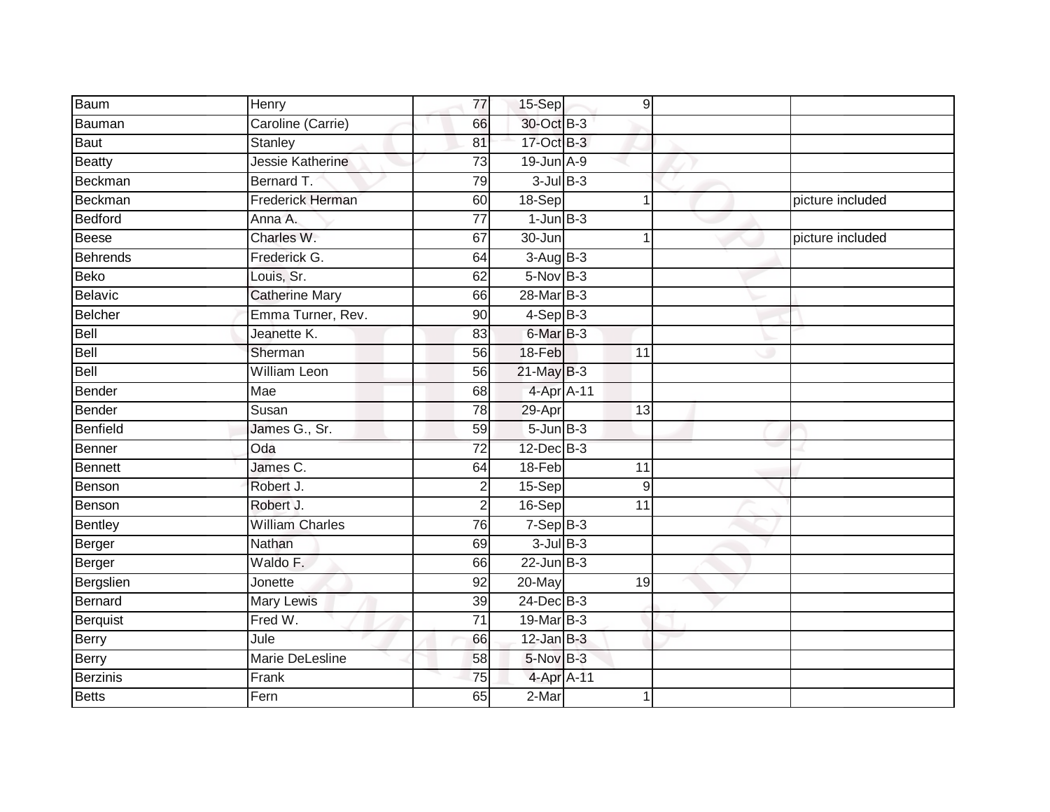| Baum | Henry | 77 | 15-Sep | 9 | | |
|---|---|---|---|---|---|---|
| Bauman | Caroline (Carrie) | 66 | 30-Oct | B-3 | | |
| Baut | Stanley | 81 | 17-Oct | B-3 | | |
| Beatty | Jessie Katherine | 73 | 19-Jun | A-9 | | |
| Beckman | Bernard T. | 79 | 3-Jul | B-3 | | |
| Beckman | Frederick Herman | 60 | 18-Sep | 1 | | picture included |
| Bedford | Anna A. | 77 | 1-Jun | B-3 | | |
| Beese | Charles W. | 67 | 30-Jun | 1 | | picture included |
| Behrends | Frederick G. | 64 | 3-Aug | B-3 | | |
| Beko | Louis, Sr. | 62 | 5-Nov | B-3 | | |
| Belavic | Catherine Mary | 66 | 28-Mar | B-3 | | |
| Belcher | Emma Turner, Rev. | 90 | 4-Sep | B-3 | | |
| Bell | Jeanette K. | 83 | 6-Mar | B-3 | | |
| Bell | Sherman | 56 | 18-Feb | 11 | | |
| Bell | William Leon | 56 | 21-May | B-3 | | |
| Bender | Mae | 68 | 4-Apr | A-11 | | |
| Bender | Susan | 78 | 29-Apr | 13 | | |
| Benfield | James G., Sr. | 59 | 5-Jun | B-3 | | |
| Benner | Oda | 72 | 12-Dec | B-3 | | |
| Bennett | James C. | 64 | 18-Feb | 11 | | |
| Benson | Robert J. | 2 | 15-Sep | 9 | | |
| Benson | Robert J. | 2 | 16-Sep | 11 | | |
| Bentley | William Charles | 76 | 7-Sep | B-3 | | |
| Berger | Nathan | 69 | 3-Jul | B-3 | | |
| Berger | Waldo F. | 66 | 22-Jun | B-3 | | |
| Bergslien | Jonette | 92 | 20-May | 19 | | |
| Bernard | Mary Lewis | 39 | 24-Dec | B-3 | | |
| Berquist | Fred W. | 71 | 19-Mar | B-3 | | |
| Berry | Jule | 66 | 12-Jan | B-3 | | |
| Berry | Marie DeLesline | 58 | 5-Nov | B-3 | | |
| Berzinis | Frank | 75 | 4-Apr | A-11 | | |
| Betts | Fern | 65 | 2-Mar | 1 | | |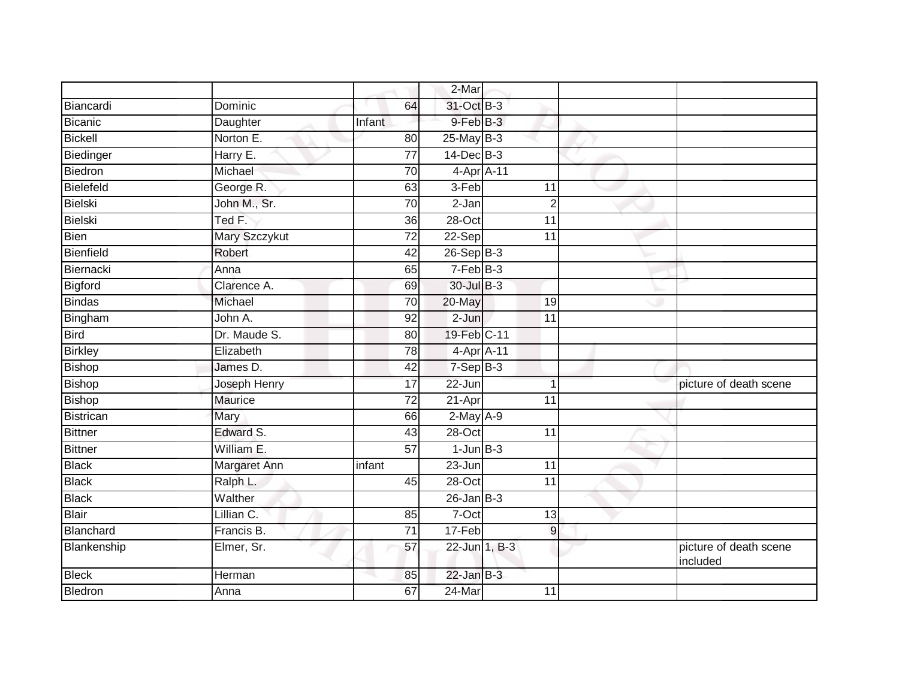| | | | | | | |
|---|---|---|---|---|---|---|
| | | | 2-Mar | | | |
| Biancardi | Dominic | 64 | 31-Oct | B-3 | | |
| Bicanic | Daughter | Infant | 9-Feb | B-3 | | |
| Bickell | Norton E. | 80 | 25-May | B-3 | | |
| Biedinger | Harry E. | 77 | 14-Dec | B-3 | | |
| Biedron | Michael | 70 | 4-Apr | A-11 | | |
| Bielefeld | George R. | 63 | 3-Feb | 11 | | |
| Bielski | John M., Sr. | 70 | 2-Jan | 2 | | |
| Bielski | Ted F. | 36 | 28-Oct | 11 | | |
| Bien | Mary Szczykut | 72 | 22-Sep | 11 | | |
| Bienfield | Robert | 42 | 26-Sep | B-3 | | |
| Biernacki | Anna | 65 | 7-Feb | B-3 | | |
| Bigford | Clarence A. | 69 | 30-Jul | B-3 | | |
| Bindas | Michael | 70 | 20-May | 19 | | |
| Bingham | John A. | 92 | 2-Jun | 11 | | |
| Bird | Dr. Maude S. | 80 | 19-Feb | C-11 | | |
| Birkley | Elizabeth | 78 | 4-Apr | A-11 | | |
| Bishop | James D. | 42 | 7-Sep | B-3 | | |
| Bishop | Joseph Henry | 17 | 22-Jun | 1 | | picture of death scene |
| Bishop | Maurice | 72 | 21-Apr | 11 | | |
| Bistrican | Mary | 66 | 2-May | A-9 | | |
| Bittner | Edward S. | 43 | 28-Oct | 11 | | |
| Bittner | William E. | 57 | 1-Jun | B-3 | | |
| Black | Margaret Ann | infant | 23-Jun | 11 | | |
| Black | Ralph L. | 45 | 28-Oct | 11 | | |
| Black | Walther | | 26-Jan | B-3 | | |
| Blair | Lillian C. | 85 | 7-Oct | 13 | | |
| Blanchard | Francis B. | 71 | 17-Feb | 9 | | |
| Blankenship | Elmer, Sr. | 57 | 22-Jun | 1, B-3 | | picture of death scene included |
| Bleck | Herman | 85 | 22-Jan | B-3 | | |
| Bledron | Anna | 67 | 24-Mar | 11 | | |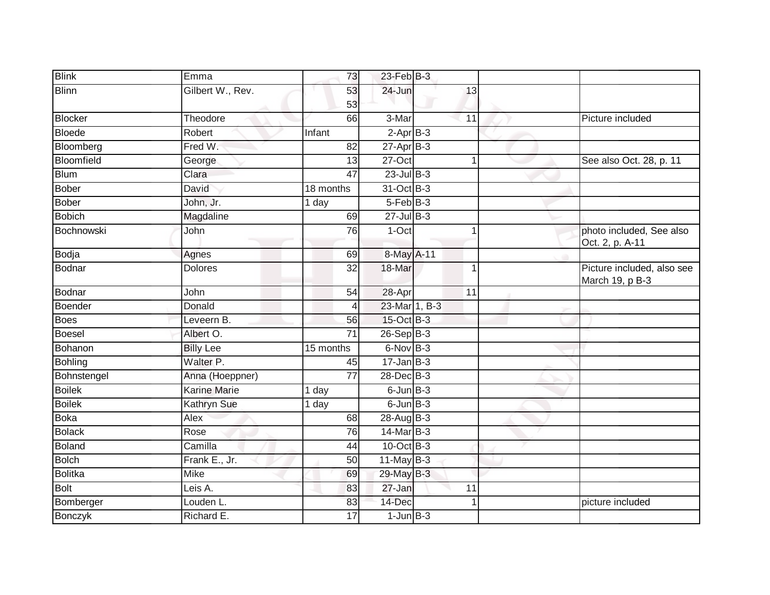| | | | | | | | |
|---|---|---|---|---|---|---|---|
| Blink | Emma | 73 | 23-Feb | B-3 | | | |
| Blinn | Gilbert W., Rev. | 53<br>53 | 24-Jun | | 13 | | |
| Blocker | Theodore | 66 | 3-Mar | | 11 | | Picture included |
| Bloede | Robert | Infant | 2-Apr | B-3 | | | |
| Bloomberg | Fred W. | 82 | 27-Apr | B-3 | | | |
| Bloomfield | George | 13 | 27-Oct | | 1 | | See also Oct. 28, p. 11 |
| Blum | Clara | 47 | 23-Jul | B-3 | | | |
| Bober | David | 18 months | 31-Oct | B-3 | | | |
| Bober | John, Jr. | 1 day | 5-Feb | B-3 | | | |
| Bobich | Magdaline | 69 | 27-Jul | B-3 | | | |
| Bochnowski | John | 76 | 1-Oct | | 1 | | photo included, See also Oct. 2, p. A-11 |
| Bodja | Agnes | 69 | 8-May | A-11 | | | |
| Bodnar | Dolores | 32 | 18-Mar | | 1 | | Picture included, also see March 19, p B-3 |
| Bodnar | John | 54 | 28-Apr | | 11 | | |
| Boender | Donald | 4 | 23-Mar | 1, B-3 | | | |
| Boes | Leveern B. | 56 | 15-Oct | B-3 | | | |
| Boesel | Albert O. | 71 | 26-Sep | B-3 | | | |
| Bohanon | Billy Lee | 15 months | 6-Nov | B-3 | | | |
| Bohling | Walter P. | 45 | 17-Jan | B-3 | | | |
| Bohnstengel | Anna (Hoeppner) | 77 | 28-Dec | B-3 | | | |
| Boilek | Karine Marie | 1 day | 6-Jun | B-3 | | | |
| Boilek | Kathryn Sue | 1 day | 6-Jun | B-3 | | | |
| Boka | Alex | 68 | 28-Aug | B-3 | | | |
| Bolack | Rose | 76 | 14-Mar | B-3 | | | |
| Boland | Camilla | 44 | 10-Oct | B-3 | | | |
| Bolch | Frank E., Jr. | 50 | 11-May | B-3 | | | |
| Bolitka | Mike | 69 | 29-May | B-3 | | | |
| Bolt | Leis A. | 83 | 27-Jan | | 11 | | |
| Bomberger | Louden L. | 83 | 14-Dec | | 1 | | picture included |
| Bonczyk | Richard E. | 17 | 1-Jun | B-3 | | | |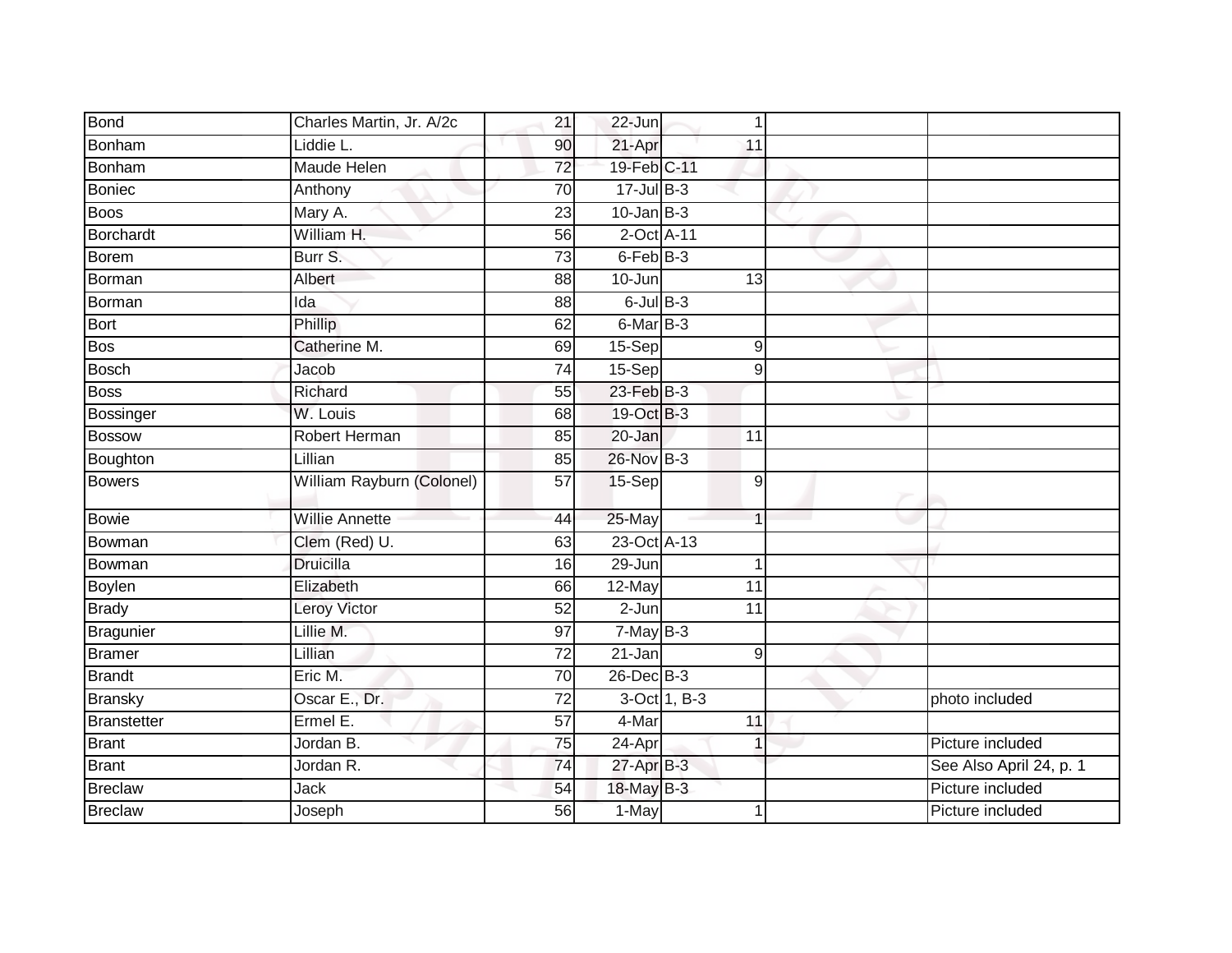| Bond | Charles Martin, Jr. A/2c | 21 | 22-Jun | 1 | | |
|---|---|---|---|---|---|---|
| Bonham | Liddie L. | 90 | 21-Apr | 11 | | |
| Bonham | Maude Helen | 72 | 19-Feb | C-11 | | |
| Boniec | Anthony | 70 | 17-Jul | B-3 | | |
| Boos | Mary A. | 23 | 10-Jan | B-3 | | |
| Borchardt | William H. | 56 | 2-Oct | A-11 | | |
| Borem | Burr S. | 73 | 6-Feb | B-3 | | |
| Borman | Albert | 88 | 10-Jun | 13 | | |
| Borman | Ida | 88 | 6-Jul | B-3 | | |
| Bort | Phillip | 62 | 6-Mar | B-3 | | |
| Bos | Catherine M. | 69 | 15-Sep | 9 | | |
| Bosch | Jacob | 74 | 15-Sep | 9 | | |
| Boss | Richard | 55 | 23-Feb | B-3 | | |
| Bossinger | W. Louis | 68 | 19-Oct | B-3 | | |
| Bossow | Robert Herman | 85 | 20-Jan | 11 | | |
| Boughton | Lillian | 85 | 26-Nov | B-3 | | |
| Bowers | William Rayburn (Colonel) | 57 | 15-Sep | 9 | | |
| Bowie | Willie Annette | 44 | 25-May | 1 | | |
| Bowman | Clem (Red) U. | 63 | 23-Oct | A-13 | | |
| Bowman | Druicilla | 16 | 29-Jun | 1 | | |
| Boylen | Elizabeth | 66 | 12-May | 11 | | |
| Brady | Leroy Victor | 52 | 2-Jun | 11 | | |
| Bragunier | Lillie M. | 97 | 7-May | B-3 | | |
| Bramer | Lillian | 72 | 21-Jan | 9 | | |
| Brandt | Eric M. | 70 | 26-Dec | B-3 | | |
| Bransky | Oscar E., Dr. | 72 | 3-Oct | 1, B-3 | | photo included |
| Branstetter | Ermel E. | 57 | 4-Mar | 11 | | |
| Brant | Jordan B. | 75 | 24-Apr | 1 | | Picture included |
| Brant | Jordan R. | 74 | 27-Apr | B-3 | | See Also April 24, p. 1 |
| Breclaw | Jack | 54 | 18-May | B-3 | | Picture included |
| Breclaw | Joseph | 56 | 1-May | 1 | | Picture included |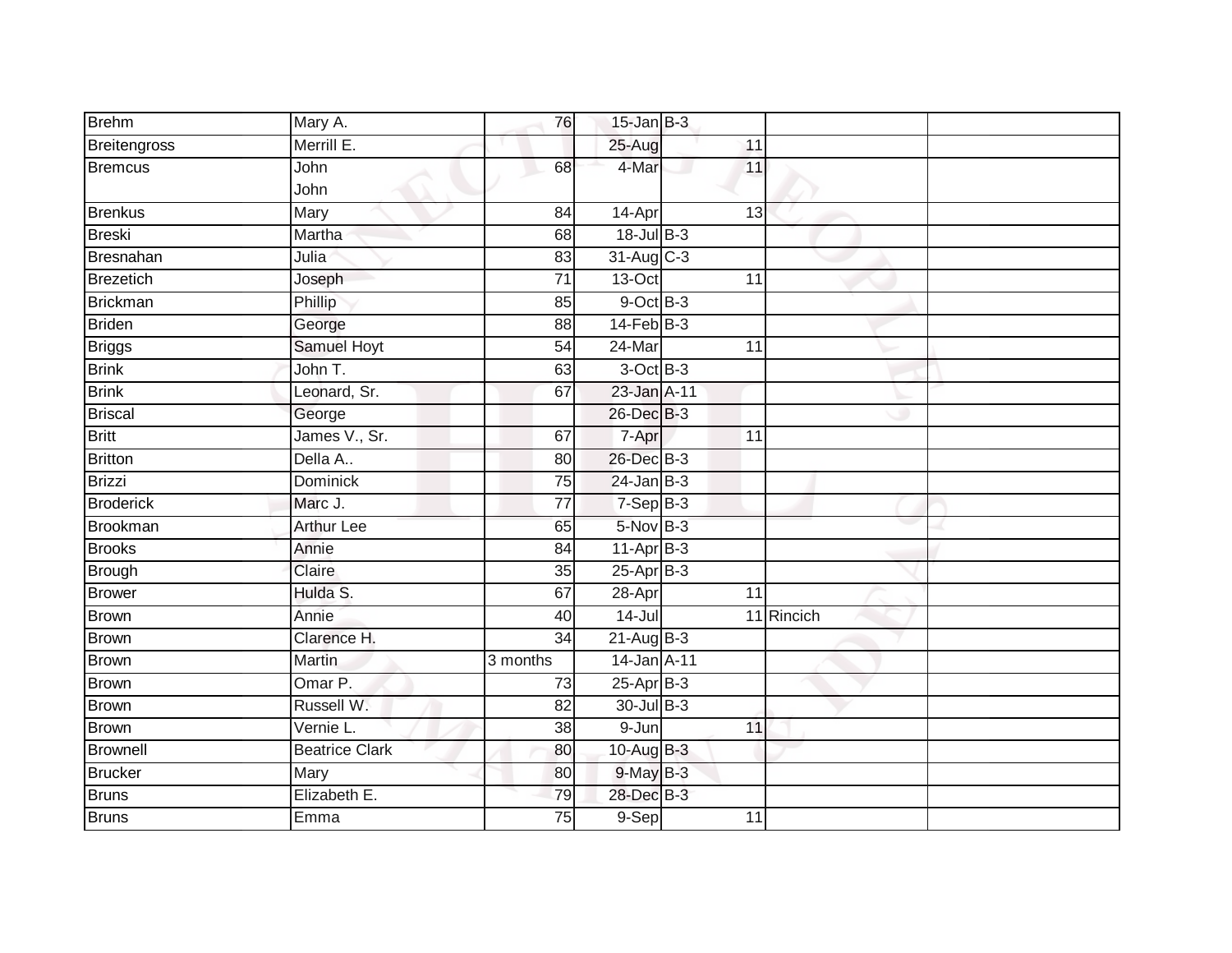| | | | | | | |
|---|---|---|---|---|---|---|
| Brehm | Mary A. | 76 | 15-Jan | B-3 | | |
| Breitengross | Merrill E. | | 25-Aug | 11 | | |
| Bremcus | John<br>John | 68 | 4-Mar | 11 | | |
| Brenkus | Mary | 84 | 14-Apr | 13 | | |
| Breski | Martha | 68 | 18-Jul | B-3 | | |
| Bresnahan | Julia | 83 | 31-Aug | C-3 | | |
| Brezetich | Joseph | 71 | 13-Oct | 11 | | |
| Brickman | Phillip | 85 | 9-Oct | B-3 | | |
| Briden | George | 88 | 14-Feb | B-3 | | |
| Briggs | Samuel Hoyt | 54 | 24-Mar | 11 | | |
| Brink | John T. | 63 | 3-Oct | B-3 | | |
| Brink | Leonard, Sr. | 67 | 23-Jan | A-11 | | |
| Briscal | George | | 26-Dec | B-3 | | |
| Britt | James V., Sr. | 67 | 7-Apr | 11 | | |
| Britton | Della A.. | 80 | 26-Dec | B-3 | | |
| Brizzi | Dominick | 75 | 24-Jan | B-3 | | |
| Broderick | Marc J. | 77 | 7-Sep | B-3 | | |
| Brookman | Arthur Lee | 65 | 5-Nov | B-3 | | |
| Brooks | Annie | 84 | 11-Apr | B-3 | | |
| Brough | Claire | 35 | 25-Apr | B-3 | | |
| Brower | Hulda S. | 67 | 28-Apr | 11 | | |
| Brown | Annie | 40 | 14-Jul | 11 | Rincich | |
| Brown | Clarence H. | 34 | 21-Aug | B-3 | | |
| Brown | Martin | 3 months | 14-Jan | A-11 | | |
| Brown | Omar P. | 73 | 25-Apr | B-3 | | |
| Brown | Russell W. | 82 | 30-Jul | B-3 | | |
| Brown | Vernie L. | 38 | 9-Jun | 11 | | |
| Brownell | Beatrice Clark | 80 | 10-Aug | B-3 | | |
| Brucker | Mary | 80 | 9-May | B-3 | | |
| Bruns | Elizabeth E. | 79 | 28-Dec | B-3 | | |
| Bruns | Emma | 75 | 9-Sep | 11 | | |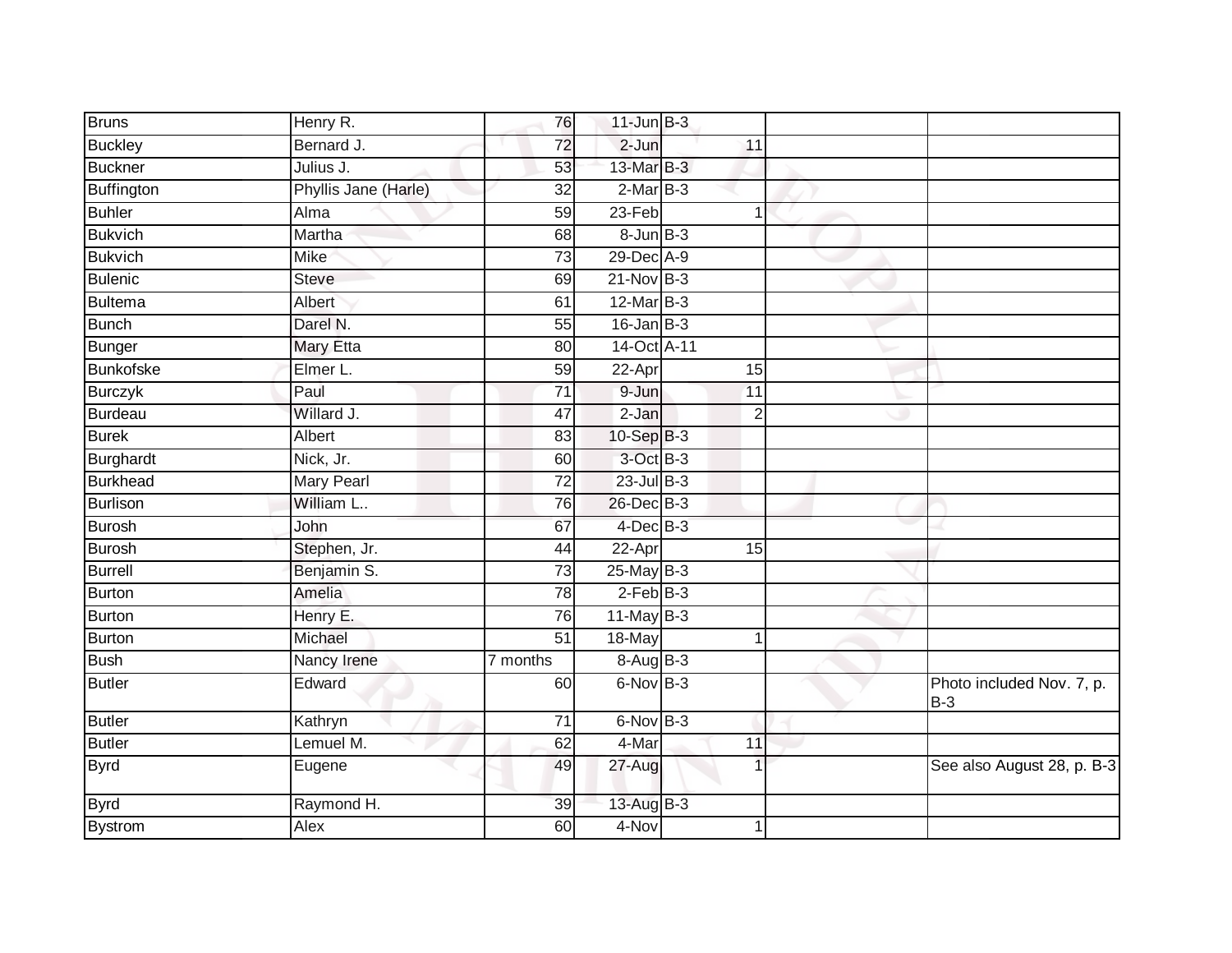| Bruns | Henry R. | 76 | 11-Jun | B-3 | | |
|---|---|---|---|---|---|---|
| Buckley | Bernard J. | 72 | 2-Jun | 11 | | |
| Buckner | Julius J. | 53 | 13-Mar | B-3 | | |
| Buffington | Phyllis Jane (Harle) | 32 | 2-Mar | B-3 | | |
| Buhler | Alma | 59 | 23-Feb | 1 | | |
| Bukvich | Martha | 68 | 8-Jun | B-3 | | |
| Bukvich | Mike | 73 | 29-Dec | A-9 | | |
| Bulenic | Steve | 69 | 21-Nov | B-3 | | |
| Bultema | Albert | 61 | 12-Mar | B-3 | | |
| Bunch | Darel N. | 55 | 16-Jan | B-3 | | |
| Bunger | Mary Etta | 80 | 14-Oct | A-11 | | |
| Bunkofske | Elmer L. | 59 | 22-Apr | 15 | | |
| Burczyk | Paul | 71 | 9-Jun | 11 | | |
| Burdeau | Willard J. | 47 | 2-Jan | 2 | | |
| Burek | Albert | 83 | 10-Sep | B-3 | | |
| Burghardt | Nick, Jr. | 60 | 3-Oct | B-3 | | |
| Burkhead | Mary Pearl | 72 | 23-Jul | B-3 | | |
| Burlison | William L.. | 76 | 26-Dec | B-3 | | |
| Burosh | John | 67 | 4-Dec | B-3 | | |
| Burosh | Stephen, Jr. | 44 | 22-Apr | 15 | | |
| Burrell | Benjamin S. | 73 | 25-May | B-3 | | |
| Burton | Amelia | 78 | 2-Feb | B-3 | | |
| Burton | Henry E. | 76 | 11-May | B-3 | | |
| Burton | Michael | 51 | 18-May | 1 | | |
| Bush | Nancy Irene | 7 months | 8-Aug | B-3 | | |
| Butler | Edward | 60 | 6-Nov | B-3 | | Photo included Nov. 7, p. B-3 |
| Butler | Kathryn | 71 | 6-Nov | B-3 | | |
| Butler | Lemuel M. | 62 | 4-Mar | 11 | | |
| Byrd | Eugene | 49 | 27-Aug | 1 | | See also August 28, p. B-3 |
| Byrd | Raymond H. | 39 | 13-Aug | B-3 | | |
| Bystrom | Alex | 60 | 4-Nov | 1 | | |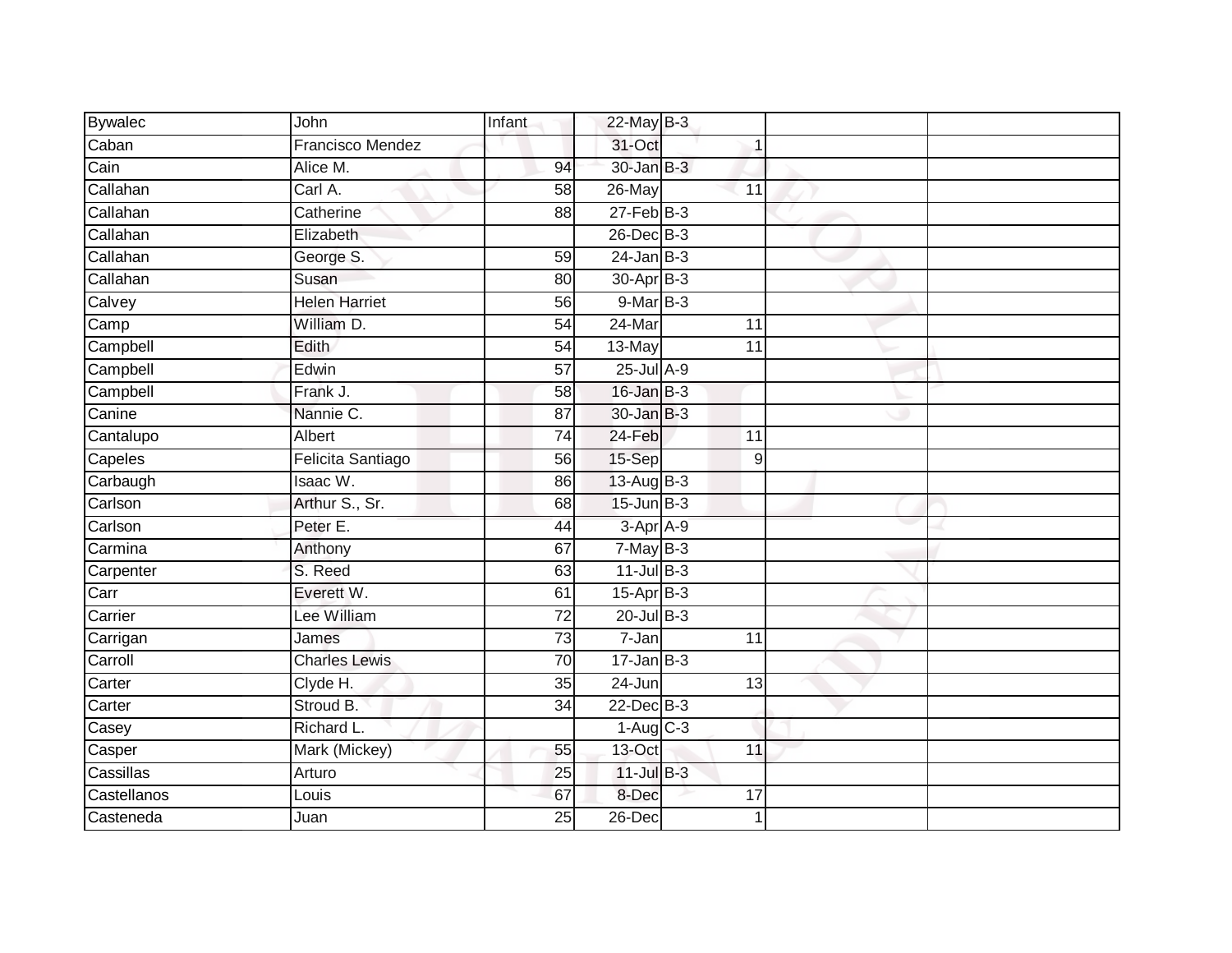| | | | | | | | |
|---|---|---|---|---|---|---|---|
| Bywalec | John | Infant | 22-May | B-3 | | | |
| Caban | Francisco Mendez | | 31-Oct | | 1 | | |
| Cain | Alice M. | 94 | 30-Jan | B-3 | | | |
| Callahan | Carl A. | 58 | 26-May | | 11 | | |
| Callahan | Catherine | 88 | 27-Feb | B-3 | | | |
| Callahan | Elizabeth | | 26-Dec | B-3 | | | |
| Callahan | George S. | 59 | 24-Jan | B-3 | | | |
| Callahan | Susan | 80 | 30-Apr | B-3 | | | |
| Calvey | Helen Harriet | 56 | 9-Mar | B-3 | | | |
| Camp | William D. | 54 | 24-Mar | | 11 | | |
| Campbell | Edith | 54 | 13-May | | 11 | | |
| Campbell | Edwin | 57 | 25-Jul | A-9 | | | |
| Campbell | Frank J. | 58 | 16-Jan | B-3 | | | |
| Canine | Nannie C. | 87 | 30-Jan | B-3 | | | |
| Cantalupo | Albert | 74 | 24-Feb | | 11 | | |
| Capeles | Felicita Santiago | 56 | 15-Sep | | 9 | | |
| Carbaugh | Isaac W. | 86 | 13-Aug | B-3 | | | |
| Carlson | Arthur S., Sr. | 68 | 15-Jun | B-3 | | | |
| Carlson | Peter E. | 44 | 3-Apr | A-9 | | | |
| Carmina | Anthony | 67 | 7-May | B-3 | | | |
| Carpenter | S. Reed | 63 | 11-Jul | B-3 | | | |
| Carr | Everett W. | 61 | 15-Apr | B-3 | | | |
| Carrier | Lee William | 72 | 20-Jul | B-3 | | | |
| Carrigan | James | 73 | 7-Jan | | 11 | | |
| Carroll | Charles Lewis | 70 | 17-Jan | B-3 | | | |
| Carter | Clyde H. | 35 | 24-Jun | | 13 | | |
| Carter | Stroud B. | 34 | 22-Dec | B-3 | | | |
| Casey | Richard L. | | 1-Aug | C-3 | | | |
| Casper | Mark (Mickey) | 55 | 13-Oct | | 11 | | |
| Cassillas | Arturo | 25 | 11-Jul | B-3 | | | |
| Castellanos | Louis | 67 | 8-Dec | | 17 | | |
| Casteneda | Juan | 25 | 26-Dec | | 1 | | |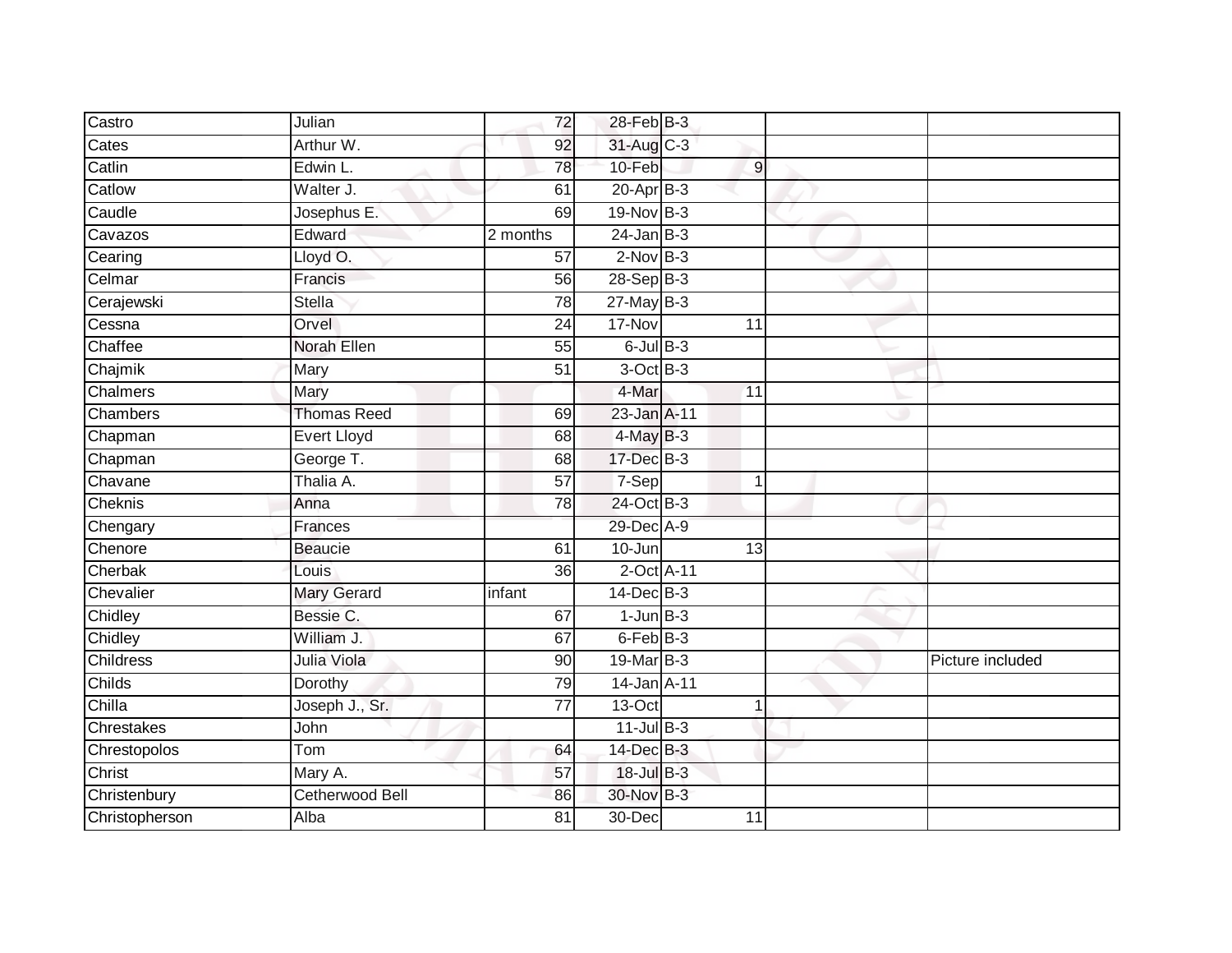| | | | | | | | |
|---|---|---|---|---|---|---|---|
| Castro | Julian | 72 | 28-Feb | B-3 | | | |
| Cates | Arthur W. | 92 | 31-Aug | C-3 | | | |
| Catlin | Edwin L. | 78 | 10-Feb | | 9 | | |
| Catlow | Walter J. | 61 | 20-Apr | B-3 | | | |
| Caudle | Josephus E. | 69 | 19-Nov | B-3 | | | |
| Cavazos | Edward | 2 months | 24-Jan | B-3 | | | |
| Cearing | Lloyd O. | 57 | 2-Nov | B-3 | | | |
| Celmar | Francis | 56 | 28-Sep | B-3 | | | |
| Cerajewski | Stella | 78 | 27-May | B-3 | | | |
| Cessna | Orvel | 24 | 17-Nov | | 11 | | |
| Chaffee | Norah Ellen | 55 | 6-Jul | B-3 | | | |
| Chajmik | Mary | 51 | 3-Oct | B-3 | | | |
| Chalmers | Mary | | 4-Mar | | 11 | | |
| Chambers | Thomas Reed | 69 | 23-Jan | A-11 | | | |
| Chapman | Evert Lloyd | 68 | 4-May | B-3 | | | |
| Chapman | George T. | 68 | 17-Dec | B-3 | | | |
| Chavane | Thalia A. | 57 | 7-Sep | | 1 | | |
| Cheknis | Anna | 78 | 24-Oct | B-3 | | | |
| Chengary | Frances | | 29-Dec | A-9 | | | |
| Chenore | Beaucie | 61 | 10-Jun | | 13 | | |
| Cherbak | Louis | 36 | 2-Oct | A-11 | | | |
| Chevalier | Mary Gerard | infant | 14-Dec | B-3 | | | |
| Chidley | Bessie C. | 67 | 1-Jun | B-3 | | | |
| Chidley | William J. | 67 | 6-Feb | B-3 | | | |
| Childress | Julia Viola | 90 | 19-Mar | B-3 | | | Picture included |
| Childs | Dorothy | 79 | 14-Jan | A-11 | | | |
| Chilla | Joseph J., Sr. | 77 | 13-Oct | | 1 | | |
| Chrestakes | John | | 11-Jul | B-3 | | | |
| Chrestopolos | Tom | 64 | 14-Dec | B-3 | | | |
| Christ | Mary A. | 57 | 18-Jul | B-3 | | | |
| Christenbury | Cetherwood Bell | 86 | 30-Nov | B-3 | | | |
| Christopherson | Alba | 81 | 30-Dec | | 11 | | |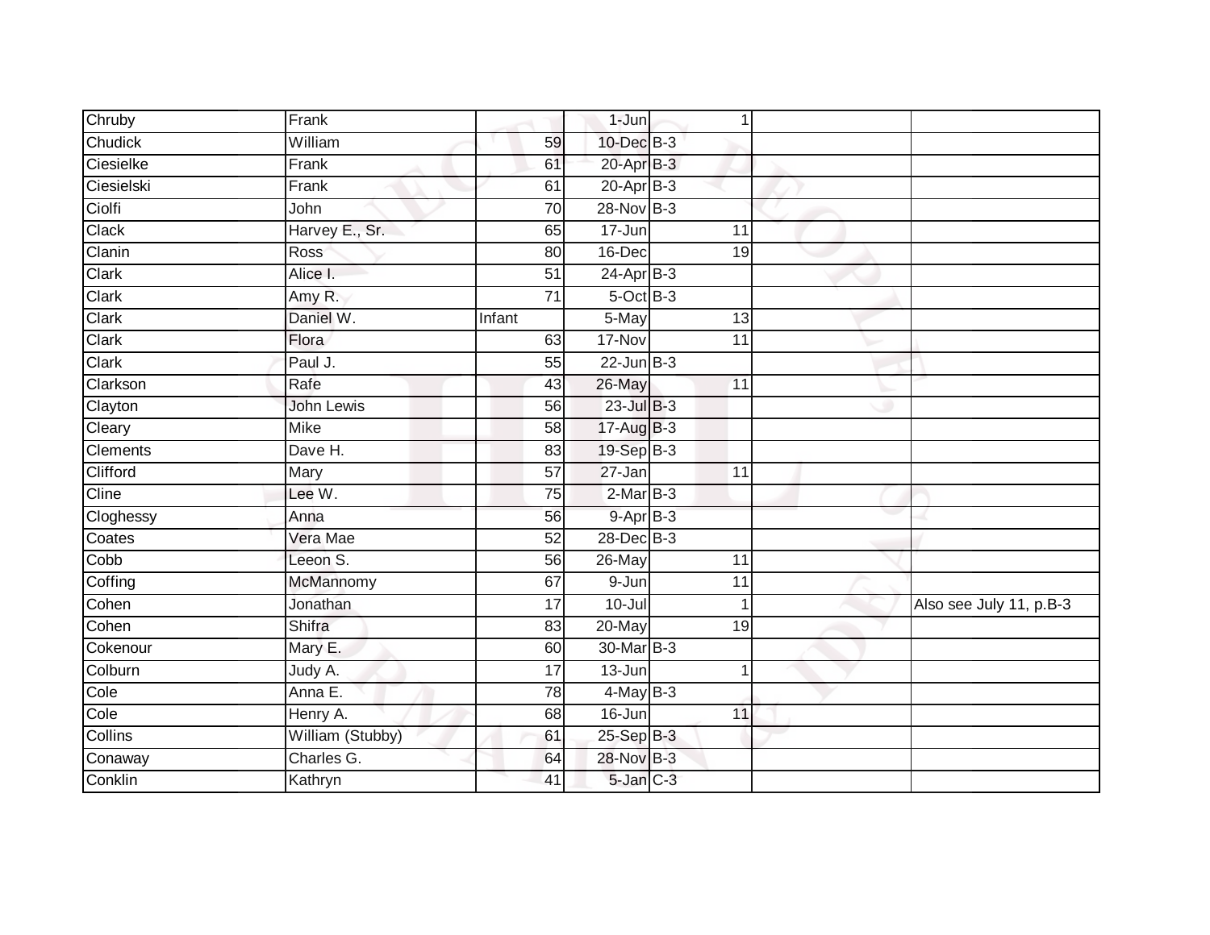| | | | | | | | |
|---|---|---|---|---|---|---|---|
| Chruby | Frank | | 1-Jun | | 1 | | |
| Chudick | William | 59 | 10-Dec | B-3 | | | |
| Ciesielke | Frank | 61 | 20-Apr | B-3 | | | |
| Ciesielski | Frank | 61 | 20-Apr | B-3 | | | |
| Ciolfi | John | 70 | 28-Nov | B-3 | | | |
| Clack | Harvey E., Sr. | 65 | 17-Jun | | 11 | | |
| Clanin | Ross | 80 | 16-Dec | | 19 | | |
| Clark | Alice I. | 51 | 24-Apr | B-3 | | | |
| Clark | Amy R. | 71 | 5-Oct | B-3 | | | |
| Clark | Daniel W. | Infant | 5-May | | 13 | | |
| Clark | Flora | 63 | 17-Nov | | 11 | | |
| Clark | Paul J. | 55 | 22-Jun | B-3 | | | |
| Clarkson | Rafe | 43 | 26-May | | 11 | | |
| Clayton | John Lewis | 56 | 23-Jul | B-3 | | | |
| Cleary | Mike | 58 | 17-Aug | B-3 | | | |
| Clements | Dave H. | 83 | 19-Sep | B-3 | | | |
| Clifford | Mary | 57 | 27-Jan | | 11 | | |
| Cline | Lee W. | 75 | 2-Mar | B-3 | | | |
| Cloghessy | Anna | 56 | 9-Apr | B-3 | | | |
| Coates | Vera Mae | 52 | 28-Dec | B-3 | | | |
| Cobb | Leeon S. | 56 | 26-May | | 11 | | |
| Coffing | McMannomy | 67 | 9-Jun | | 11 | | |
| Cohen | Jonathan | 17 | 10-Jul | | 1 | | Also see July 11, p.B-3 |
| Cohen | Shifra | 83 | 20-May | | 19 | | |
| Cokenour | Mary E. | 60 | 30-Mar | B-3 | | | |
| Colburn | Judy A. | 17 | 13-Jun | | 1 | | |
| Cole | Anna E. | 78 | 4-May | B-3 | | | |
| Cole | Henry A. | 68 | 16-Jun | | 11 | | |
| Collins | William (Stubby) | 61 | 25-Sep | B-3 | | | |
| Conaway | Charles G. | 64 | 28-Nov | B-3 | | | |
| Conklin | Kathryn | 41 | 5-Jan | C-3 | | | |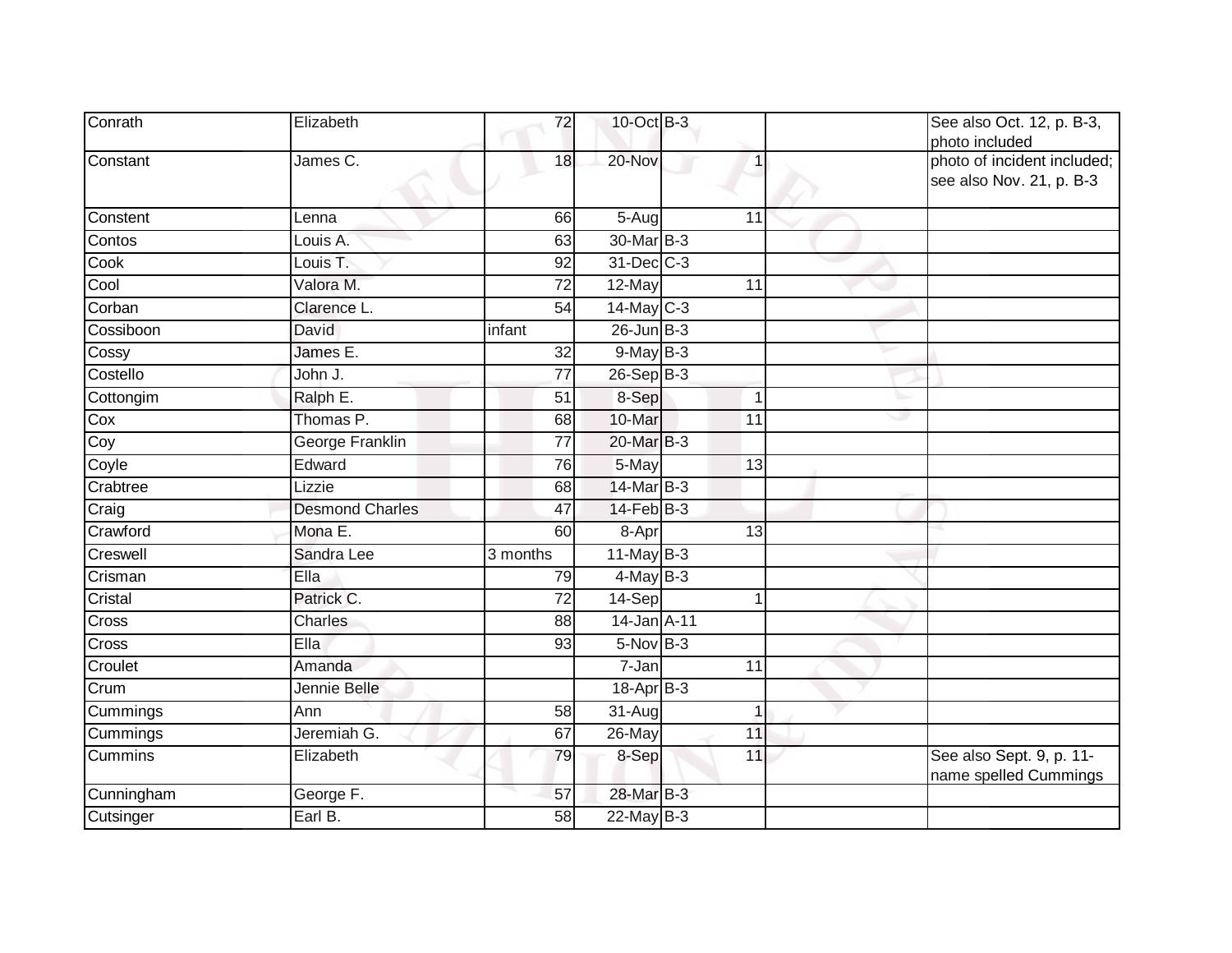| Conrath | Elizabeth | 72 | 10-Oct | B-3 | | See also Oct. 12, p. B-3, photo included |
|---|---|---|---|---|---|---|
| Constant | James C. | 18 | 20-Nov | 1 | | photo of incident included; see also Nov. 21, p. B-3 |
| Constent | Lenna | 66 | 5-Aug | 11 | | |
| Contos | Louis A. | 63 | 30-Mar | B-3 | | |
| Cook | Louis T. | 92 | 31-Dec | C-3 | | |
| Cool | Valora M. | 72 | 12-May | 11 | | |
| Corban | Clarence L. | 54 | 14-May | C-3 | | |
| Cossiboon | David | infant | 26-Jun | B-3 | | |
| Cossy | James E. | 32 | 9-May | B-3 | | |
| Costello | John J. | 77 | 26-Sep | B-3 | | |
| Cottongim | Ralph E. | 51 | 8-Sep | 1 | | |
| Cox | Thomas P. | 68 | 10-Mar | 11 | | |
| Coy | George Franklin | 77 | 20-Mar | B-3 | | |
| Coyle | Edward | 76 | 5-May | 13 | | |
| Crabtree | Lizzie | 68 | 14-Mar | B-3 | | |
| Craig | Desmond Charles | 47 | 14-Feb | B-3 | | |
| Crawford | Mona E. | 60 | 8-Apr | 13 | | |
| Creswell | Sandra Lee | 3 months | 11-May | B-3 | | |
| Crisman | Ella | 79 | 4-May | B-3 | | |
| Cristal | Patrick C. | 72 | 14-Sep | 1 | | |
| Cross | Charles | 88 | 14-Jan | A-11 | | |
| Cross | Ella | 93 | 5-Nov | B-3 | | |
| Croulet | Amanda | | 7-Jan | 11 | | |
| Crum | Jennie Belle | | 18-Apr | B-3 | | |
| Cummings | Ann | 58 | 31-Aug | 1 | | |
| Cummings | Jeremiah G. | 67 | 26-May | 11 | | |
| Cummins | Elizabeth | 79 | 8-Sep | 11 | | See also Sept. 9, p. 11-name spelled Cummings |
| Cunningham | George F. | 57 | 28-Mar | B-3 | | |
| Cutsinger | Earl B. | 58 | 22-May | B-3 | | |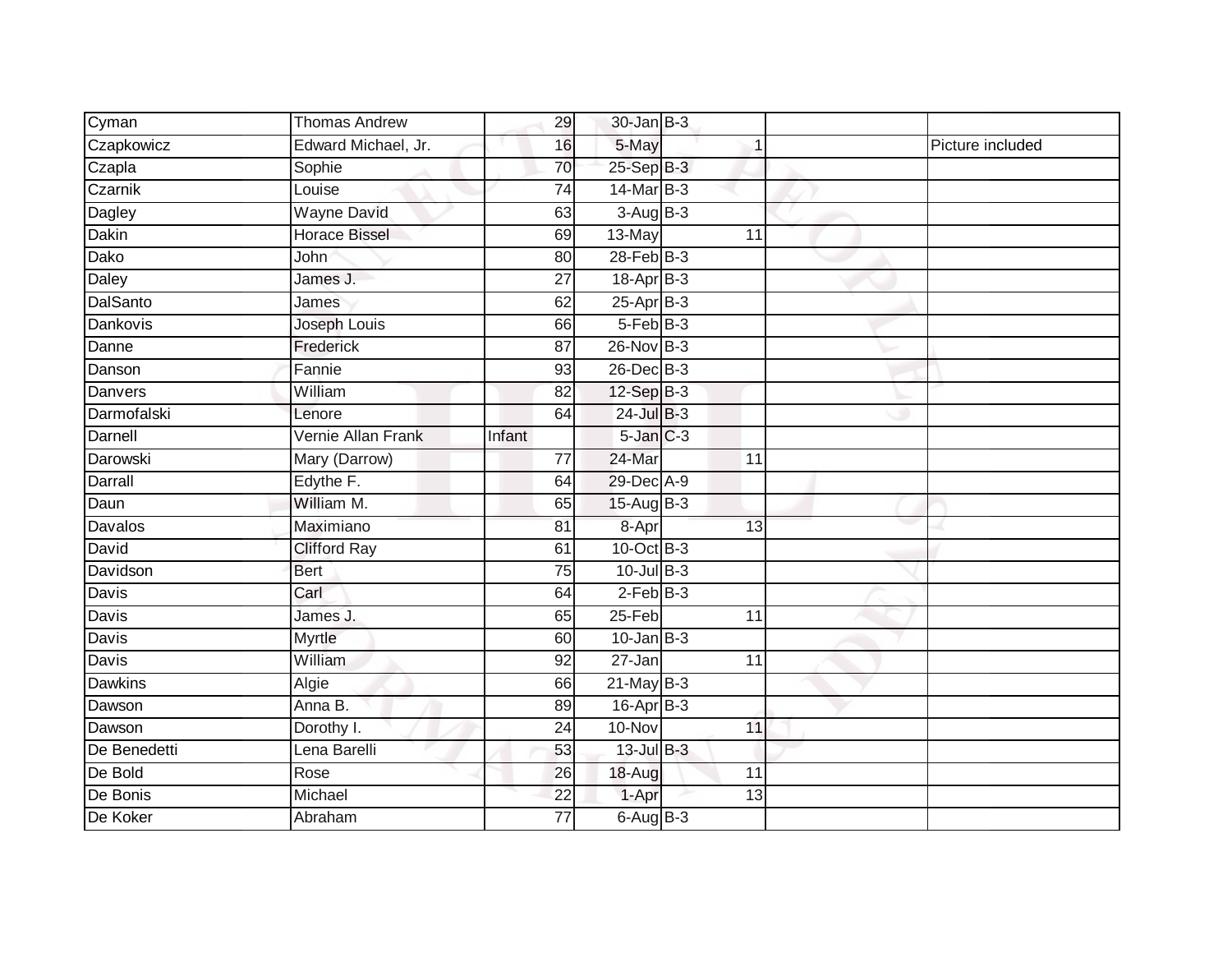| Cyman | Thomas Andrew | 29 | 30-Jan | B-3 | | | |
|---|---|---|---|---|---|---|---|
| Czapkowicz | Edward Michael, Jr. | 16 | 5-May | | 1 | | Picture included |
| Czapla | Sophie | 70 | 25-Sep | B-3 | | | |
| Czarnik | Louise | 74 | 14-Mar | B-3 | | | |
| Dagley | Wayne David | 63 | 3-Aug | B-3 | | | |
| Dakin | Horace Bissel | 69 | 13-May | | 11 | | |
| Dako | John | 80 | 28-Feb | B-3 | | | |
| Daley | James J. | 27 | 18-Apr | B-3 | | | |
| DalSanto | James | 62 | 25-Apr | B-3 | | | |
| Dankovis | Joseph Louis | 66 | 5-Feb | B-3 | | | |
| Danne | Frederick | 87 | 26-Nov | B-3 | | | |
| Danson | Fannie | 93 | 26-Dec | B-3 | | | |
| Danvers | William | 82 | 12-Sep | B-3 | | | |
| Darmofalski | Lenore | 64 | 24-Jul | B-3 | | | |
| Darnell | Vernie Allan Frank | Infant | 5-Jan | C-3 | | | |
| Darowski | Mary (Darrow) | 77 | 24-Mar | | 11 | | |
| Darrall | Edythe F. | 64 | 29-Dec | A-9 | | | |
| Daun | William M. | 65 | 15-Aug | B-3 | | | |
| Davalos | Maximiano | 81 | 8-Apr | | 13 | | |
| David | Clifford Ray | 61 | 10-Oct | B-3 | | | |
| Davidson | Bert | 75 | 10-Jul | B-3 | | | |
| Davis | Carl | 64 | 2-Feb | B-3 | | | |
| Davis | James J. | 65 | 25-Feb | | 11 | | |
| Davis | Myrtle | 60 | 10-Jan | B-3 | | | |
| Davis | William | 92 | 27-Jan | | 11 | | |
| Dawkins | Algie | 66 | 21-May | B-3 | | | |
| Dawson | Anna B. | 89 | 16-Apr | B-3 | | | |
| Dawson | Dorothy I. | 24 | 10-Nov | | 11 | | |
| De Benedetti | Lena Barelli | 53 | 13-Jul | B-3 | | | |
| De Bold | Rose | 26 | 18-Aug | | 11 | | |
| De Bonis | Michael | 22 | 1-Apr | | 13 | | |
| De Koker | Abraham | 77 | 6-Aug | B-3 | | | |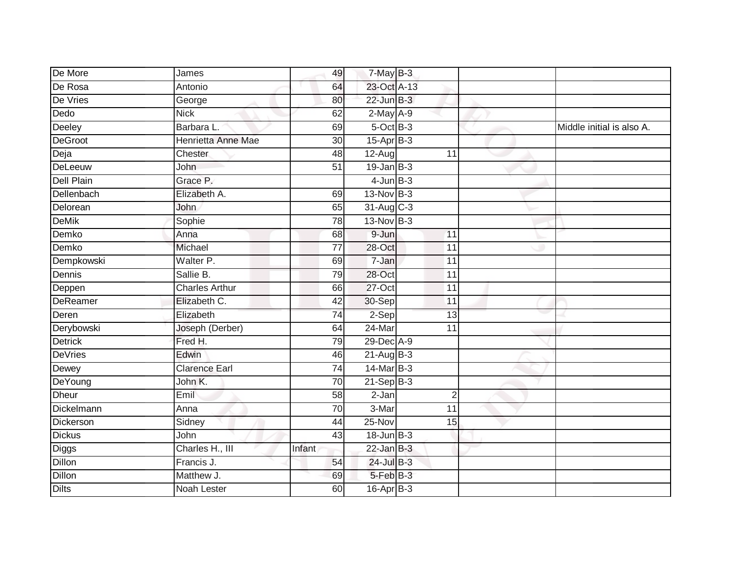| | | | | | | | |
|---|---|---|---|---|---|---|---|
| De More | James | 49 | 7-May | B-3 | | | |
| De Rosa | Antonio | 64 | 23-Oct | A-13 | | | |
| De Vries | George | 80 | 22-Jun | B-3 | | | |
| Dedo | Nick | 62 | 2-May | A-9 | | | |
| Deeley | Barbara L. | 69 | 5-Oct | B-3 | | | Middle initial is also A. |
| DeGroot | Henrietta Anne Mae | 30 | 15-Apr | B-3 | | | |
| Deja | Chester | 48 | 12-Aug | | 11 | | |
| DeLeeuw | John | 51 | 19-Jan | B-3 | | | |
| Dell Plain | Grace P. | | 4-Jun | B-3 | | | |
| Dellenbach | Elizabeth A. | 69 | 13-Nov | B-3 | | | |
| Delorean | John | 65 | 31-Aug | C-3 | | | |
| DeMik | Sophie | 78 | 13-Nov | B-3 | | | |
| Demko | Anna | 68 | 9-Jun | | 11 | | |
| Demko | Michael | 77 | 28-Oct | | 11 | | |
| Dempkowski | Walter P. | 69 | 7-Jan | | 11 | | |
| Dennis | Sallie B. | 79 | 28-Oct | | 11 | | |
| Deppen | Charles Arthur | 66 | 27-Oct | | 11 | | |
| DeReamer | Elizabeth C. | 42 | 30-Sep | | 11 | | |
| Deren | Elizabeth | 74 | 2-Sep | | 13 | | |
| Derybowski | Joseph (Derber) | 64 | 24-Mar | | 11 | | |
| Detrick | Fred H. | 79 | 29-Dec | A-9 | | | |
| DeVries | Edwin | 46 | 21-Aug | B-3 | | | |
| Dewey | Clarence Earl | 74 | 14-Mar | B-3 | | | |
| DeYoung | John K. | 70 | 21-Sep | B-3 | | | |
| Dheur | Emil | 58 | 2-Jan | | 2 | | |
| Dickelmann | Anna | 70 | 3-Mar | | 11 | | |
| Dickerson | Sidney | 44 | 25-Nov | | 15 | | |
| Dickus | John | 43 | 18-Jun | B-3 | | | |
| Diggs | Charles H., III | Infant | 22-Jan | B-3 | | | |
| Dillon | Francis J. | 54 | 24-Jul | B-3 | | | |
| Dillon | Matthew J. | 69 | 5-Feb | B-3 | | | |
| Dilts | Noah Lester | 60 | 16-Apr | B-3 | | | |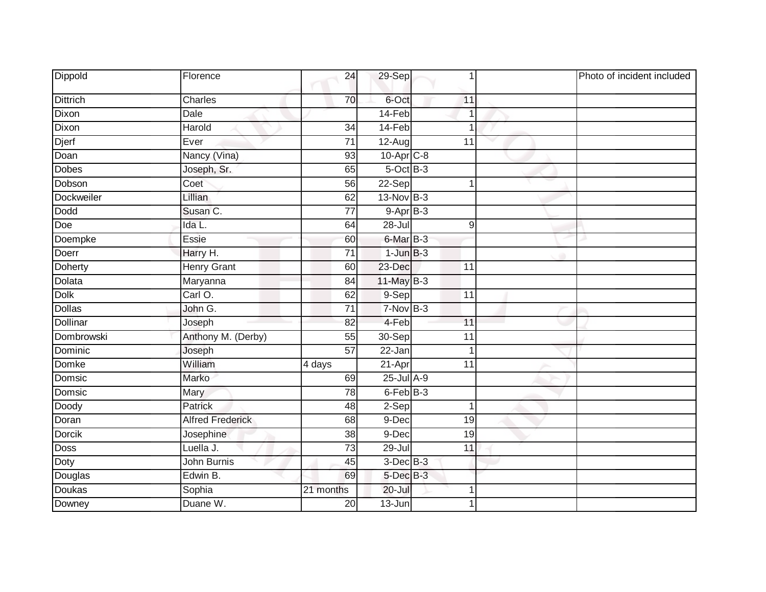| | | | | | | | |
|---|---|---|---|---|---|---|---|
| Dippold | Florence | 24 | 29-Sep | | 1 | | Photo of incident included |
| Dittrich | Charles | 70 | 6-Oct | | 11 | | |
| Dixon | Dale | | 14-Feb | | 1 | | |
| Dixon | Harold | 34 | 14-Feb | | 1 | | |
| Djerf | Ever | 71 | 12-Aug | | 11 | | |
| Doan | Nancy (Vina) | 93 | 10-Apr | C-8 | | | |
| Dobes | Joseph, Sr. | 65 | 5-Oct | B-3 | | | |
| Dobson | Coet | 56 | 22-Sep | | 1 | | |
| Dockweiler | Lillian | 62 | 13-Nov | B-3 | | | |
| Dodd | Susan C. | 77 | 9-Apr | B-3 | | | |
| Doe | Ida L. | 64 | 28-Jul | | 9 | | |
| Doempke | Essie | 60 | 6-Mar | B-3 | | | |
| Doerr | Harry H. | 71 | 1-Jun | B-3 | | | |
| Doherty | Henry Grant | 60 | 23-Dec | | 11 | | |
| Dolata | Maryanna | 84 | 11-May | B-3 | | | |
| Dolk | Carl O. | 62 | 9-Sep | | 11 | | |
| Dollas | John G. | 71 | 7-Nov | B-3 | | | |
| Dollinar | Joseph | 82 | 4-Feb | | 11 | | |
| Dombrowski | Anthony M. (Derby) | 55 | 30-Sep | | 11 | | |
| Dominic | Joseph | 57 | 22-Jan | | 1 | | |
| Domke | William | 4 days | 21-Apr | | 11 | | |
| Domsic | Marko | 69 | 25-Jul | A-9 | | | |
| Domsic | Mary | 78 | 6-Feb | B-3 | | | |
| Doody | Patrick | 48 | 2-Sep | | 1 | | |
| Doran | Alfred Frederick | 68 | 9-Dec | | 19 | | |
| Dorcik | Josephine | 38 | 9-Dec | | 19 | | |
| Doss | Luella J. | 73 | 29-Jul | | 11 | | |
| Doty | John Burnis | 45 | 3-Dec | B-3 | | | |
| Douglas | Edwin B. | 69 | 5-Dec | B-3 | | | |
| Doukas | Sophia | 21 months | 20-Jul | | 1 | | |
| Downey | Duane W. | 20 | 13-Jun | | 1 | | |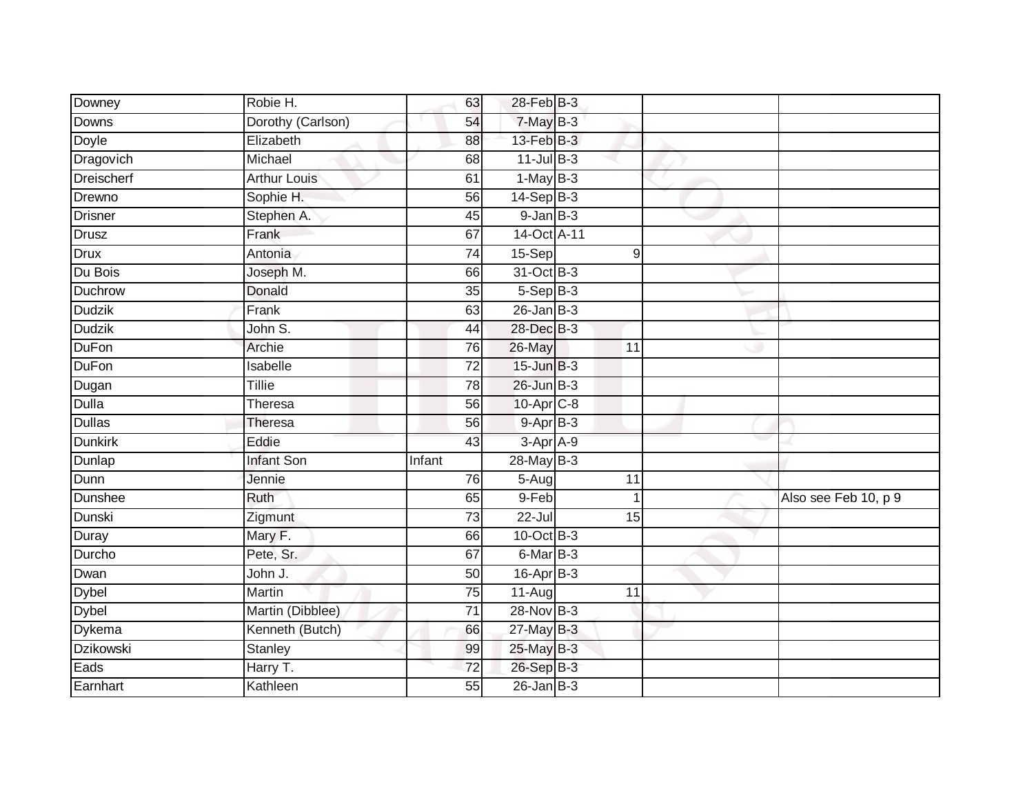| | | | | | | | |
|---|---|---|---|---|---|---|---|
| Downey | Robie H. | 63 | 28-Feb | B-3 | | | |
| Downs | Dorothy (Carlson) | 54 | 7-May | B-3 | | | |
| Doyle | Elizabeth | 88 | 13-Feb | B-3 | | | |
| Dragovich | Michael | 68 | 11-Jul | B-3 | | | |
| Dreischerf | Arthur Louis | 61 | 1-May | B-3 | | | |
| Drewno | Sophie H. | 56 | 14-Sep | B-3 | | | |
| Drisner | Stephen A. | 45 | 9-Jan | B-3 | | | |
| Drusz | Frank | 67 | 14-Oct | A-11 | | | |
| Drux | Antonia | 74 | 15-Sep | | 9 | | |
| Du Bois | Joseph M. | 66 | 31-Oct | B-3 | | | |
| Duchrow | Donald | 35 | 5-Sep | B-3 | | | |
| Dudzik | Frank | 63 | 26-Jan | B-3 | | | |
| Dudzik | John S. | 44 | 28-Dec | B-3 | | | |
| DuFon | Archie | 76 | 26-May | | 11 | | |
| DuFon | Isabelle | 72 | 15-Jun | B-3 | | | |
| Dugan | Tillie | 78 | 26-Jun | B-3 | | | |
| Dulla | Theresa | 56 | 10-Apr | C-8 | | | |
| Dullas | Theresa | 56 | 9-Apr | B-3 | | | |
| Dunkirk | Eddie | 43 | 3-Apr | A-9 | | | |
| Dunlap | Infant Son | Infant | 28-May | B-3 | | | |
| Dunn | Jennie | 76 | 5-Aug | | 11 | | |
| Dunshee | Ruth | 65 | 9-Feb | | 1 | | Also see Feb 10, p 9 |
| Dunski | Zigmunt | 73 | 22-Jul | | 15 | | |
| Duray | Mary F. | 66 | 10-Oct | B-3 | | | |
| Durcho | Pete, Sr. | 67 | 6-Mar | B-3 | | | |
| Dwan | John J. | 50 | 16-Apr | B-3 | | | |
| Dybel | Martin | 75 | 11-Aug | | 11 | | |
| Dybel | Martin (Dibblee) | 71 | 28-Nov | B-3 | | | |
| Dykema | Kenneth (Butch) | 66 | 27-May | B-3 | | | |
| Dzikowski | Stanley | 99 | 25-May | B-3 | | | |
| Eads | Harry T. | 72 | 26-Sep | B-3 | | | |
| Earnhart | Kathleen | 55 | 26-Jan | B-3 | | | |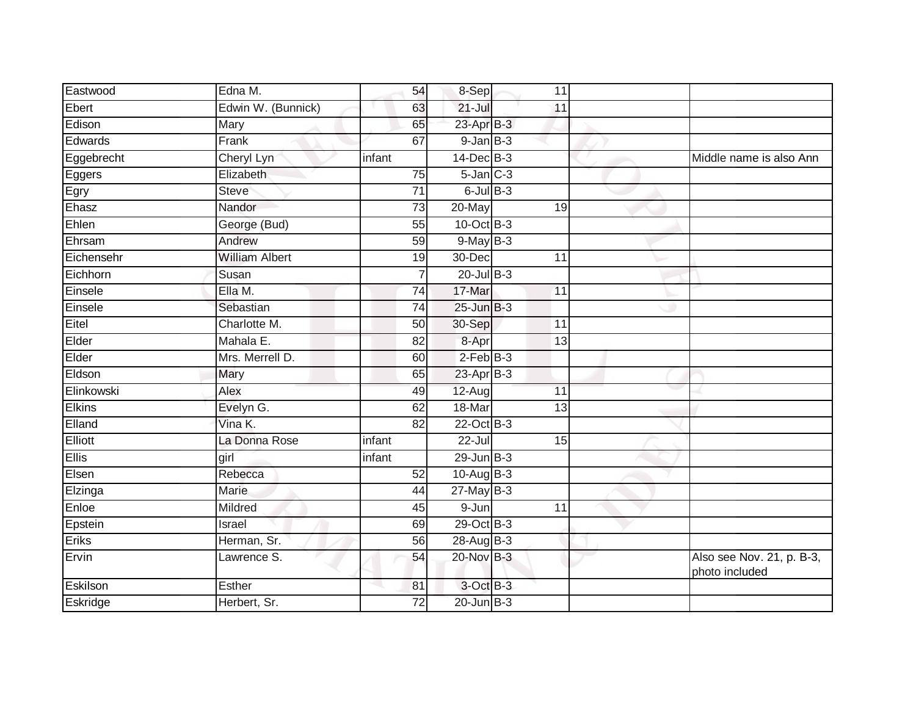| | | | | | | | |
|---|---|---|---|---|---|---|---|
| Eastwood | Edna M. | 54 | 8-Sep | | 11 | | |
| Ebert | Edwin W. (Bunnick) | 63 | 21-Jul | | 11 | | |
| Edison | Mary | 65 | 23-Apr | B-3 | | | |
| Edwards | Frank | 67 | 9-Jan | B-3 | | | |
| Eggebrecht | Cheryl Lyn | infant | 14-Dec | B-3 | | | Middle name is also Ann |
| Eggers | Elizabeth | 75 | 5-Jan | C-3 | | | |
| Egry | Steve | 71 | 6-Jul | B-3 | | | |
| Ehasz | Nandor | 73 | 20-May | | 19 | | |
| Ehlen | George (Bud) | 55 | 10-Oct | B-3 | | | |
| Ehrsam | Andrew | 59 | 9-May | B-3 | | | |
| Eichensehr | William Albert | 19 | 30-Dec | | 11 | | |
| Eichhorn | Susan | 7 | 20-Jul | B-3 | | | |
| Einsele | Ella M. | 74 | 17-Mar | | 11 | | |
| Einsele | Sebastian | 74 | 25-Jun | B-3 | | | |
| Eitel | Charlotte M. | 50 | 30-Sep | | 11 | | |
| Elder | Mahala E. | 82 | 8-Apr | | 13 | | |
| Elder | Mrs. Merrell D. | 60 | 2-Feb | B-3 | | | |
| Eldson | Mary | 65 | 23-Apr | B-3 | | | |
| Elinkowski | Alex | 49 | 12-Aug | | 11 | | |
| Elkins | Evelyn G. | 62 | 18-Mar | | 13 | | |
| Elland | Vina K. | 82 | 22-Oct | B-3 | | | |
| Elliott | La Donna Rose | infant | 22-Jul | | 15 | | |
| Ellis | girl | infant | 29-Jun | B-3 | | | |
| Elsen | Rebecca | 52 | 10-Aug | B-3 | | | |
| Elzinga | Marie | 44 | 27-May | B-3 | | | |
| Enloe | Mildred | 45 | 9-Jun | | 11 | | |
| Epstein | Israel | 69 | 29-Oct | B-3 | | | |
| Eriks | Herman, Sr. | 56 | 28-Aug | B-3 | | | |
| Ervin | Lawrence S. | 54 | 20-Nov | B-3 | | | Also see Nov. 21, p. B-3, photo included |
| Eskilson | Esther | 81 | 3-Oct | B-3 | | | |
| Eskridge | Herbert, Sr. | 72 | 20-Jun | B-3 | | | |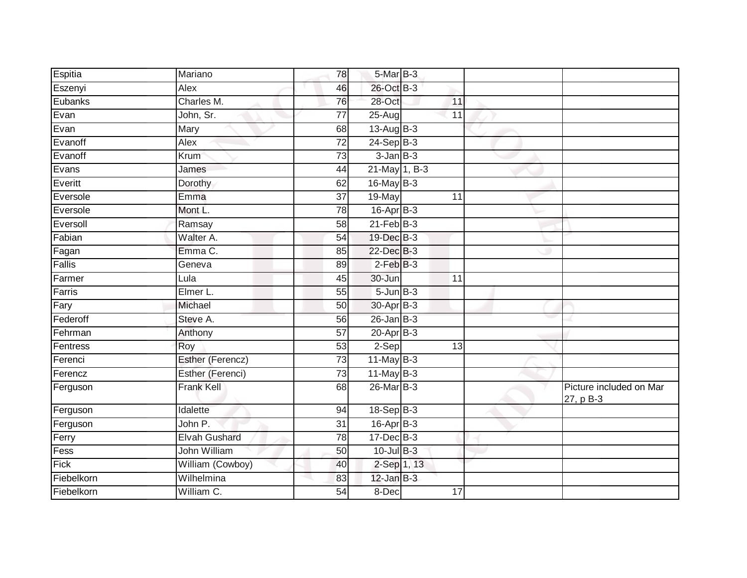| | | | | | | |
|---|---|---|---|---|---|---|
| Espitia | Mariano | 78 | 5-Mar | B-3 | | |
| Eszenyi | Alex | 46 | 26-Oct | B-3 | | |
| Eubanks | Charles M. | 76 | 28-Oct | 11 | | |
| Evan | John, Sr. | 77 | 25-Aug | 11 | | |
| Evan | Mary | 68 | 13-Aug | B-3 | | |
| Evanoff | Alex | 72 | 24-Sep | B-3 | | |
| Evanoff | Krum | 73 | 3-Jan | B-3 | | |
| Evans | James | 44 | 21-May | 1, B-3 | | |
| Everitt | Dorothy | 62 | 16-May | B-3 | | |
| Eversole | Emma | 37 | 19-May | 11 | | |
| Eversole | Mont L. | 78 | 16-Apr | B-3 | | |
| Eversoll | Ramsay | 58 | 21-Feb | B-3 | | |
| Fabian | Walter A. | 54 | 19-Dec | B-3 | | |
| Fagan | Emma C. | 85 | 22-Dec | B-3 | | |
| Fallis | Geneva | 89 | 2-Feb | B-3 | | |
| Farmer | Lula | 45 | 30-Jun | 11 | | |
| Farris | Elmer L. | 55 | 5-Jun | B-3 | | |
| Fary | Michael | 50 | 30-Apr | B-3 | | |
| Federoff | Steve A. | 56 | 26-Jan | B-3 | | |
| Fehrman | Anthony | 57 | 20-Apr | B-3 | | |
| Fentress | Roy | 53 | 2-Sep | 13 | | |
| Ferenci | Esther (Ferencz) | 73 | 11-May | B-3 | | |
| Ferencz | Esther (Ferenci) | 73 | 11-May | B-3 | | |
| Ferguson | Frank Kell | 68 | 26-Mar | B-3 | | Picture included on Mar 27, p B-3 |
| Ferguson | Idalette | 94 | 18-Sep | B-3 | | |
| Ferguson | John P. | 31 | 16-Apr | B-3 | | |
| Ferry | Elvah Gushard | 78 | 17-Dec | B-3 | | |
| Fess | John William | 50 | 10-Jul | B-3 | | |
| Fick | William (Cowboy) | 40 | 2-Sep | 1, 13 | | |
| Fiebelkorn | Wilhelmina | 83 | 12-Jan | B-3 | | |
| Fiebelkorn | William C. | 54 | 8-Dec | 17 | | |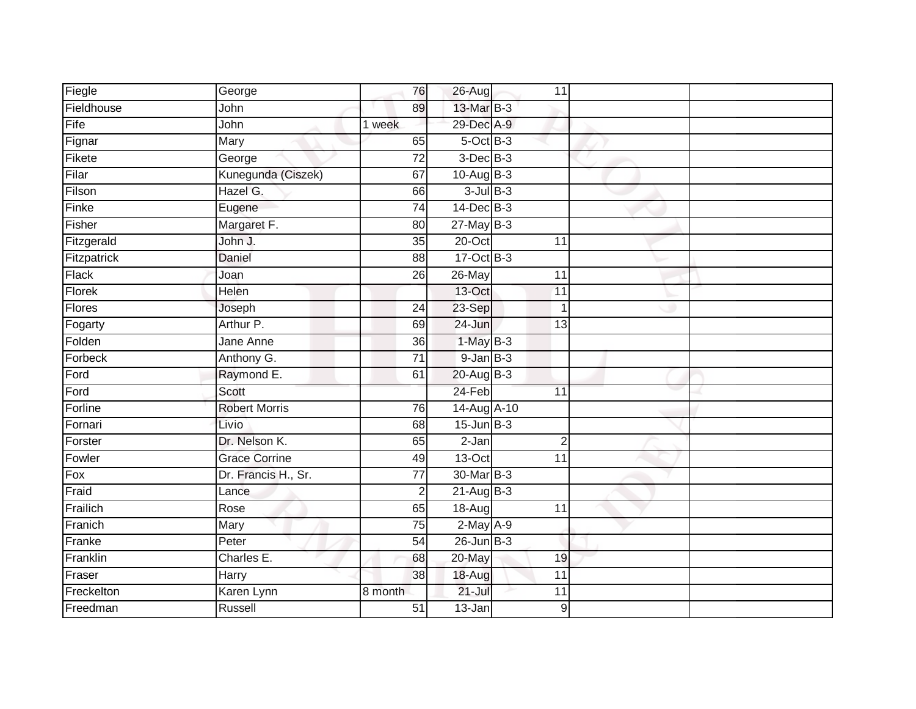| Fiegle | George | 76 | 26-Aug | 11 | | |
|---|---|---|---|---|---|---|
| Fieldhouse | John | 89 | 13-Mar | B-3 | | |
| Fife | John | 1 week | 29-Dec | A-9 | | |
| Fignar | Mary | 65 | 5-Oct | B-3 | | |
| Fikete | George | 72 | 3-Dec | B-3 | | |
| Filar | Kunegunda (Ciszek) | 67 | 10-Aug | B-3 | | |
| Filson | Hazel G. | 66 | 3-Jul | B-3 | | |
| Finke | Eugene | 74 | 14-Dec | B-3 | | |
| Fisher | Margaret F. | 80 | 27-May | B-3 | | |
| Fitzgerald | John J. | 35 | 20-Oct | 11 | | |
| Fitzpatrick | Daniel | 88 | 17-Oct | B-3 | | |
| Flack | Joan | 26 | 26-May | 11 | | |
| Florek | Helen | | 13-Oct | 11 | | |
| Flores | Joseph | 24 | 23-Sep | 1 | | |
| Fogarty | Arthur P. | 69 | 24-Jun | 13 | | |
| Folden | Jane Anne | 36 | 1-May | B-3 | | |
| Forbeck | Anthony G. | 71 | 9-Jan | B-3 | | |
| Ford | Raymond E. | 61 | 20-Aug | B-3 | | |
| Ford | Scott | | 24-Feb | 11 | | |
| Forline | Robert Morris | 76 | 14-Aug | A-10 | | |
| Fornari | Livio | 68 | 15-Jun | B-3 | | |
| Forster | Dr. Nelson K. | 65 | 2-Jan | 2 | | |
| Fowler | Grace Corrine | 49 | 13-Oct | 11 | | |
| Fox | Dr. Francis H., Sr. | 77 | 30-Mar | B-3 | | |
| Fraid | Lance | 2 | 21-Aug | B-3 | | |
| Frailich | Rose | 65 | 18-Aug | 11 | | |
| Franich | Mary | 75 | 2-May | A-9 | | |
| Franke | Peter | 54 | 26-Jun | B-3 | | |
| Franklin | Charles E. | 68 | 20-May | 19 | | |
| Fraser | Harry | 38 | 18-Aug | 11 | | |
| Freckelton | Karen Lynn | 8 month | 21-Jul | 11 | | |
| Freedman | Russell | 51 | 13-Jan | 9 | | |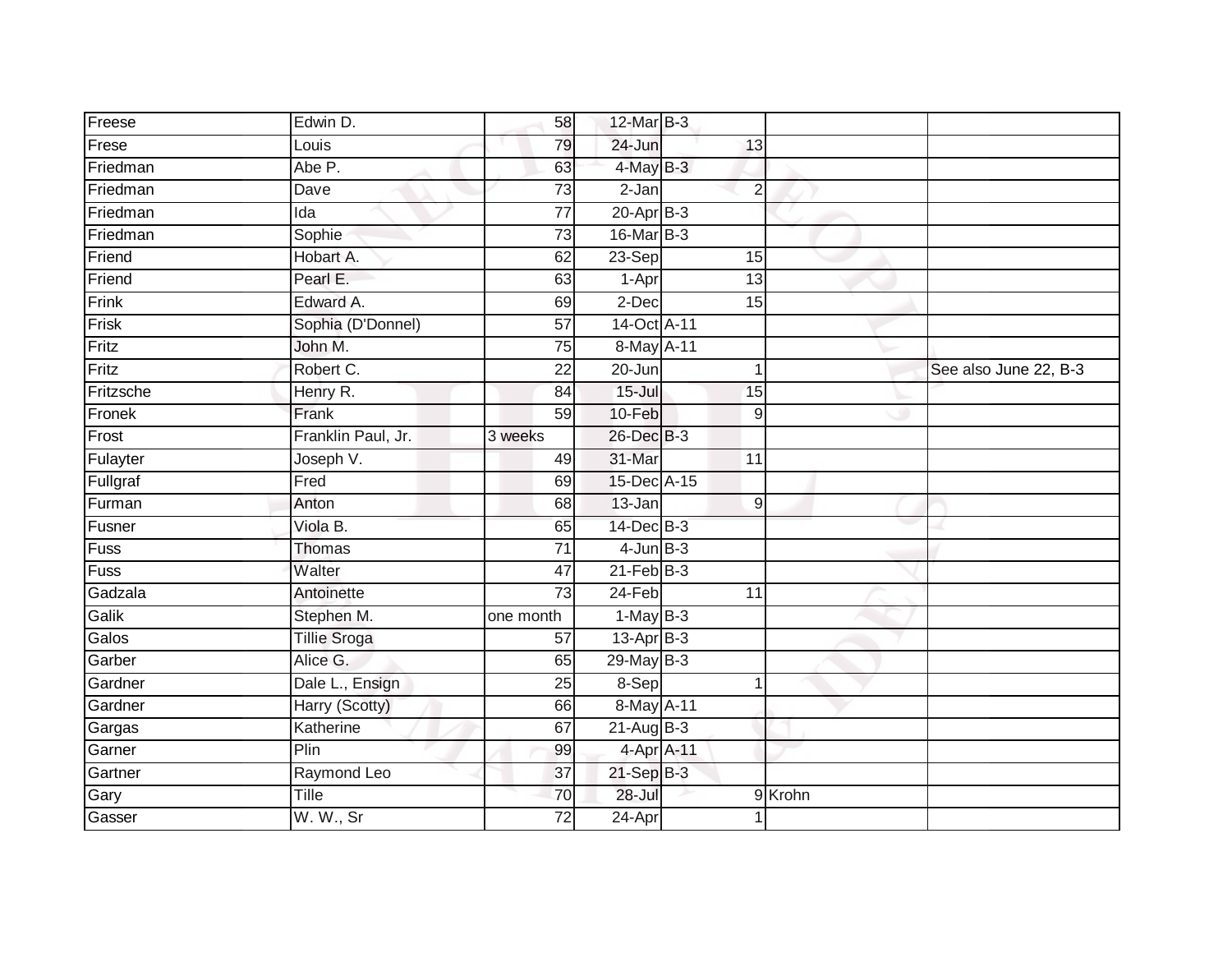| | | | | | | |
|---|---|---|---|---|---|---|
| Freese | Edwin D. | 58 | 12-Mar | B-3 | | |
| Frese | Louis | 79 | 24-Jun | 13 | | |
| Friedman | Abe P. | 63 | 4-May | B-3 | | |
| Friedman | Dave | 73 | 2-Jan | 2 | | |
| Friedman | Ida | 77 | 20-Apr | B-3 | | |
| Friedman | Sophie | 73 | 16-Mar | B-3 | | |
| Friend | Hobart A. | 62 | 23-Sep | 15 | | |
| Friend | Pearl E. | 63 | 1-Apr | 13 | | |
| Frink | Edward A. | 69 | 2-Dec | 15 | | |
| Frisk | Sophia (D'Donnel) | 57 | 14-Oct | A-11 | | |
| Fritz | John M. | 75 | 8-May | A-11 | | |
| Fritz | Robert C. | 22 | 20-Jun | 1 | | See also June 22, B-3 |
| Fritzsche | Henry R. | 84 | 15-Jul | 15 | | |
| Fronek | Frank | 59 | 10-Feb | 9 | | |
| Frost | Franklin Paul, Jr. | 3 weeks | 26-Dec | B-3 | | |
| Fulayter | Joseph V. | 49 | 31-Mar | 11 | | |
| Fullgraf | Fred | 69 | 15-Dec | A-15 | | |
| Furman | Anton | 68 | 13-Jan | 9 | | |
| Fusner | Viola B. | 65 | 14-Dec | B-3 | | |
| Fuss | Thomas | 71 | 4-Jun | B-3 | | |
| Fuss | Walter | 47 | 21-Feb | B-3 | | |
| Gadzala | Antoinette | 73 | 24-Feb | 11 | | |
| Galik | Stephen M. | one month | 1-May | B-3 | | |
| Galos | Tillie Sroga | 57 | 13-Apr | B-3 | | |
| Garber | Alice G. | 65 | 29-May | B-3 | | |
| Gardner | Dale L., Ensign | 25 | 8-Sep | 1 | | |
| Gardner | Harry (Scotty) | 66 | 8-May | A-11 | | |
| Gargas | Katherine | 67 | 21-Aug | B-3 | | |
| Garner | Plin | 99 | 4-Apr | A-11 | | |
| Gartner | Raymond Leo | 37 | 21-Sep | B-3 | | |
| Gary | Tille | 70 | 28-Jul | 9 | Krohn | |
| Gasser | W. W., Sr | 72 | 24-Apr | 1 | | |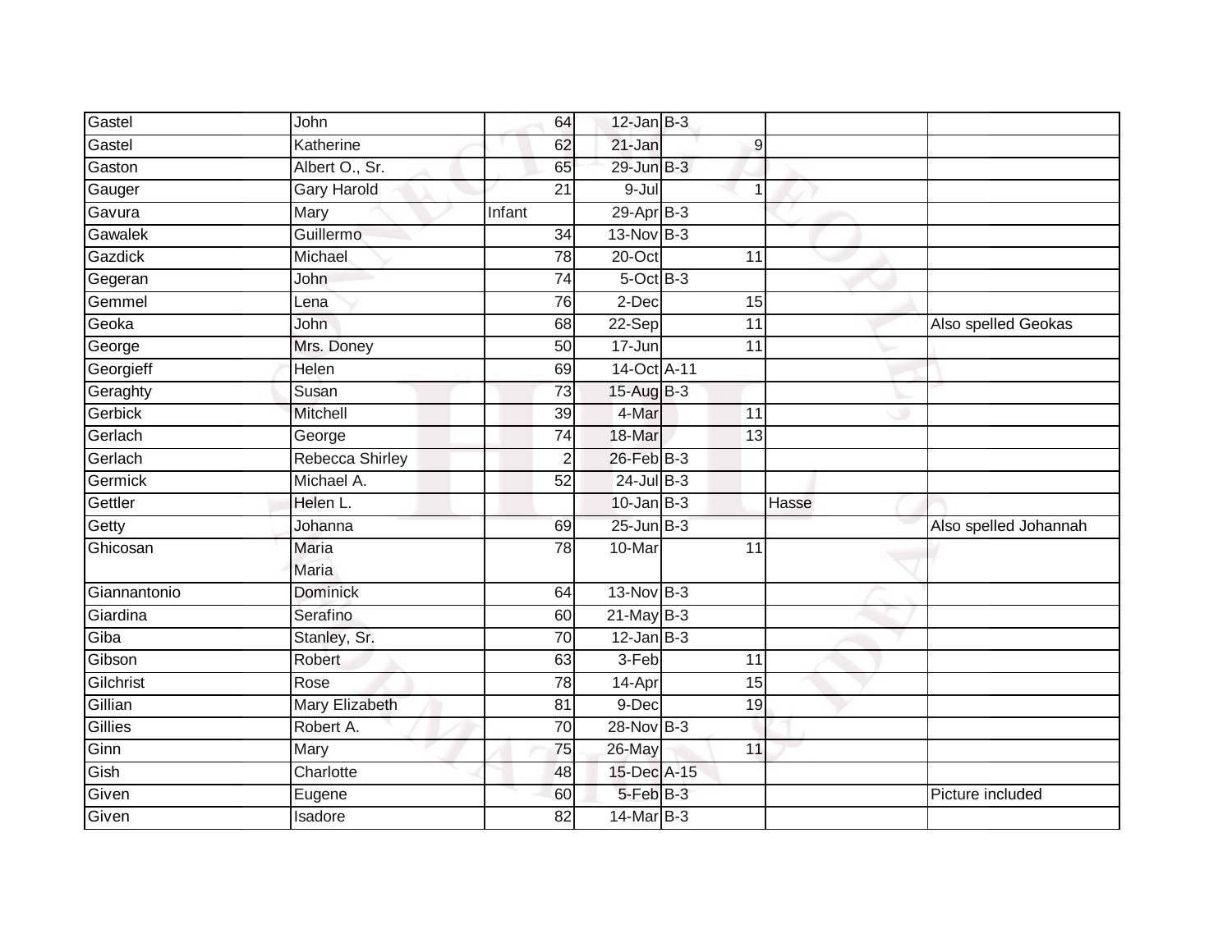| | | | | | | | |
|---|---|---|---|---|---|---|---|
| Gastel | John | 64 | 12-Jan | B-3 | | | |
| Gastel | Katherine | 62 | 21-Jan | | 9 | | |
| Gaston | Albert O., Sr. | 65 | 29-Jun | B-3 | | | |
| Gauger | Gary Harold | 21 | 9-Jul | | 1 | | |
| Gavura | Mary | Infant | 29-Apr | B-3 | | | |
| Gawalek | Guillermo | 34 | 13-Nov | B-3 | | | |
| Gazdick | Michael | 78 | 20-Oct | | 11 | | |
| Gegeran | John | 74 | 5-Oct | B-3 | | | |
| Gemmel | Lena | 76 | 2-Dec | | 15 | | |
| Geoka | John | 68 | 22-Sep | | 11 | | Also spelled Geokas |
| George | Mrs. Doney | 50 | 17-Jun | | 11 | | |
| Georgieff | Helen | 69 | 14-Oct | A-11 | | | |
| Geraghty | Susan | 73 | 15-Aug | B-3 | | | |
| Gerbick | Mitchell | 39 | 4-Mar | | 11 | | |
| Gerlach | George | 74 | 18-Mar | | 13 | | |
| Gerlach | Rebecca Shirley | 2 | 26-Feb | B-3 | | | |
| Germick | Michael A. | 52 | 24-Jul | B-3 | | | |
| Gettler | Helen L. | | 10-Jan | B-3 | | Hasse | |
| Getty | Johanna | 69 | 25-Jun | B-3 | | | Also spelled Johannah |
| Ghicosan | Maria Maria | 78 | 10-Mar | | 11 | | |
| Giannantonio | Dominick | 64 | 13-Nov | B-3 | | | |
| Giardina | Serafino | 60 | 21-May | B-3 | | | |
| Giba | Stanley, Sr. | 70 | 12-Jan | B-3 | | | |
| Gibson | Robert | 63 | 3-Feb | | 11 | | |
| Gilchrist | Rose | 78 | 14-Apr | | 15 | | |
| Gillian | Mary Elizabeth | 81 | 9-Dec | | 19 | | |
| Gillies | Robert A. | 70 | 28-Nov | B-3 | | | |
| Ginn | Mary | 75 | 26-May | | 11 | | |
| Gish | Charlotte | 48 | 15-Dec | A-15 | | | |
| Given | Eugene | 60 | 5-Feb | B-3 | | | Picture included |
| Given | Isadore | 82 | 14-Mar | B-3 | | | |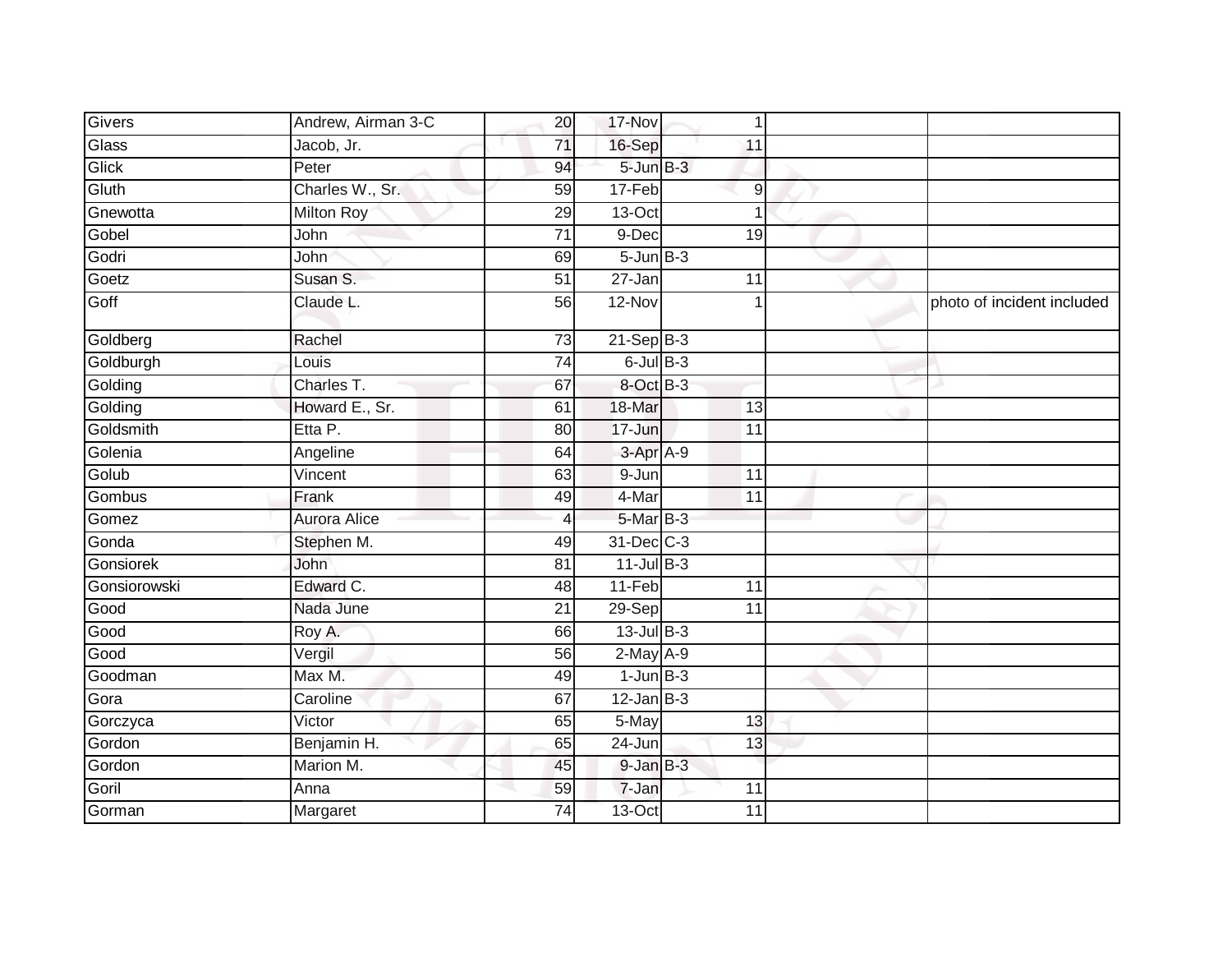| Givers | Andrew, Airman 3-C | 20 | 17-Nov | 1 | | |
|---|---|---|---|---|---|---|
| Glass | Jacob, Jr. | 71 | 16-Sep | 11 | | |
| Glick | Peter | 94 | 5-Jun | B-3 | | |
| Gluth | Charles W., Sr. | 59 | 17-Feb | 9 | | |
| Gnewotta | Milton Roy | 29 | 13-Oct | 1 | | |
| Gobel | John | 71 | 9-Dec | 19 | | |
| Godri | John | 69 | 5-Jun | B-3 | | |
| Goetz | Susan S. | 51 | 27-Jan | 11 | | |
| Goff | Claude L. | 56 | 12-Nov | 1 | | photo of incident included |
| Goldberg | Rachel | 73 | 21-Sep | B-3 | | |
| Goldburgh | Louis | 74 | 6-Jul | B-3 | | |
| Golding | Charles T. | 67 | 8-Oct | B-3 | | |
| Golding | Howard E., Sr. | 61 | 18-Mar | 13 | | |
| Goldsmith | Etta P. | 80 | 17-Jun | 11 | | |
| Golenia | Angeline | 64 | 3-Apr | A-9 | | |
| Golub | Vincent | 63 | 9-Jun | 11 | | |
| Gombus | Frank | 49 | 4-Mar | 11 | | |
| Gomez | Aurora Alice | 4 | 5-Mar | B-3 | | |
| Gonda | Stephen M. | 49 | 31-Dec | C-3 | | |
| Gonsiorek | John | 81 | 11-Jul | B-3 | | |
| Gonsiorowski | Edward C. | 48 | 11-Feb | 11 | | |
| Good | Nada June | 21 | 29-Sep | 11 | | |
| Good | Roy A. | 66 | 13-Jul | B-3 | | |
| Good | Vergil | 56 | 2-May | A-9 | | |
| Goodman | Max M. | 49 | 1-Jun | B-3 | | |
| Gora | Caroline | 67 | 12-Jan | B-3 | | |
| Gorczyca | Victor | 65 | 5-May | 13 | | |
| Gordon | Benjamin H. | 65 | 24-Jun | 13 | | |
| Gordon | Marion M. | 45 | 9-Jan | B-3 | | |
| Goril | Anna | 59 | 7-Jan | 11 | | |
| Gorman | Margaret | 74 | 13-Oct | 11 | | |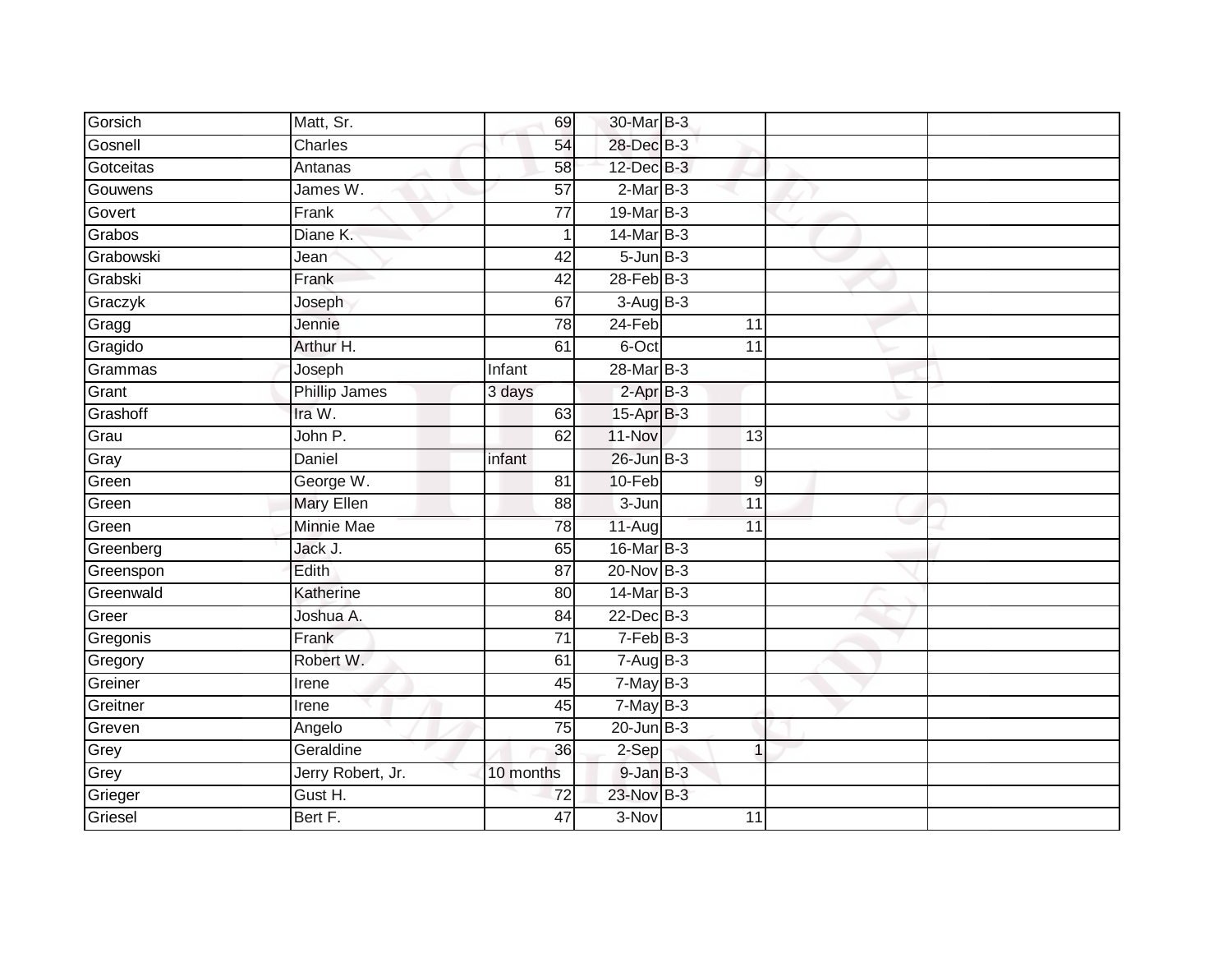| | | | | | | |
|---|---|---|---|---|---|---|
| Gorsich | Matt, Sr. | 69 | 30-Mar | B-3 | | |
| Gosnell | Charles | 54 | 28-Dec | B-3 | | |
| Gotceitas | Antanas | 58 | 12-Dec | B-3 | | |
| Gouwens | James W. | 57 | 2-Mar | B-3 | | |
| Govert | Frank | 77 | 19-Mar | B-3 | | |
| Grabos | Diane K. | 1 | 14-Mar | B-3 | | |
| Grabowski | Jean | 42 | 5-Jun | B-3 | | |
| Grabski | Frank | 42 | 28-Feb | B-3 | | |
| Graczyk | Joseph | 67 | 3-Aug | B-3 | | |
| Gragg | Jennie | 78 | 24-Feb | 11 | | |
| Gragido | Arthur H. | 61 | 6-Oct | 11 | | |
| Grammas | Joseph | Infant | 28-Mar | B-3 | | |
| Grant | Phillip James | 3 days | 2-Apr | B-3 | | |
| Grashoff | Ira W. | 63 | 15-Apr | B-3 | | |
| Grau | John P. | 62 | 11-Nov | 13 | | |
| Gray | Daniel | infant | 26-Jun | B-3 | | |
| Green | George W. | 81 | 10-Feb | 9 | | |
| Green | Mary Ellen | 88 | 3-Jun | 11 | | |
| Green | Minnie Mae | 78 | 11-Aug | 11 | | |
| Greenberg | Jack J. | 65 | 16-Mar | B-3 | | |
| Greenspon | Edith | 87 | 20-Nov | B-3 | | |
| Greenwald | Katherine | 80 | 14-Mar | B-3 | | |
| Greer | Joshua A. | 84 | 22-Dec | B-3 | | |
| Gregonis | Frank | 71 | 7-Feb | B-3 | | |
| Gregory | Robert W. | 61 | 7-Aug | B-3 | | |
| Greiner | Irene | 45 | 7-May | B-3 | | |
| Greitner | Irene | 45 | 7-May | B-3 | | |
| Greven | Angelo | 75 | 20-Jun | B-3 | | |
| Grey | Geraldine | 36 | 2-Sep | 1 | | |
| Grey | Jerry Robert, Jr. | 10 months | 9-Jan | B-3 | | |
| Grieger | Gust H. | 72 | 23-Nov | B-3 | | |
| Griesel | Bert F. | 47 | 3-Nov | 11 | | |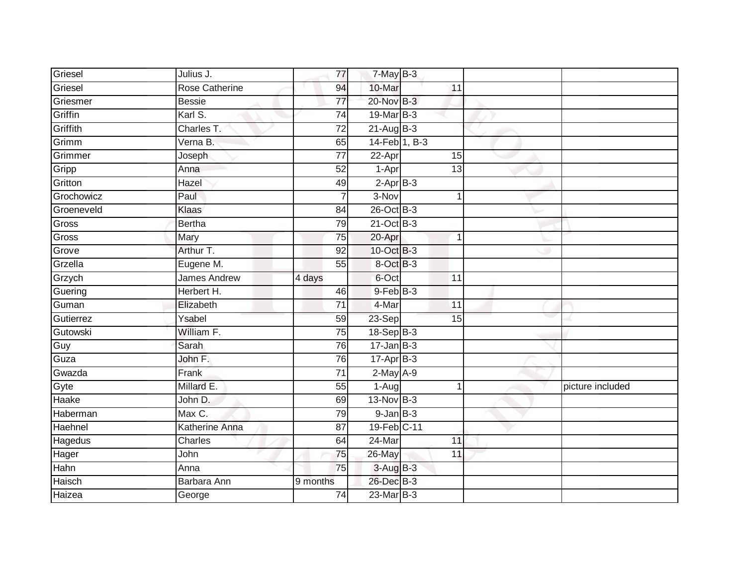| | | | | | | |
|---|---|---|---|---|---|---|
| Griesel | Julius J. | 77 | 7-May | B-3 | | |
| Griesel | Rose Catherine | 94 | 10-Mar | 11 | | |
| Griesmer | Bessie | 77 | 20-Nov | B-3 | | |
| Griffin | Karl S. | 74 | 19-Mar | B-3 | | |
| Griffith | Charles T. | 72 | 21-Aug | B-3 | | |
| Grimm | Verna B. | 65 | 14-Feb | 1, B-3 | | |
| Grimmer | Joseph | 77 | 22-Apr | 15 | | |
| Gripp | Anna | 52 | 1-Apr | 13 | | |
| Gritton | Hazel | 49 | 2-Apr | B-3 | | |
| Grochowicz | Paul | 7 | 3-Nov | 1 | | |
| Groeneveld | Klaas | 84 | 26-Oct | B-3 | | |
| Gross | Bertha | 79 | 21-Oct | B-3 | | |
| Gross | Mary | 75 | 20-Apr | 1 | | |
| Grove | Arthur T. | 92 | 10-Oct | B-3 | | |
| Grzella | Eugene M. | 55 | 8-Oct | B-3 | | |
| Grzych | James Andrew | 4 days | 6-Oct | 11 | | |
| Guering | Herbert H. | 46 | 9-Feb | B-3 | | |
| Guman | Elizabeth | 71 | 4-Mar | 11 | | |
| Gutierrez | Ysabel | 59 | 23-Sep | 15 | | |
| Gutowski | William F. | 75 | 18-Sep | B-3 | | |
| Guy | Sarah | 76 | 17-Jan | B-3 | | |
| Guza | John F. | 76 | 17-Apr | B-3 | | |
| Gwazda | Frank | 71 | 2-May | A-9 | | |
| Gyte | Millard E. | 55 | 1-Aug | 1 | | picture included |
| Haake | John D. | 69 | 13-Nov | B-3 | | |
| Haberman | Max C. | 79 | 9-Jan | B-3 | | |
| Haehnel | Katherine Anna | 87 | 19-Feb | C-11 | | |
| Hagedus | Charles | 64 | 24-Mar | 11 | | |
| Hager | John | 75 | 26-May | 11 | | |
| Hahn | Anna | 75 | 3-Aug | B-3 | | |
| Haisch | Barbara Ann | 9 months | 26-Dec | B-3 | | |
| Haizea | George | 74 | 23-Mar | B-3 | | |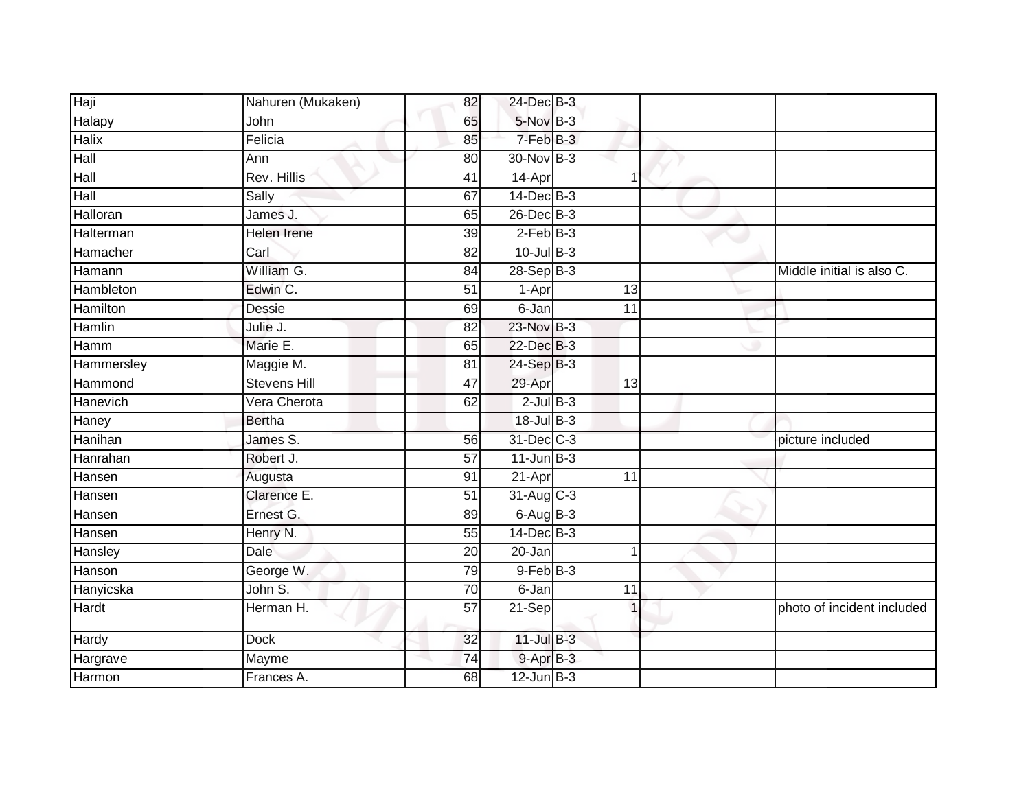| | | | | | | | |
|---|---|---|---|---|---|---|---|
| Haji | Nahuren (Mukaken) | 82 | 24-Dec | B-3 | | | |
| Halapy | John | 65 | 5-Nov | B-3 | | | |
| Halix | Felicia | 85 | 7-Feb | B-3 | | | |
| Hall | Ann | 80 | 30-Nov | B-3 | | | |
| Hall | Rev. Hillis | 41 | 14-Apr | | 1 | | |
| Hall | Sally | 67 | 14-Dec | B-3 | | | |
| Halloran | James J. | 65 | 26-Dec | B-3 | | | |
| Halterman | Helen Irene | 39 | 2-Feb | B-3 | | | |
| Hamacher | Carl | 82 | 10-Jul | B-3 | | | |
| Hamann | William G. | 84 | 28-Sep | B-3 | | | Middle initial is also C. |
| Hambleton | Edwin C. | 51 | 1-Apr | | 13 | | |
| Hamilton | Dessie | 69 | 6-Jan | | 11 | | |
| Hamlin | Julie J. | 82 | 23-Nov | B-3 | | | |
| Hamm | Marie E. | 65 | 22-Dec | B-3 | | | |
| Hammersley | Maggie M. | 81 | 24-Sep | B-3 | | | |
| Hammond | Stevens Hill | 47 | 29-Apr | | 13 | | |
| Hanevich | Vera Cherota | 62 | 2-Jul | B-3 | | | |
| Haney | Bertha | | 18-Jul | B-3 | | | |
| Hanihan | James S. | 56 | 31-Dec | C-3 | | | picture included |
| Hanrahan | Robert J. | 57 | 11-Jun | B-3 | | | |
| Hansen | Augusta | 91 | 21-Apr | | 11 | | |
| Hansen | Clarence E. | 51 | 31-Aug | C-3 | | | |
| Hansen | Ernest G. | 89 | 6-Aug | B-3 | | | |
| Hansen | Henry N. | 55 | 14-Dec | B-3 | | | |
| Hansley | Dale | 20 | 20-Jan | | 1 | | |
| Hanson | George W. | 79 | 9-Feb | B-3 | | | |
| Hanyicska | John S. | 70 | 6-Jan | | 11 | | |
| Hardt | Herman H. | 57 | 21-Sep | | 1 | | photo of incident included |
| Hardy | Dock | 32 | 11-Jul | B-3 | | | |
| Hargrave | Mayme | 74 | 9-Apr | B-3 | | | |
| Harmon | Frances A. | 68 | 12-Jun | B-3 | | | |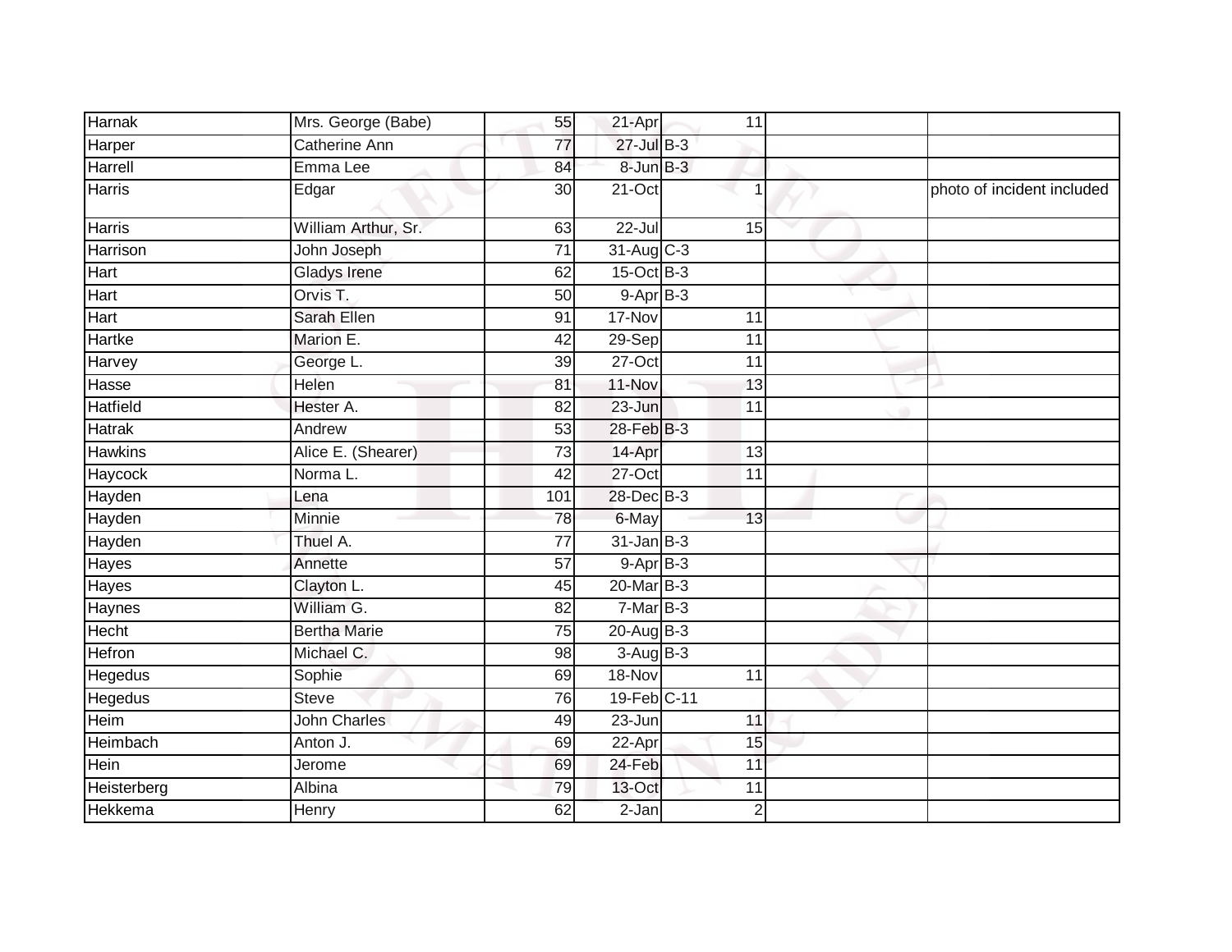| | | | | | | |
|---|---|---|---|---|---|---|
| Harnak | Mrs. George (Babe) | 55 | 21-Apr | 11 | | |
| Harper | Catherine Ann | 77 | 27-Jul | B-3 | | |
| Harrell | Emma Lee | 84 | 8-Jun | B-3 | | |
| Harris | Edgar | 30 | 21-Oct | 1 | | photo of incident included |
| Harris | William Arthur, Sr. | 63 | 22-Jul | 15 | | |
| Harrison | John Joseph | 71 | 31-Aug | C-3 | | |
| Hart | Gladys Irene | 62 | 15-Oct | B-3 | | |
| Hart | Orvis T. | 50 | 9-Apr | B-3 | | |
| Hart | Sarah Ellen | 91 | 17-Nov | 11 | | |
| Hartke | Marion E. | 42 | 29-Sep | 11 | | |
| Harvey | George L. | 39 | 27-Oct | 11 | | |
| Hasse | Helen | 81 | 11-Nov | 13 | | |
| Hatfield | Hester A. | 82 | 23-Jun | 11 | | |
| Hatrak | Andrew | 53 | 28-Feb | B-3 | | |
| Hawkins | Alice E. (Shearer) | 73 | 14-Apr | 13 | | |
| Haycock | Norma L. | 42 | 27-Oct | 11 | | |
| Hayden | Lena | 101 | 28-Dec | B-3 | | |
| Hayden | Minnie | 78 | 6-May | 13 | | |
| Hayden | Thuel A. | 77 | 31-Jan | B-3 | | |
| Hayes | Annette | 57 | 9-Apr | B-3 | | |
| Hayes | Clayton L. | 45 | 20-Mar | B-3 | | |
| Haynes | William G. | 82 | 7-Mar | B-3 | | |
| Hecht | Bertha Marie | 75 | 20-Aug | B-3 | | |
| Hefron | Michael C. | 98 | 3-Aug | B-3 | | |
| Hegedus | Sophie | 69 | 18-Nov | 11 | | |
| Hegedus | Steve | 76 | 19-Feb | C-11 | | |
| Heim | John Charles | 49 | 23-Jun | 11 | | |
| Heimbach | Anton J. | 69 | 22-Apr | 15 | | |
| Hein | Jerome | 69 | 24-Feb | 11 | | |
| Heisterberg | Albina | 79 | 13-Oct | 11 | | |
| Hekkema | Henry | 62 | 2-Jan | 2 | | |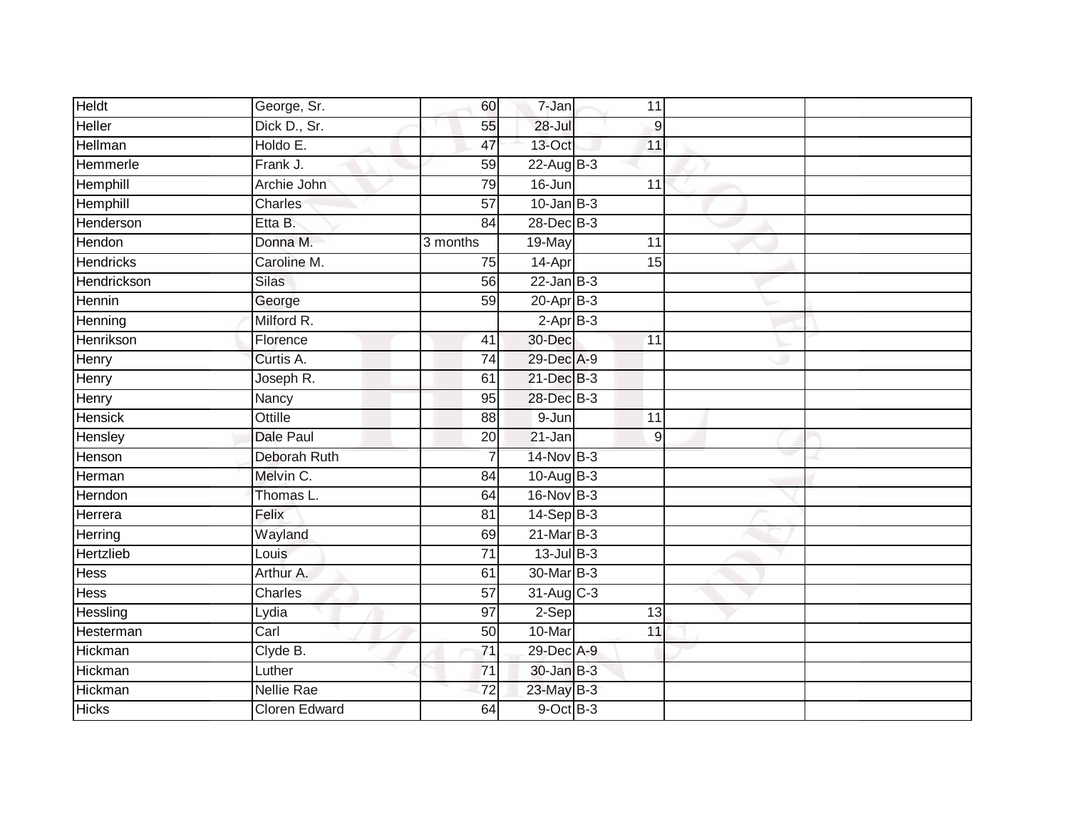| Heldt | George, Sr. | 60 | 7-Jan | 11 | | |
|---|---|---|---|---|---|---|
| Heller | Dick D., Sr. | 55 | 28-Jul | 9 | | |
| Hellman | Holdo E. | 47 | 13-Oct | 11 | | |
| Hemmerle | Frank J. | 59 | 22-Aug | B-3 | | |
| Hemphill | Archie John | 79 | 16-Jun | 11 | | |
| Hemphill | Charles | 57 | 10-Jan | B-3 | | |
| Henderson | Etta B. | 84 | 28-Dec | B-3 | | |
| Hendon | Donna M. | 3 months | 19-May | 11 | | |
| Hendricks | Caroline M. | 75 | 14-Apr | 15 | | |
| Hendrickson | Silas | 56 | 22-Jan | B-3 | | |
| Hennin | George | 59 | 20-Apr | B-3 | | |
| Henning | Milford R. | | 2-Apr | B-3 | | |
| Henrikson | Florence | 41 | 30-Dec | 11 | | |
| Henry | Curtis A. | 74 | 29-Dec | A-9 | | |
| Henry | Joseph R. | 61 | 21-Dec | B-3 | | |
| Henry | Nancy | 95 | 28-Dec | B-3 | | |
| Hensick | Ottille | 88 | 9-Jun | 11 | | |
| Hensley | Dale Paul | 20 | 21-Jan | 9 | | |
| Henson | Deborah Ruth | 7 | 14-Nov | B-3 | | |
| Herman | Melvin C. | 84 | 10-Aug | B-3 | | |
| Herndon | Thomas L. | 64 | 16-Nov | B-3 | | |
| Herrera | Felix | 81 | 14-Sep | B-3 | | |
| Herring | Wayland | 69 | 21-Mar | B-3 | | |
| Hertzlieb | Louis | 71 | 13-Jul | B-3 | | |
| Hess | Arthur A. | 61 | 30-Mar | B-3 | | |
| Hess | Charles | 57 | 31-Aug | C-3 | | |
| Hessling | Lydia | 97 | 2-Sep | 13 | | |
| Hesterman | Carl | 50 | 10-Mar | 11 | | |
| Hickman | Clyde B. | 71 | 29-Dec | A-9 | | |
| Hickman | Luther | 71 | 30-Jan | B-3 | | |
| Hickman | Nellie Rae | 72 | 23-May | B-3 | | |
| Hicks | Cloren Edward | 64 | 9-Oct | B-3 | | |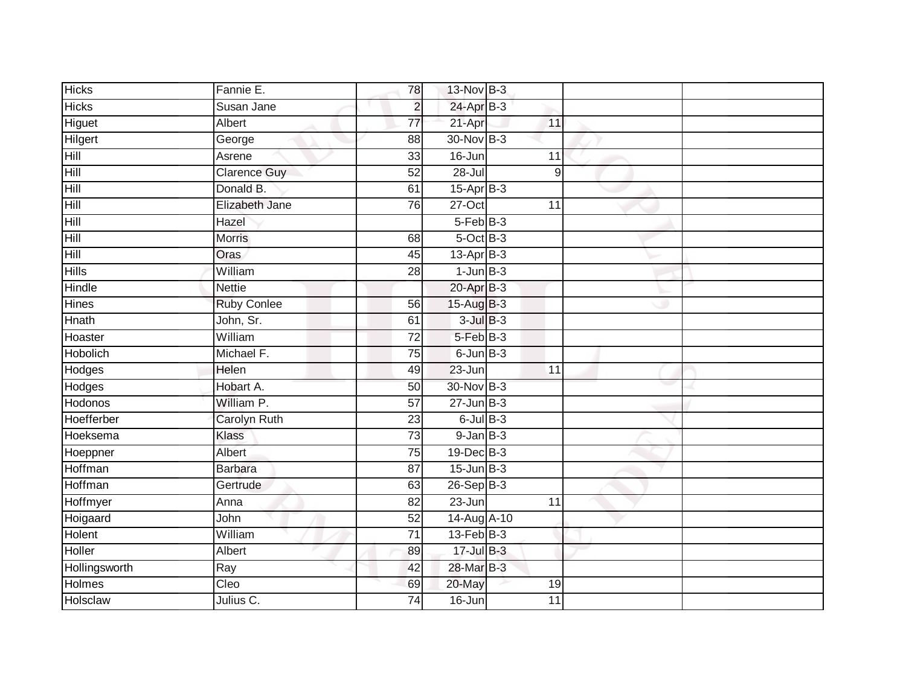| | | | | | | |
|---|---|---|---|---|---|---|
| Hicks | Fannie E. | 78 | 13-Nov | B-3 | | |
| Hicks | Susan Jane | 2 | 24-Apr | B-3 | | |
| Higuet | Albert | 77 | 21-Apr | 11 | | |
| Hilgert | George | 88 | 30-Nov | B-3 | | |
| Hill | Asrene | 33 | 16-Jun | 11 | | |
| Hill | Clarence Guy | 52 | 28-Jul | 9 | | |
| Hill | Donald B. | 61 | 15-Apr | B-3 | | |
| Hill | Elizabeth Jane | 76 | 27-Oct | 11 | | |
| Hill | Hazel | | 5-Feb | B-3 | | |
| Hill | Morris | 68 | 5-Oct | B-3 | | |
| Hill | Oras | 45 | 13-Apr | B-3 | | |
| Hills | William | 28 | 1-Jun | B-3 | | |
| Hindle | Nettie | | 20-Apr | B-3 | | |
| Hines | Ruby Conlee | 56 | 15-Aug | B-3 | | |
| Hnath | John, Sr. | 61 | 3-Jul | B-3 | | |
| Hoaster | William | 72 | 5-Feb | B-3 | | |
| Hobolich | Michael F. | 75 | 6-Jun | B-3 | | |
| Hodges | Helen | 49 | 23-Jun | 11 | | |
| Hodges | Hobart A. | 50 | 30-Nov | B-3 | | |
| Hodonos | William P. | 57 | 27-Jun | B-3 | | |
| Hoefferber | Carolyn Ruth | 23 | 6-Jul | B-3 | | |
| Hoeksema | Klass | 73 | 9-Jan | B-3 | | |
| Hoeppner | Albert | 75 | 19-Dec | B-3 | | |
| Hoffman | Barbara | 87 | 15-Jun | B-3 | | |
| Hoffman | Gertrude | 63 | 26-Sep | B-3 | | |
| Hoffmyer | Anna | 82 | 23-Jun | 11 | | |
| Hoigaard | John | 52 | 14-Aug | A-10 | | |
| Holent | William | 71 | 13-Feb | B-3 | | |
| Holler | Albert | 89 | 17-Jul | B-3 | | |
| Hollingsworth | Ray | 42 | 28-Mar | B-3 | | |
| Holmes | Cleo | 69 | 20-May | 19 | | |
| Holsclaw | Julius C. | 74 | 16-Jun | 11 | | |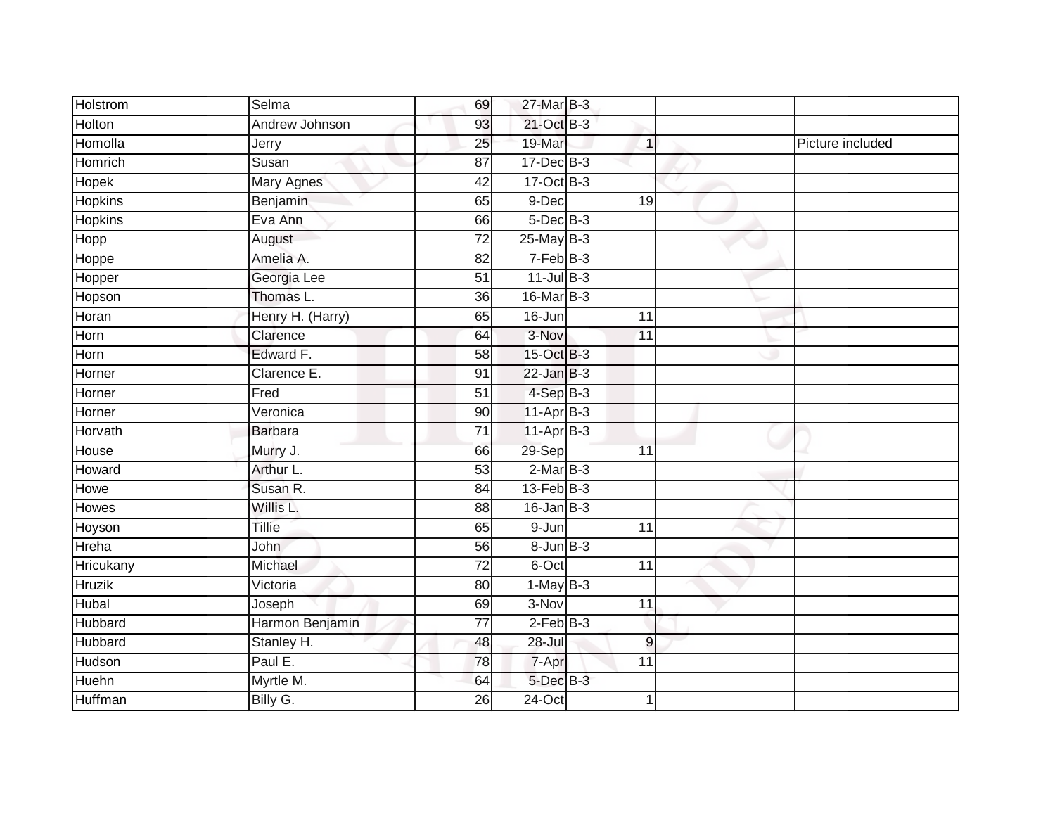| | | | | | | | |
|---|---|---|---|---|---|---|---|
| Holstrom | Selma | 69 | 27-Mar | B-3 | | | |
| Holton | Andrew Johnson | 93 | 21-Oct | B-3 | | | |
| Homolla | Jerry | 25 | 19-Mar | | 1 | | Picture included |
| Homrich | Susan | 87 | 17-Dec | B-3 | | | |
| Hopek | Mary Agnes | 42 | 17-Oct | B-3 | | | |
| Hopkins | Benjamin | 65 | 9-Dec | | 19 | | |
| Hopkins | Eva Ann | 66 | 5-Dec | B-3 | | | |
| Hopp | August | 72 | 25-May | B-3 | | | |
| Hoppe | Amelia A. | 82 | 7-Feb | B-3 | | | |
| Hopper | Georgia Lee | 51 | 11-Jul | B-3 | | | |
| Hopson | Thomas L. | 36 | 16-Mar | B-3 | | | |
| Horan | Henry H. (Harry) | 65 | 16-Jun | | 11 | | |
| Horn | Clarence | 64 | 3-Nov | | 11 | | |
| Horn | Edward F. | 58 | 15-Oct | B-3 | | | |
| Horner | Clarence E. | 91 | 22-Jan | B-3 | | | |
| Horner | Fred | 51 | 4-Sep | B-3 | | | |
| Horner | Veronica | 90 | 11-Apr | B-3 | | | |
| Horvath | Barbara | 71 | 11-Apr | B-3 | | | |
| House | Murry J. | 66 | 29-Sep | | 11 | | |
| Howard | Arthur L. | 53 | 2-Mar | B-3 | | | |
| Howe | Susan R. | 84 | 13-Feb | B-3 | | | |
| Howes | Willis L. | 88 | 16-Jan | B-3 | | | |
| Hoyson | Tillie | 65 | 9-Jun | | 11 | | |
| Hreha | John | 56 | 8-Jun | B-3 | | | |
| Hricukany | Michael | 72 | 6-Oct | | 11 | | |
| Hruzik | Victoria | 80 | 1-May | B-3 | | | |
| Hubal | Joseph | 69 | 3-Nov | | 11 | | |
| Hubbard | Harmon Benjamin | 77 | 2-Feb | B-3 | | | |
| Hubbard | Stanley H. | 48 | 28-Jul | | 9 | | |
| Hudson | Paul E. | 78 | 7-Apr | | 11 | | |
| Huehn | Myrtle M. | 64 | 5-Dec | B-3 | | | |
| Huffman | Billy G. | 26 | 24-Oct | | 1 | | |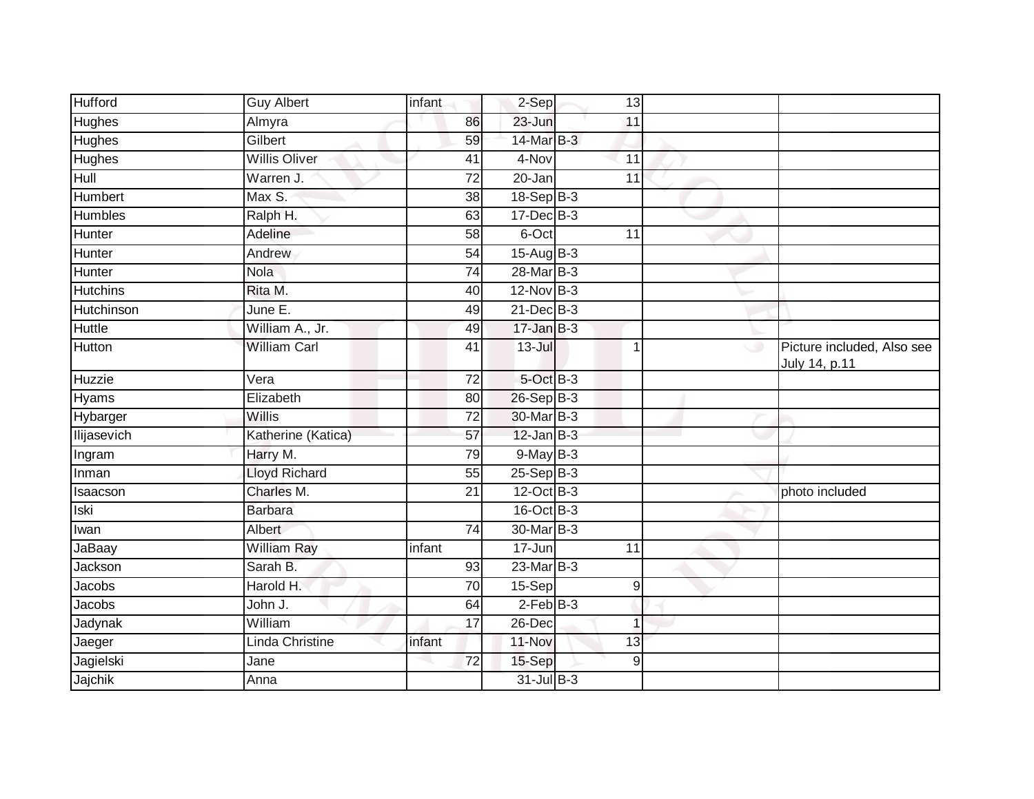| | | | | | | |
|---|---|---|---|---|---|---|
| Hufford | Guy Albert | infant | 2-Sep | 13 | | |
| Hughes | Almyra | 86 | 23-Jun | 11 | | |
| Hughes | Gilbert | 59 | 14-Mar | B-3 | | |
| Hughes | Willis Oliver | 41 | 4-Nov | 11 | | |
| Hull | Warren J. | 72 | 20-Jan | 11 | | |
| Humbert | Max S. | 38 | 18-Sep | B-3 | | |
| Humbles | Ralph H. | 63 | 17-Dec | B-3 | | |
| Hunter | Adeline | 58 | 6-Oct | 11 | | |
| Hunter | Andrew | 54 | 15-Aug | B-3 | | |
| Hunter | Nola | 74 | 28-Mar | B-3 | | |
| Hutchins | Rita M. | 40 | 12-Nov | B-3 | | |
| Hutchinson | June E. | 49 | 21-Dec | B-3 | | |
| Huttle | William A., Jr. | 49 | 17-Jan | B-3 | | |
| Hutton | William Carl | 41 | 13-Jul | 1 | | Picture included, Also see July 14, p.11 |
| Huzzie | Vera | 72 | 5-Oct | B-3 | | |
| Hyams | Elizabeth | 80 | 26-Sep | B-3 | | |
| Hybarger | Willis | 72 | 30-Mar | B-3 | | |
| Ilijasevich | Katherine (Katica) | 57 | 12-Jan | B-3 | | |
| Ingram | Harry M. | 79 | 9-May | B-3 | | |
| Inman | Lloyd Richard | 55 | 25-Sep | B-3 | | |
| Isaacson | Charles M. | 21 | 12-Oct | B-3 | | photo included |
| Iski | Barbara | | 16-Oct | B-3 | | |
| Iwan | Albert | 74 | 30-Mar | B-3 | | |
| JaBaay | William Ray | infant | 17-Jun | 11 | | |
| Jackson | Sarah B. | 93 | 23-Mar | B-3 | | |
| Jacobs | Harold H. | 70 | 15-Sep | 9 | | |
| Jacobs | John J. | 64 | 2-Feb | B-3 | | |
| Jadynak | William | 17 | 26-Dec | 1 | | |
| Jaeger | Linda Christine | infant | 11-Nov | 13 | | |
| Jagielski | Jane | 72 | 15-Sep | 9 | | |
| Jajchik | Anna | | 31-Jul | B-3 | | |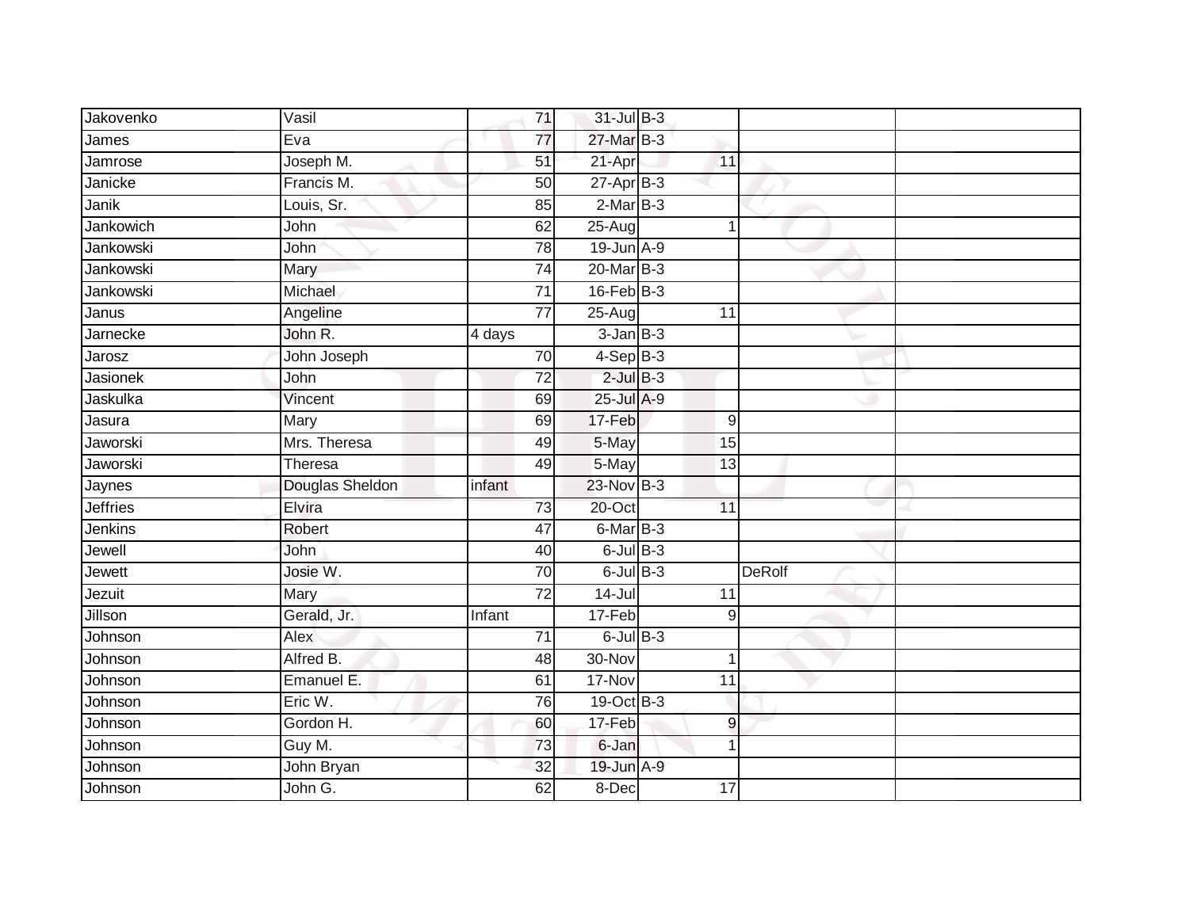| | | | | | | | |
|---|---|---|---|---|---|---|---|
| Jakovenko | Vasil | 71 | 31-Jul | B-3 | | | |
| James | Eva | 77 | 27-Mar | B-3 | | | |
| Jamrose | Joseph M. | 51 | 21-Apr | | 11 | | |
| Janicke | Francis M. | 50 | 27-Apr | B-3 | | | |
| Janik | Louis, Sr. | 85 | 2-Mar | B-3 | | | |
| Jankowich | John | 62 | 25-Aug | | 1 | | |
| Jankowski | John | 78 | 19-Jun | A-9 | | | |
| Jankowski | Mary | 74 | 20-Mar | B-3 | | | |
| Jankowski | Michael | 71 | 16-Feb | B-3 | | | |
| Janus | Angeline | 77 | 25-Aug | | 11 | | |
| Jarnecke | John R. | 4 days | 3-Jan | B-3 | | | |
| Jarosz | John Joseph | 70 | 4-Sep | B-3 | | | |
| Jasionek | John | 72 | 2-Jul | B-3 | | | |
| Jaskulka | Vincent | 69 | 25-Jul | A-9 | | | |
| Jasura | Mary | 69 | 17-Feb | | 9 | | |
| Jaworski | Mrs. Theresa | 49 | 5-May | | 15 | | |
| Jaworski | Theresa | 49 | 5-May | | 13 | | |
| Jaynes | Douglas Sheldon | infant | 23-Nov | B-3 | | | |
| Jeffries | Elvira | 73 | 20-Oct | | 11 | | |
| Jenkins | Robert | 47 | 6-Mar | B-3 | | | |
| Jewell | John | 40 | 6-Jul | B-3 | | | |
| Jewett | Josie W. | 70 | 6-Jul | B-3 | | DeRolf | |
| Jezuit | Mary | 72 | 14-Jul | | 11 | | |
| Jillson | Gerald, Jr. | Infant | 17-Feb | | 9 | | |
| Johnson | Alex | 71 | 6-Jul | B-3 | | | |
| Johnson | Alfred B. | 48 | 30-Nov | | 1 | | |
| Johnson | Emanuel E. | 61 | 17-Nov | | 11 | | |
| Johnson | Eric W. | 76 | 19-Oct | B-3 | | | |
| Johnson | Gordon H. | 60 | 17-Feb | | 9 | | |
| Johnson | Guy M. | 73 | 6-Jan | | 1 | | |
| Johnson | John Bryan | 32 | 19-Jun | A-9 | | | |
| Johnson | John G. | 62 | 8-Dec | | 17 | | |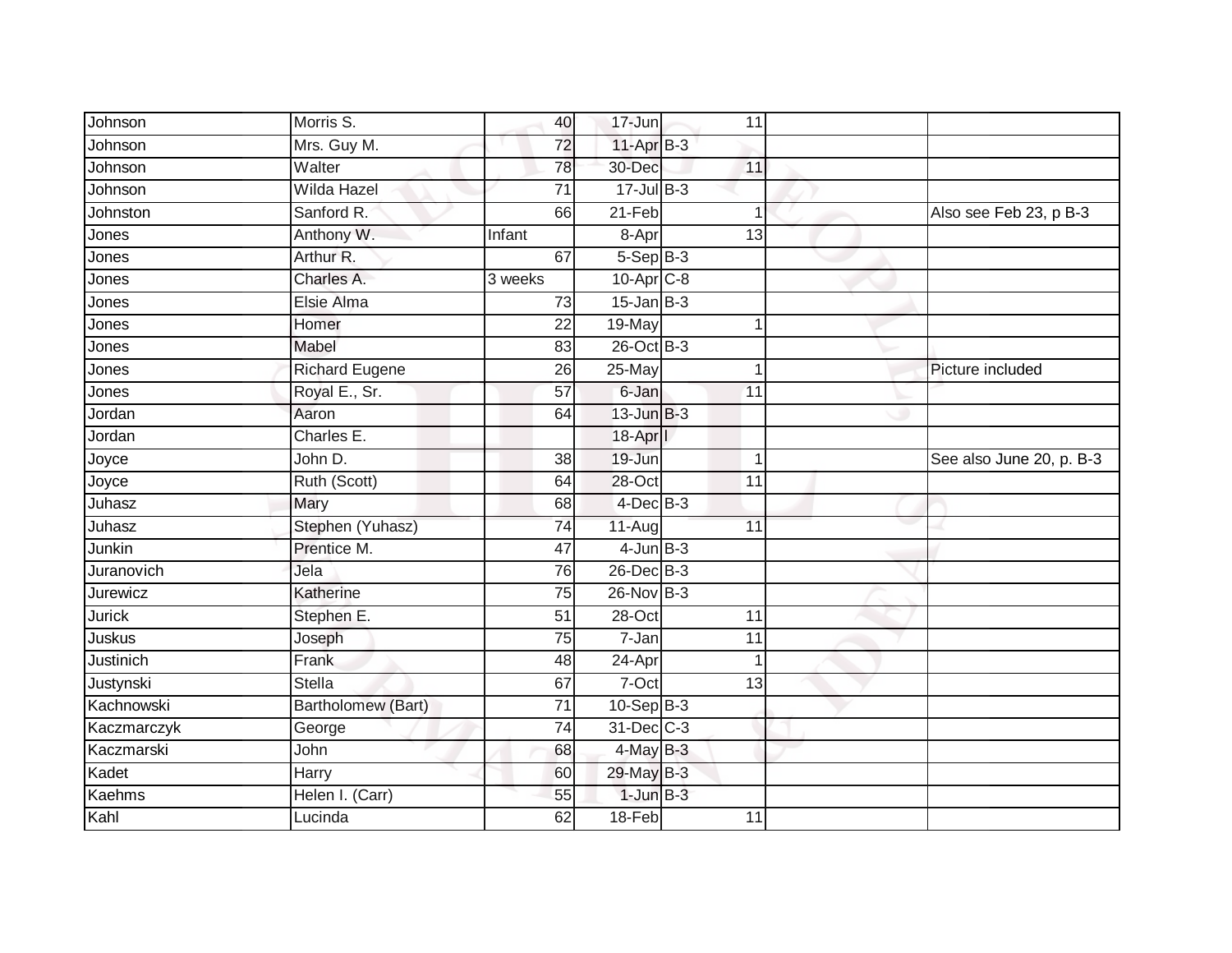| | | | | | | |
|---|---|---|---|---|---|---|
| Johnson | Morris S. | 40 | 17-Jun | 11 | | |
| Johnson | Mrs. Guy M. | 72 | 11-Apr | B-3 | | |
| Johnson | Walter | 78 | 30-Dec | 11 | | |
| Johnson | Wilda Hazel | 71 | 17-Jul | B-3 | | |
| Johnston | Sanford R. | 66 | 21-Feb | 1 | | Also see Feb 23, p B-3 |
| Jones | Anthony W. | Infant | 8-Apr | 13 | | |
| Jones | Arthur R. | 67 | 5-Sep | B-3 | | |
| Jones | Charles A. | 3 weeks | 10-Apr | C-8 | | |
| Jones | Elsie Alma | 73 | 15-Jan | B-3 | | |
| Jones | Homer | 22 | 19-May | 1 | | |
| Jones | Mabel | 83 | 26-Oct | B-3 | | |
| Jones | Richard Eugene | 26 | 25-May | 1 | | Picture included |
| Jones | Royal E., Sr. | 57 | 6-Jan | 11 | | |
| Jordan | Aaron | 64 | 13-Jun | B-3 | | |
| Jordan | Charles E. | | 18-Apr | I | | |
| Joyce | John D. | 38 | 19-Jun | 1 | | See also June 20, p. B-3 |
| Joyce | Ruth (Scott) | 64 | 28-Oct | 11 | | |
| Juhasz | Mary | 68 | 4-Dec | B-3 | | |
| Juhasz | Stephen (Yuhasz) | 74 | 11-Aug | 11 | | |
| Junkin | Prentice M. | 47 | 4-Jun | B-3 | | |
| Juranovich | Jela | 76 | 26-Dec | B-3 | | |
| Jurewicz | Katherine | 75 | 26-Nov | B-3 | | |
| Jurick | Stephen E. | 51 | 28-Oct | 11 | | |
| Juskus | Joseph | 75 | 7-Jan | 11 | | |
| Justinich | Frank | 48 | 24-Apr | 1 | | |
| Justynski | Stella | 67 | 7-Oct | 13 | | |
| Kachnowski | Bartholomew (Bart) | 71 | 10-Sep | B-3 | | |
| Kaczmarczyk | George | 74 | 31-Dec | C-3 | | |
| Kaczmarski | John | 68 | 4-May | B-3 | | |
| Kadet | Harry | 60 | 29-May | B-3 | | |
| Kaehms | Helen I. (Carr) | 55 | 1-Jun | B-3 | | |
| Kahl | Lucinda | 62 | 18-Feb | 11 | | |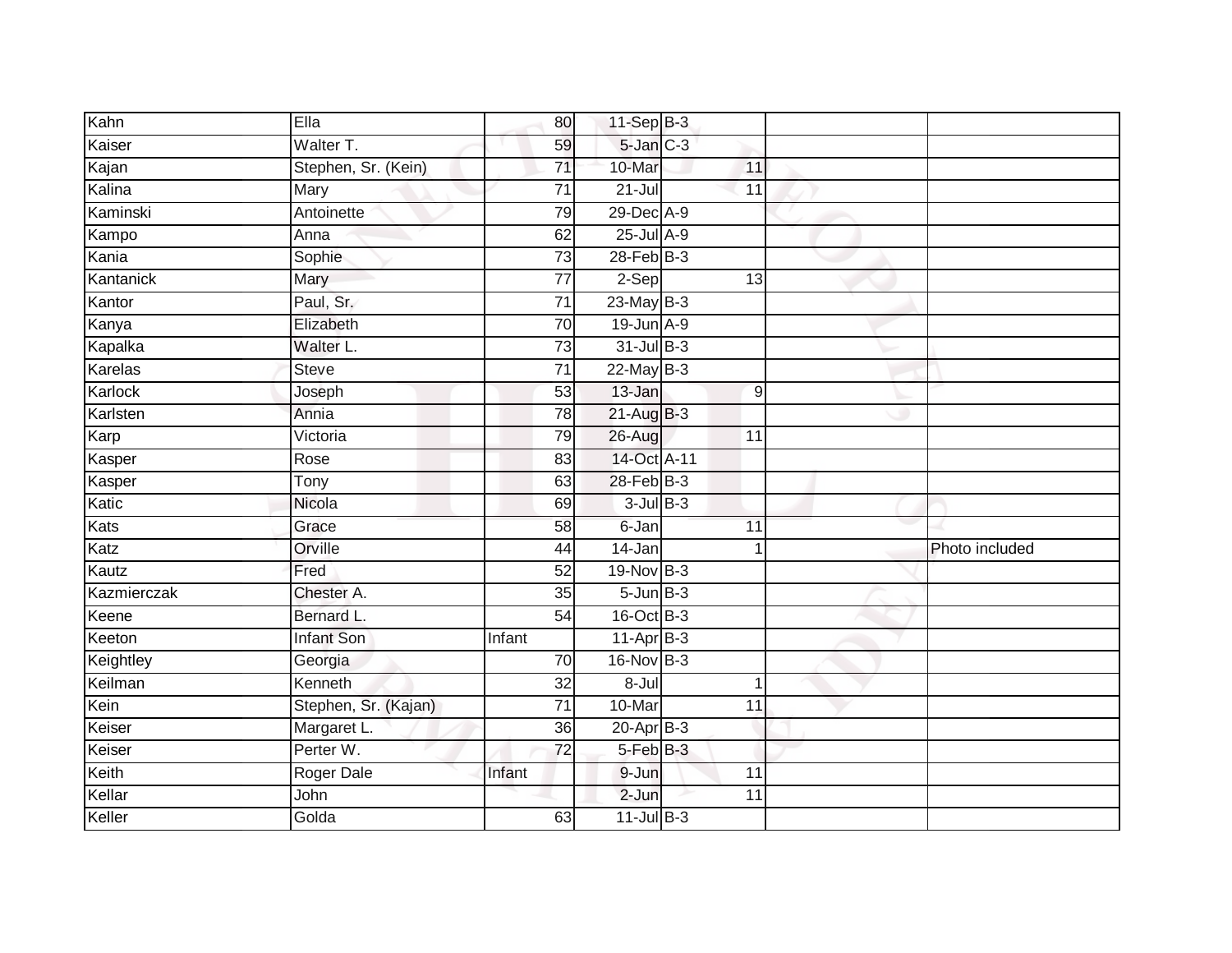| | | | | | | | |
|---|---|---|---|---|---|---|---|
| Kahn | Ella | 80 | 11-Sep | B-3 | | | |
| Kaiser | Walter T. | 59 | 5-Jan | C-3 | | | |
| Kajan | Stephen, Sr. (Kein) | 71 | 10-Mar | | 11 | | |
| Kalina | Mary | 71 | 21-Jul | | 11 | | |
| Kaminski | Antoinette | 79 | 29-Dec | A-9 | | | |
| Kampo | Anna | 62 | 25-Jul | A-9 | | | |
| Kania | Sophie | 73 | 28-Feb | B-3 | | | |
| Kantanick | Mary | 77 | 2-Sep | | 13 | | |
| Kantor | Paul, Sr. | 71 | 23-May | B-3 | | | |
| Kanya | Elizabeth | 70 | 19-Jun | A-9 | | | |
| Kapalka | Walter L. | 73 | 31-Jul | B-3 | | | |
| Karelas | Steve | 71 | 22-May | B-3 | | | |
| Karlock | Joseph | 53 | 13-Jan | | 9 | | |
| Karlsten | Annia | 78 | 21-Aug | B-3 | | | |
| Karp | Victoria | 79 | 26-Aug | | 11 | | |
| Kasper | Rose | 83 | 14-Oct | A-11 | | | |
| Kasper | Tony | 63 | 28-Feb | B-3 | | | |
| Katic | Nicola | 69 | 3-Jul | B-3 | | | |
| Kats | Grace | 58 | 6-Jan | | 11 | | |
| Katz | Orville | 44 | 14-Jan | | 1 | | Photo included |
| Kautz | Fred | 52 | 19-Nov | B-3 | | | |
| Kazmierczak | Chester A. | 35 | 5-Jun | B-3 | | | |
| Keene | Bernard L. | 54 | 16-Oct | B-3 | | | |
| Keeton | Infant Son | Infant | 11-Apr | B-3 | | | |
| Keightley | Georgia | 70 | 16-Nov | B-3 | | | |
| Keilman | Kenneth | 32 | 8-Jul | | 1 | | |
| Kein | Stephen, Sr. (Kajan) | 71 | 10-Mar | | 11 | | |
| Keiser | Margaret L. | 36 | 20-Apr | B-3 | | | |
| Keiser | Perter W. | 72 | 5-Feb | B-3 | | | |
| Keith | Roger Dale | Infant | 9-Jun | | 11 | | |
| Kellar | John | | 2-Jun | | 11 | | |
| Keller | Golda | 63 | 11-Jul | B-3 | | | |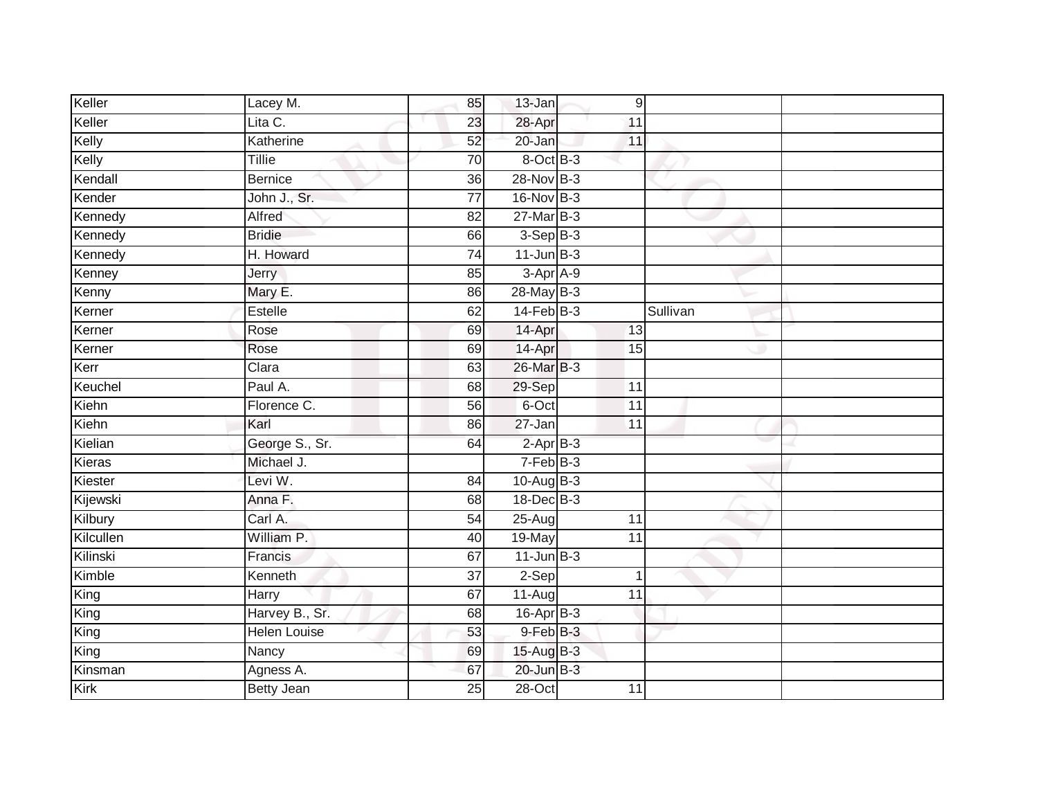| Keller | Lacey M. | 85 | 13-Jan | 9 | | |
|---|---|---|---|---|---|---|
| Keller | Lita C. | 23 | 28-Apr | 11 | | |
| Kelly | Katherine | 52 | 20-Jan | 11 | | |
| Kelly | Tillie | 70 | 8-Oct | B-3 | | |
| Kendall | Bernice | 36 | 28-Nov | B-3 | | |
| Kender | John J., Sr. | 77 | 16-Nov | B-3 | | |
| Kennedy | Alfred | 82 | 27-Mar | B-3 | | |
| Kennedy | Bridie | 66 | 3-Sep | B-3 | | |
| Kennedy | H. Howard | 74 | 11-Jun | B-3 | | |
| Kenney | Jerry | 85 | 3-Apr | A-9 | | |
| Kenny | Mary E. | 86 | 28-May | B-3 | | |
| Kerner | Estelle | 62 | 14-Feb | B-3 | Sullivan | |
| Kerner | Rose | 69 | 14-Apr | 13 | | |
| Kerner | Rose | 69 | 14-Apr | 15 | | |
| Kerr | Clara | 63 | 26-Mar | B-3 | | |
| Keuchel | Paul A. | 68 | 29-Sep | 11 | | |
| Kiehn | Florence C. | 56 | 6-Oct | 11 | | |
| Kiehn | Karl | 86 | 27-Jan | 11 | | |
| Kielian | George S., Sr. | 64 | 2-Apr | B-3 | | |
| Kieras | Michael J. | | 7-Feb | B-3 | | |
| Kiester | Levi W. | 84 | 10-Aug | B-3 | | |
| Kijewski | Anna F. | 68 | 18-Dec | B-3 | | |
| Kilbury | Carl A. | 54 | 25-Aug | 11 | | |
| Kilcullen | William P. | 40 | 19-May | 11 | | |
| Kilinski | Francis | 67 | 11-Jun | B-3 | | |
| Kimble | Kenneth | 37 | 2-Sep | 1 | | |
| King | Harry | 67 | 11-Aug | 11 | | |
| King | Harvey B., Sr. | 68 | 16-Apr | B-3 | | |
| King | Helen Louise | 53 | 9-Feb | B-3 | | |
| King | Nancy | 69 | 15-Aug | B-3 | | |
| Kinsman | Agness A. | 67 | 20-Jun | B-3 | | |
| Kirk | Betty Jean | 25 | 28-Oct | 11 | | |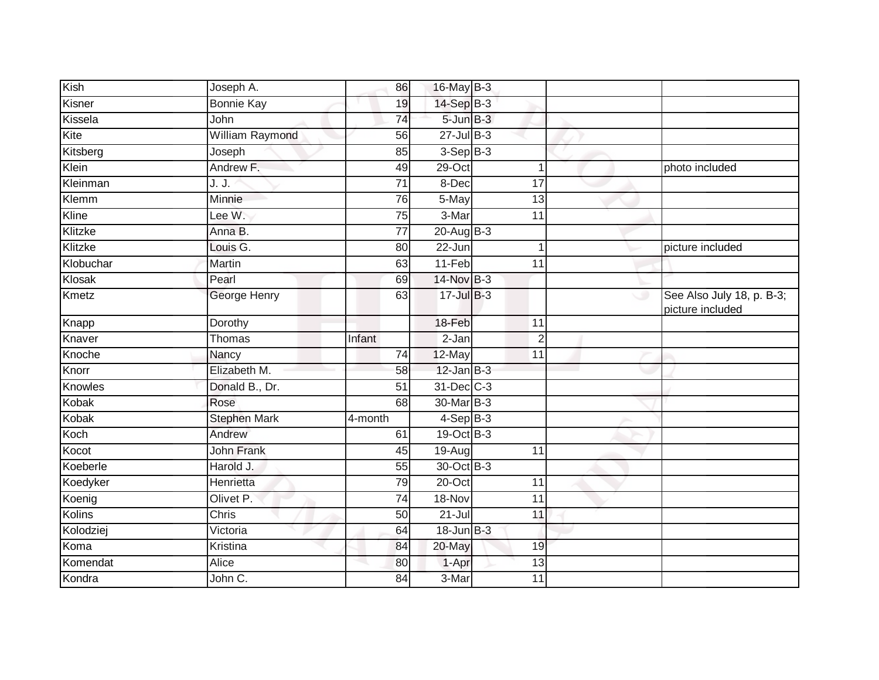| | | | | | | | |
|---|---|---|---|---|---|---|---|
| Kish | Joseph A. | 86 | 16-May | B-3 | | | |
| Kisner | Bonnie Kay | 19 | 14-Sep | B-3 | | | |
| Kissela | John | 74 | 5-Jun | B-3 | | | |
| Kite | William Raymond | 56 | 27-Jul | B-3 | | | |
| Kitsberg | Joseph | 85 | 3-Sep | B-3 | | | |
| Klein | Andrew F. | 49 | 29-Oct | | 1 | | photo included |
| Kleinman | J. J. | 71 | 8-Dec | | 17 | | |
| Klemm | Minnie | 76 | 5-May | | 13 | | |
| Kline | Lee W. | 75 | 3-Mar | | 11 | | |
| Klitzke | Anna B. | 77 | 20-Aug | B-3 | | | |
| Klitzke | Louis G. | 80 | 22-Jun | | 1 | | picture included |
| Klobuchar | Martin | 63 | 11-Feb | | 11 | | |
| Klosak | Pearl | 69 | 14-Nov | B-3 | | | |
| Kmetz | George Henry | 63 | 17-Jul | B-3 | | | See Also July 18, p. B-3; picture included |
| Knapp | Dorothy | | 18-Feb | | 11 | | |
| Knaver | Thomas | Infant | 2-Jan | | 2 | | |
| Knoche | Nancy | 74 | 12-May | | 11 | | |
| Knorr | Elizabeth M. | 58 | 12-Jan | B-3 | | | |
| Knowles | Donald B., Dr. | 51 | 31-Dec | C-3 | | | |
| Kobak | Rose | 68 | 30-Mar | B-3 | | | |
| Kobak | Stephen Mark | 4-month | 4-Sep | B-3 | | | |
| Koch | Andrew | 61 | 19-Oct | B-3 | | | |
| Kocot | John Frank | 45 | 19-Aug | | 11 | | |
| Koeberle | Harold J. | 55 | 30-Oct | B-3 | | | |
| Koedyker | Henrietta | 79 | 20-Oct | | 11 | | |
| Koenig | Olivet P. | 74 | 18-Nov | | 11 | | |
| Kolins | Chris | 50 | 21-Jul | | 11 | | |
| Kolodziej | Victoria | 64 | 18-Jun | B-3 | | | |
| Koma | Kristina | 84 | 20-May | | 19 | | |
| Komendat | Alice | 80 | 1-Apr | | 13 | | |
| Kondra | John C. | 84 | 3-Mar | | 11 | | |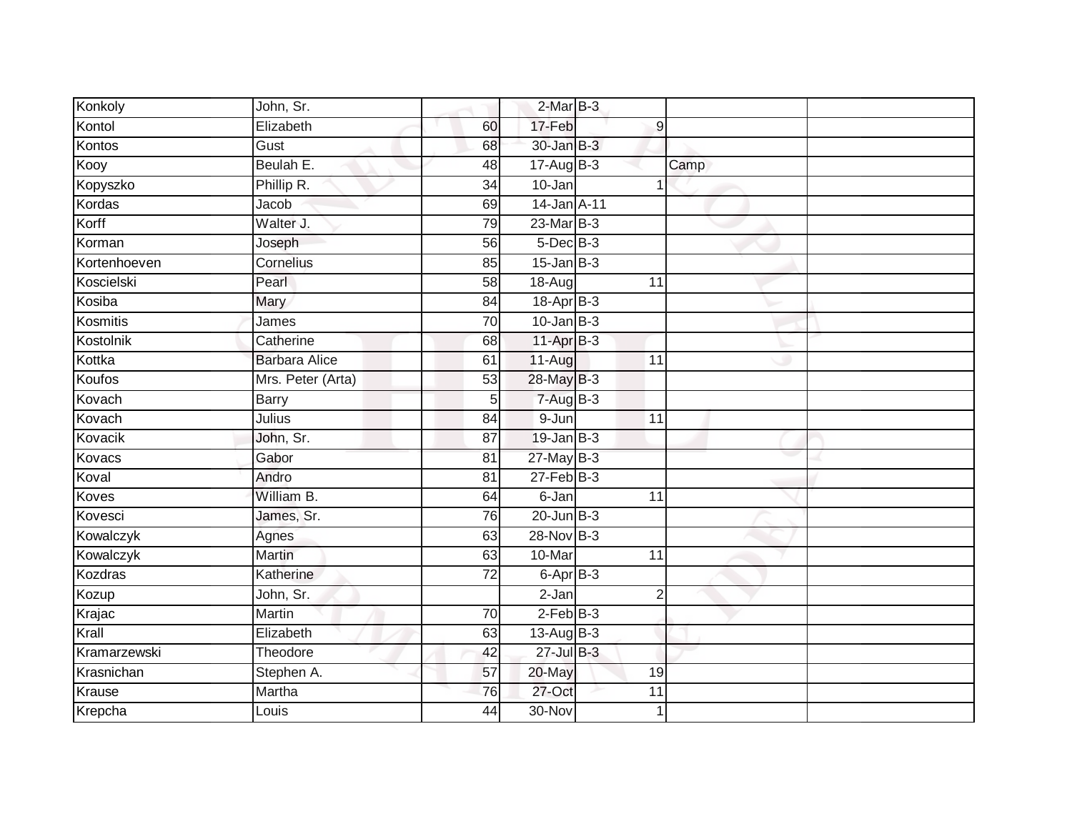| | | | | | | | |
|---|---|---|---|---|---|---|---|
| Konkoly | John, Sr. | | 2-Mar | B-3 | | | |
| Kontol | Elizabeth | 60 | 17-Feb | | 9 | | |
| Kontos | Gust | 68 | 30-Jan | B-3 | | | |
| Kooy | Beulah E. | 48 | 17-Aug | B-3 | | Camp | |
| Kopyszko | Phillip R. | 34 | 10-Jan | | 1 | | |
| Kordas | Jacob | 69 | 14-Jan | A-11 | | | |
| Korff | Walter J. | 79 | 23-Mar | B-3 | | | |
| Korman | Joseph | 56 | 5-Dec | B-3 | | | |
| Kortenhoeven | Cornelius | 85 | 15-Jan | B-3 | | | |
| Koscielski | Pearl | 58 | 18-Aug | | 11 | | |
| Kosiba | Mary | 84 | 18-Apr | B-3 | | | |
| Kosmitis | James | 70 | 10-Jan | B-3 | | | |
| Kostolnik | Catherine | 68 | 11-Apr | B-3 | | | |
| Kottka | Barbara Alice | 61 | 11-Aug | | 11 | | |
| Koufos | Mrs. Peter (Arta) | 53 | 28-May | B-3 | | | |
| Kovach | Barry | 5 | 7-Aug | B-3 | | | |
| Kovach | Julius | 84 | 9-Jun | | 11 | | |
| Kovacik | John, Sr. | 87 | 19-Jan | B-3 | | | |
| Kovacs | Gabor | 81 | 27-May | B-3 | | | |
| Koval | Andro | 81 | 27-Feb | B-3 | | | |
| Koves | William B. | 64 | 6-Jan | | 11 | | |
| Kovesci | James, Sr. | 76 | 20-Jun | B-3 | | | |
| Kowalczyk | Agnes | 63 | 28-Nov | B-3 | | | |
| Kowalczyk | Martin | 63 | 10-Mar | | 11 | | |
| Kozdras | Katherine | 72 | 6-Apr | B-3 | | | |
| Kozup | John, Sr. | | 2-Jan | | 2 | | |
| Krajac | Martin | 70 | 2-Feb | B-3 | | | |
| Krall | Elizabeth | 63 | 13-Aug | B-3 | | | |
| Kramarzewski | Theodore | 42 | 27-Jul | B-3 | | | |
| Krasnichan | Stephen A. | 57 | 20-May | | 19 | | |
| Krause | Martha | 76 | 27-Oct | | 11 | | |
| Krepcha | Louis | 44 | 30-Nov | | 1 | | |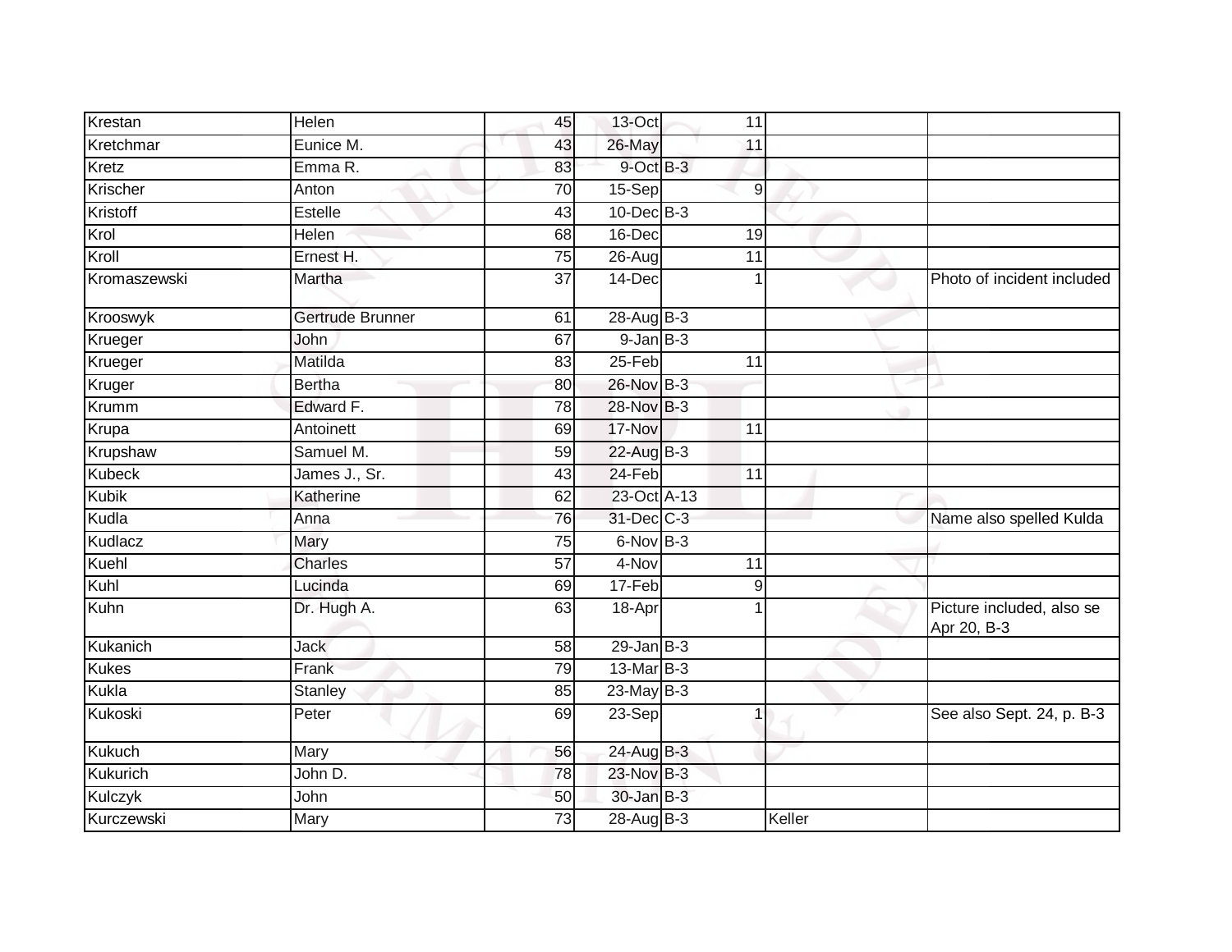| | | | | | | |
|---|---|---|---|---|---|---|
| Krestan | Helen | 45 | 13-Oct | 11 | | |
| Kretchmar | Eunice M. | 43 | 26-May | 11 | | |
| Kretz | Emma R. | 83 | 9-Oct | B-3 | | |
| Krischer | Anton | 70 | 15-Sep | 9 | | |
| Kristoff | Estelle | 43 | 10-Dec | B-3 | | |
| Krol | Helen | 68 | 16-Dec | 19 | | |
| Kroll | Ernest H. | 75 | 26-Aug | 11 | | |
| Kromaszewski | Martha | 37 | 14-Dec | 1 | | Photo of incident included |
| Krooswyk | Gertrude Brunner | 61 | 28-Aug | B-3 | | |
| Krueger | John | 67 | 9-Jan | B-3 | | |
| Krueger | Matilda | 83 | 25-Feb | 11 | | |
| Kruger | Bertha | 80 | 26-Nov | B-3 | | |
| Krumm | Edward F. | 78 | 28-Nov | B-3 | | |
| Krupa | Antoinett | 69 | 17-Nov | 11 | | |
| Krupshaw | Samuel M. | 59 | 22-Aug | B-3 | | |
| Kubeck | James J., Sr. | 43 | 24-Feb | 11 | | |
| Kubik | Katherine | 62 | 23-Oct | A-13 | | |
| Kudla | Anna | 76 | 31-Dec | C-3 | | Name also spelled Kulda |
| Kudlacz | Mary | 75 | 6-Nov | B-3 | | |
| Kuehl | Charles | 57 | 4-Nov | 11 | | |
| Kuhl | Lucinda | 69 | 17-Feb | 9 | | |
| Kuhn | Dr. Hugh A. | 63 | 18-Apr | 1 | | Picture included, also se Apr 20, B-3 |
| Kukanich | Jack | 58 | 29-Jan | B-3 | | |
| Kukes | Frank | 79 | 13-Mar | B-3 | | |
| Kukla | Stanley | 85 | 23-May | B-3 | | |
| Kukoski | Peter | 69 | 23-Sep | 1 | | See also Sept. 24, p. B-3 |
| Kukuch | Mary | 56 | 24-Aug | B-3 | | |
| Kukurich | John D. | 78 | 23-Nov | B-3 | | |
| Kulczyk | John | 50 | 30-Jan | B-3 | | |
| Kurczewski | Mary | 73 | 28-Aug | B-3 | Keller | |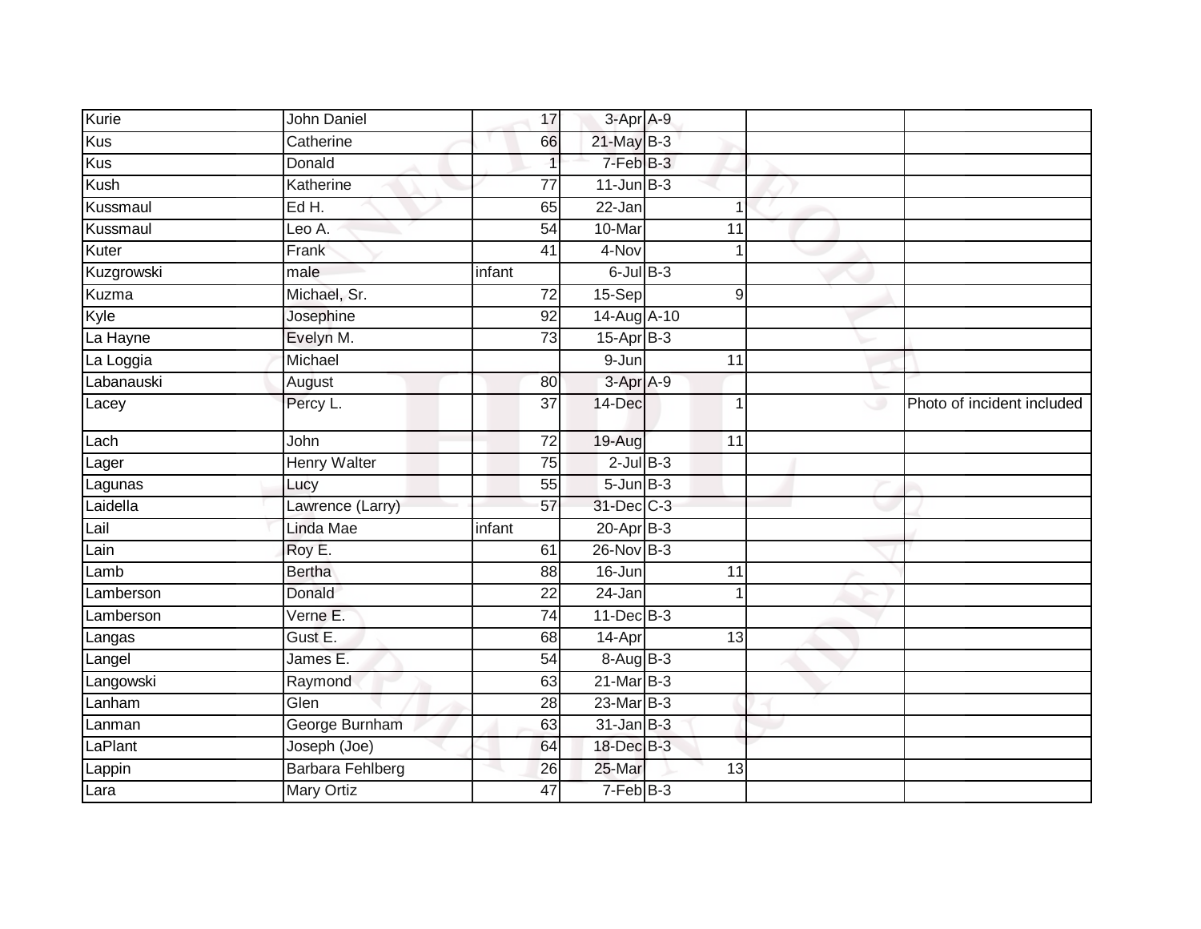| | | | | | | |
|---|---|---|---|---|---|---|
| Kurie | John Daniel | 17 | 3-Apr | A-9 | | |
| Kus | Catherine | 66 | 21-May | B-3 | | |
| Kus | Donald | 1 | 7-Feb | B-3 | | |
| Kush | Katherine | 77 | 11-Jun | B-3 | | |
| Kussmaul | Ed H. | 65 | 22-Jan | 1 | | |
| Kussmaul | Leo A. | 54 | 10-Mar | 11 | | |
| Kuter | Frank | 41 | 4-Nov | 1 | | |
| Kuzgrowski | male | infant | 6-Jul | B-3 | | |
| Kuzma | Michael, Sr. | 72 | 15-Sep | 9 | | |
| Kyle | Josephine | 92 | 14-Aug | A-10 | | |
| La Hayne | Evelyn M. | 73 | 15-Apr | B-3 | | |
| La Loggia | Michael | | 9-Jun | 11 | | |
| Labanauski | August | 80 | 3-Apr | A-9 | | |
| Lacey | Percy L. | 37 | 14-Dec | 1 | | Photo of incident included |
| Lach | John | 72 | 19-Aug | 11 | | |
| Lager | Henry Walter | 75 | 2-Jul | B-3 | | |
| Lagunas | Lucy | 55 | 5-Jun | B-3 | | |
| Laidella | Lawrence (Larry) | 57 | 31-Dec | C-3 | | |
| Lail | Linda Mae | infant | 20-Apr | B-3 | | |
| Lain | Roy E. | 61 | 26-Nov | B-3 | | |
| Lamb | Bertha | 88 | 16-Jun | 11 | | |
| Lamberson | Donald | 22 | 24-Jan | 1 | | |
| Lamberson | Verne E. | 74 | 11-Dec | B-3 | | |
| Langas | Gust E. | 68 | 14-Apr | 13 | | |
| Langel | James E. | 54 | 8-Aug | B-3 | | |
| Langowski | Raymond | 63 | 21-Mar | B-3 | | |
| Lanham | Glen | 28 | 23-Mar | B-3 | | |
| Lanman | George Burnham | 63 | 31-Jan | B-3 | | |
| LaPlant | Joseph (Joe) | 64 | 18-Dec | B-3 | | |
| Lappin | Barbara Fehlberg | 26 | 25-Mar | 13 | | |
| Lara | Mary Ortiz | 47 | 7-Feb | B-3 | | |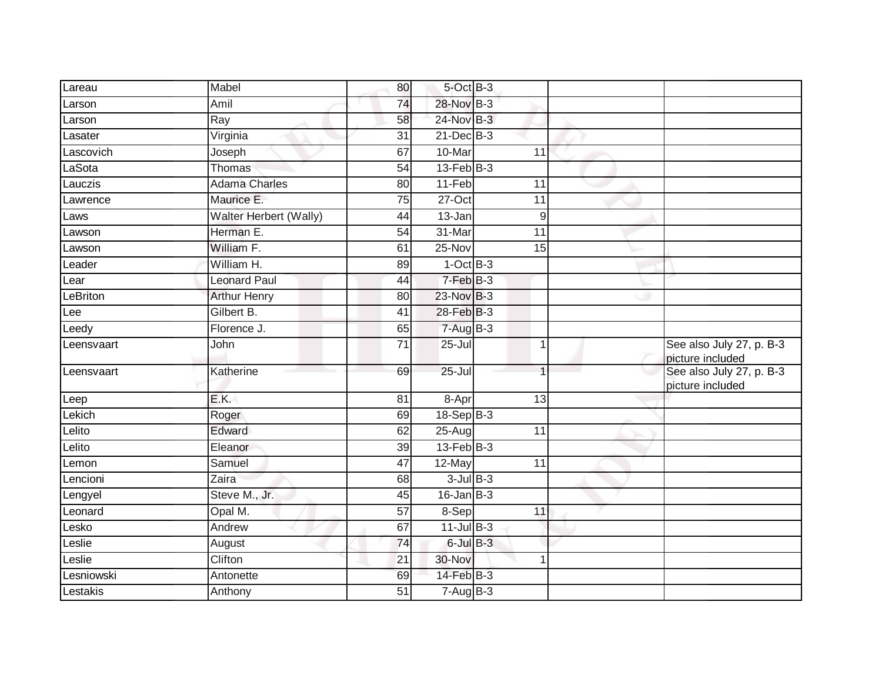| | | | | | | | |
|---|---|---|---|---|---|---|---|
| Lareau | Mabel | 80 | 5-Oct | B-3 | | | |
| Larson | Amil | 74 | 28-Nov | B-3 | | | |
| Larson | Ray | 58 | 24-Nov | B-3 | | | |
| Lasater | Virginia | 31 | 21-Dec | B-3 | | | |
| Lascovich | Joseph | 67 | 10-Mar | | 11 | | |
| LaSota | Thomas | 54 | 13-Feb | B-3 | | | |
| Lauczis | Adama Charles | 80 | 11-Feb | | 11 | | |
| Lawrence | Maurice E. | 75 | 27-Oct | | 11 | | |
| Laws | Walter Herbert (Wally) | 44 | 13-Jan | | 9 | | |
| Lawson | Herman E. | 54 | 31-Mar | | 11 | | |
| Lawson | William F. | 61 | 25-Nov | | 15 | | |
| Leader | William H. | 89 | 1-Oct | B-3 | | | |
| Lear | Leonard Paul | 44 | 7-Feb | B-3 | | | |
| LeBriton | Arthur Henry | 80 | 23-Nov | B-3 | | | |
| Lee | Gilbert B. | 41 | 28-Feb | B-3 | | | |
| Leedy | Florence J. | 65 | 7-Aug | B-3 | | | |
| Leensvaart | John | 71 | 25-Jul | | 1 | | See also July 27, p. B-3 picture included |
| Leensvaart | Katherine | 69 | 25-Jul | | 1 | | See also July 27, p. B-3 picture included |
| Leep | E.K. | 81 | 8-Apr | | 13 | | |
| Lekich | Roger | 69 | 18-Sep | B-3 | | | |
| Lelito | Edward | 62 | 25-Aug | | 11 | | |
| Lelito | Eleanor | 39 | 13-Feb | B-3 | | | |
| Lemon | Samuel | 47 | 12-May | | 11 | | |
| Lencioni | Zaira | 68 | 3-Jul | B-3 | | | |
| Lengyel | Steve M., Jr. | 45 | 16-Jan | B-3 | | | |
| Leonard | Opal M. | 57 | 8-Sep | | 11 | | |
| Lesko | Andrew | 67 | 11-Jul | B-3 | | | |
| Leslie | August | 74 | 6-Jul | B-3 | | | |
| Leslie | Clifton | 21 | 30-Nov | | 1 | | |
| Lesniowski | Antonette | 69 | 14-Feb | B-3 | | | |
| Lestakis | Anthony | 51 | 7-Aug | B-3 | | | |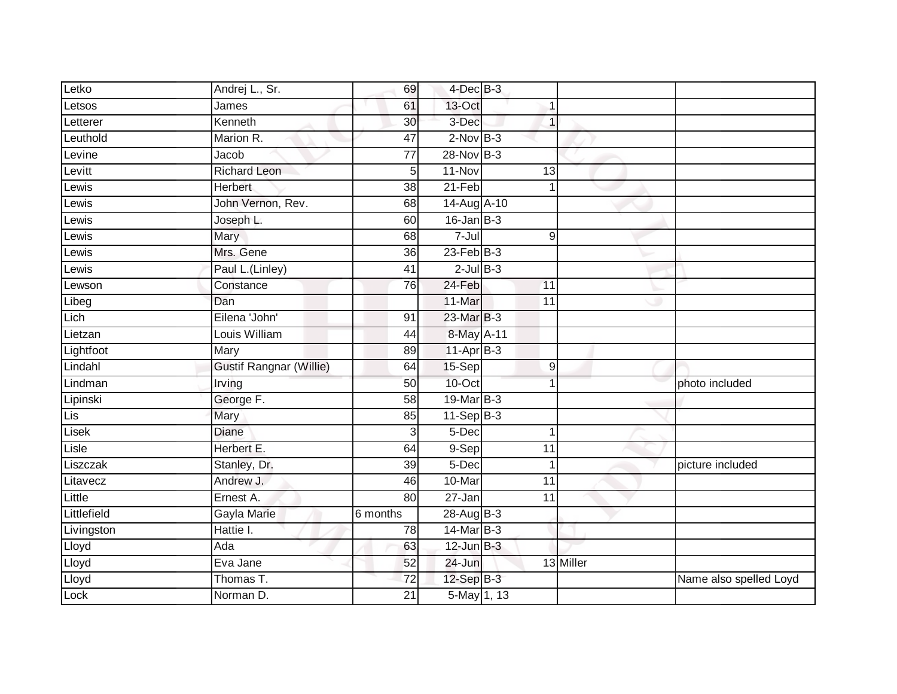| | | | | | | |
|---|---|---|---|---|---|---|
| Letko | Andrej L., Sr. | 69 | 4-Dec | B-3 | | |
| Letsos | James | 61 | 13-Oct | 1 | | |
| Letterer | Kenneth | 30 | 3-Dec | 1 | | |
| Leuthold | Marion R. | 47 | 2-Nov | B-3 | | |
| Levine | Jacob | 77 | 28-Nov | B-3 | | |
| Levitt | Richard Leon | 5 | 11-Nov | 13 | | |
| Lewis | Herbert | 38 | 21-Feb | 1 | | |
| Lewis | John Vernon, Rev. | 68 | 14-Aug | A-10 | | |
| Lewis | Joseph L. | 60 | 16-Jan | B-3 | | |
| Lewis | Mary | 68 | 7-Jul | 9 | | |
| Lewis | Mrs. Gene | 36 | 23-Feb | B-3 | | |
| Lewis | Paul L.(Linley) | 41 | 2-Jul | B-3 | | |
| Lewson | Constance | 76 | 24-Feb | 11 | | |
| Libeg | Dan | | 11-Mar | 11 | | |
| Lich | Eilena 'John' | 91 | 23-Mar | B-3 | | |
| Lietzan | Louis William | 44 | 8-May | A-11 | | |
| Lightfoot | Mary | 89 | 11-Apr | B-3 | | |
| Lindahl | Gustif Rangnar (Willie) | 64 | 15-Sep | 9 | | |
| Lindman | Irving | 50 | 10-Oct | 1 | | photo included |
| Lipinski | George F. | 58 | 19-Mar | B-3 | | |
| Lis | Mary | 85 | 11-Sep | B-3 | | |
| Lisek | Diane | 3 | 5-Dec | 1 | | |
| Lisle | Herbert E. | 64 | 9-Sep | 11 | | |
| Liszczak | Stanley, Dr. | 39 | 5-Dec | 1 | | picture included |
| Litavecz | Andrew J. | 46 | 10-Mar | 11 | | |
| Little | Ernest A. | 80 | 27-Jan | 11 | | |
| Littlefield | Gayla Marie | 6 months | 28-Aug | B-3 | | |
| Livingston | Hattie I. | 78 | 14-Mar | B-3 | | |
| Lloyd | Ada | 63 | 12-Jun | B-3 | | |
| Lloyd | Eva Jane | 52 | 24-Jun | 13 | Miller | |
| Lloyd | Thomas T. | 72 | 12-Sep | B-3 | | Name also spelled Loyd |
| Lock | Norman D. | 21 | 5-May | 1, 13 | | |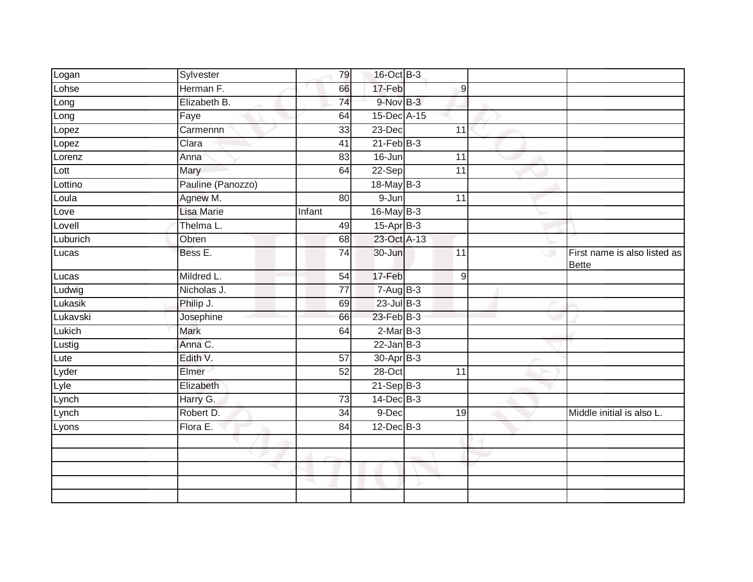| | | | | | | |
|---|---|---|---|---|---|---|
| Logan | Sylvester | 79 | 16-Oct | B-3 | | |
| Lohse | Herman F. | 66 | 17-Feb | 9 | | |
| Long | Elizabeth B. | 74 | 9-Nov | B-3 | | |
| Long | Faye | 64 | 15-Dec | A-15 | | |
| Lopez | Carmennn | 33 | 23-Dec | 11 | | |
| Lopez | Clara | 41 | 21-Feb | B-3 | | |
| Lorenz | Anna | 83 | 16-Jun | 11 | | |
| Lott | Mary | 64 | 22-Sep | 11 | | |
| Lottino | Pauline (Panozzo) | | 18-May | B-3 | | |
| Loula | Agnew M. | 80 | 9-Jun | 11 | | |
| Love | Lisa Marie | Infant | 16-May | B-3 | | |
| Lovell | Thelma L. | 49 | 15-Apr | B-3 | | |
| Luburich | Obren | 68 | 23-Oct | A-13 | | |
| Lucas | Bess E. | 74 | 30-Jun | 11 | | First name is also listed as Bette |
| Lucas | Mildred L. | 54 | 17-Feb | 9 | | |
| Ludwig | Nicholas J. | 77 | 7-Aug | B-3 | | |
| Lukasik | Philip J. | 69 | 23-Jul | B-3 | | |
| Lukavski | Josephine | 66 | 23-Feb | B-3 | | |
| Lukich | Mark | 64 | 2-Mar | B-3 | | |
| Lustig | Anna C. | | 22-Jan | B-3 | | |
| Lute | Edith V. | 57 | 30-Apr | B-3 | | |
| Lyder | Elmer | 52 | 28-Oct | 11 | | |
| Lyle | Elizabeth | | 21-Sep | B-3 | | |
| Lynch | Harry G. | 73 | 14-Dec | B-3 | | |
| Lynch | Robert D. | 34 | 9-Dec | 19 | | Middle initial is also L. |
| Lyons | Flora E. | 84 | 12-Dec | B-3 | | |
| | | | | | | |
| | | | | | | |
| | | | | | | |
| | | | | | | |
| | | | | | | |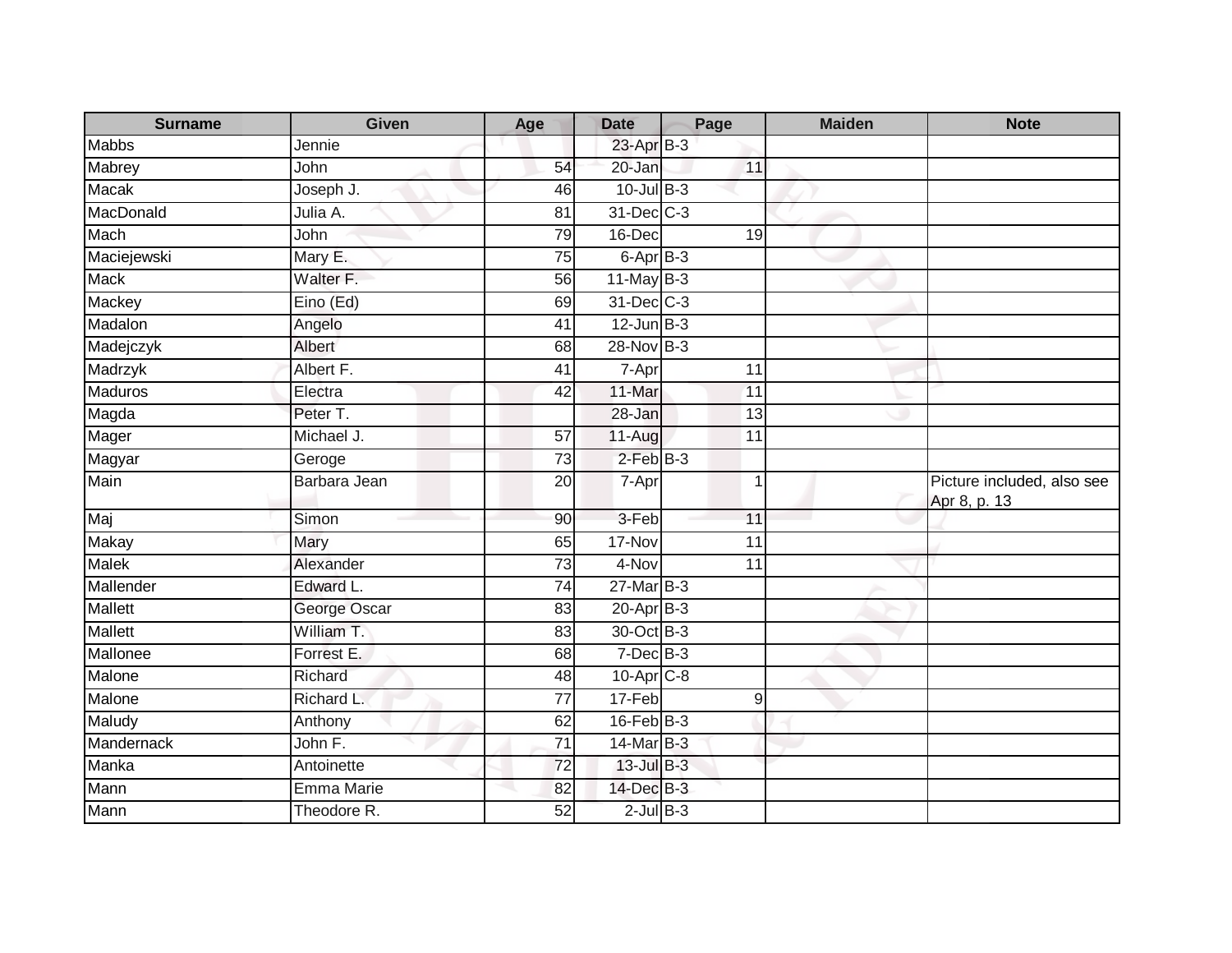| Surname | Given | Age | Date | Page | Maiden | Note |
| --- | --- | --- | --- | --- | --- | --- |
| Mabbs | Jennie | | 23-Apr | B-3 | | |
| Mabrey | John | 54 | 20-Jan | 11 | | |
| Macak | Joseph J. | 46 | 10-Jul | B-3 | | |
| MacDonald | Julia A. | 81 | 31-Dec | C-3 | | |
| Mach | John | 79 | 16-Dec | 19 | | |
| Maciejewski | Mary E. | 75 | 6-Apr | B-3 | | |
| Mack | Walter F. | 56 | 11-May | B-3 | | |
| Mackey | Eino (Ed) | 69 | 31-Dec | C-3 | | |
| Madalon | Angelo | 41 | 12-Jun | B-3 | | |
| Madejczyk | Albert | 68 | 28-Nov | B-3 | | |
| Madrzyk | Albert F. | 41 | 7-Apr | 11 | | |
| Maduros | Electra | 42 | 11-Mar | 11 | | |
| Magda | Peter T. | | 28-Jan | 13 | | |
| Mager | Michael J. | 57 | 11-Aug | 11 | | |
| Magyar | Geroge | 73 | 2-Feb | B-3 | | |
| Main | Barbara Jean | 20 | 7-Apr | 1 | | Picture included, also see Apr 8, p. 13 |
| Maj | Simon | 90 | 3-Feb | 11 | | |
| Makay | Mary | 65 | 17-Nov | 11 | | |
| Malek | Alexander | 73 | 4-Nov | 11 | | |
| Mallender | Edward L. | 74 | 27-Mar | B-3 | | |
| Mallett | George Oscar | 83 | 20-Apr | B-3 | | |
| Mallett | William T. | 83 | 30-Oct | B-3 | | |
| Mallonee | Forrest E. | 68 | 7-Dec | B-3 | | |
| Malone | Richard | 48 | 10-Apr | C-8 | | |
| Malone | Richard L. | 77 | 17-Feb | 9 | | |
| Maludy | Anthony | 62 | 16-Feb | B-3 | | |
| Mandernack | John F. | 71 | 14-Mar | B-3 | | |
| Manka | Antoinette | 72 | 13-Jul | B-3 | | |
| Mann | Emma Marie | 82 | 14-Dec | B-3 | | |
| Mann | Theodore R. | 52 | 2-Jul | B-3 | | |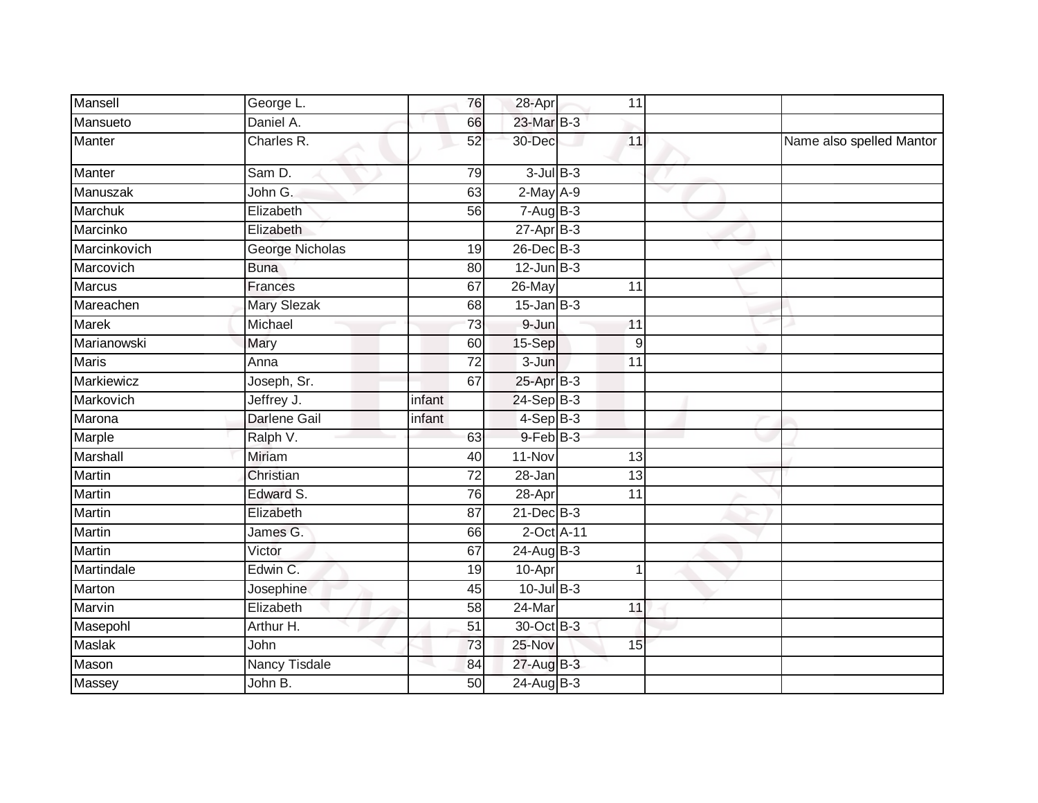| Mansell | George L. | 76 | 28-Apr | 11 | | |
|---|---|---|---|---|---|---|
| Mansueto | Daniel A. | 66 | 23-Mar | B-3 | | |
| Manter | Charles R. | 52 | 30-Dec | 11 | | Name also spelled Mantor |
| Manter | Sam D. | 79 | 3-Jul | B-3 | | |
| Manuszak | John G. | 63 | 2-May | A-9 | | |
| Marchuk | Elizabeth | 56 | 7-Aug | B-3 | | |
| Marcinko | Elizabeth | | 27-Apr | B-3 | | |
| Marcinkovich | George Nicholas | 19 | 26-Dec | B-3 | | |
| Marcovich | Buna | 80 | 12-Jun | B-3 | | |
| Marcus | Frances | 67 | 26-May | 11 | | |
| Mareachen | Mary Slezak | 68 | 15-Jan | B-3 | | |
| Marek | Michael | 73 | 9-Jun | 11 | | |
| Marianowski | Mary | 60 | 15-Sep | 9 | | |
| Maris | Anna | 72 | 3-Jun | 11 | | |
| Markiewicz | Joseph, Sr. | 67 | 25-Apr | B-3 | | |
| Markovich | Jeffrey J. | infant | 24-Sep | B-3 | | |
| Marona | Darlene Gail | infant | 4-Sep | B-3 | | |
| Marple | Ralph V. | 63 | 9-Feb | B-3 | | |
| Marshall | Miriam | 40 | 11-Nov | 13 | | |
| Martin | Christian | 72 | 28-Jan | 13 | | |
| Martin | Edward S. | 76 | 28-Apr | 11 | | |
| Martin | Elizabeth | 87 | 21-Dec | B-3 | | |
| Martin | James G. | 66 | 2-Oct | A-11 | | |
| Martin | Victor | 67 | 24-Aug | B-3 | | |
| Martindale | Edwin C. | 19 | 10-Apr | 1 | | |
| Marton | Josephine | 45 | 10-Jul | B-3 | | |
| Marvin | Elizabeth | 58 | 24-Mar | 11 | | |
| Masepohl | Arthur H. | 51 | 30-Oct | B-3 | | |
| Maslak | John | 73 | 25-Nov | 15 | | |
| Mason | Nancy Tisdale | 84 | 27-Aug | B-3 | | |
| Massey | John B. | 50 | 24-Aug | B-3 | | |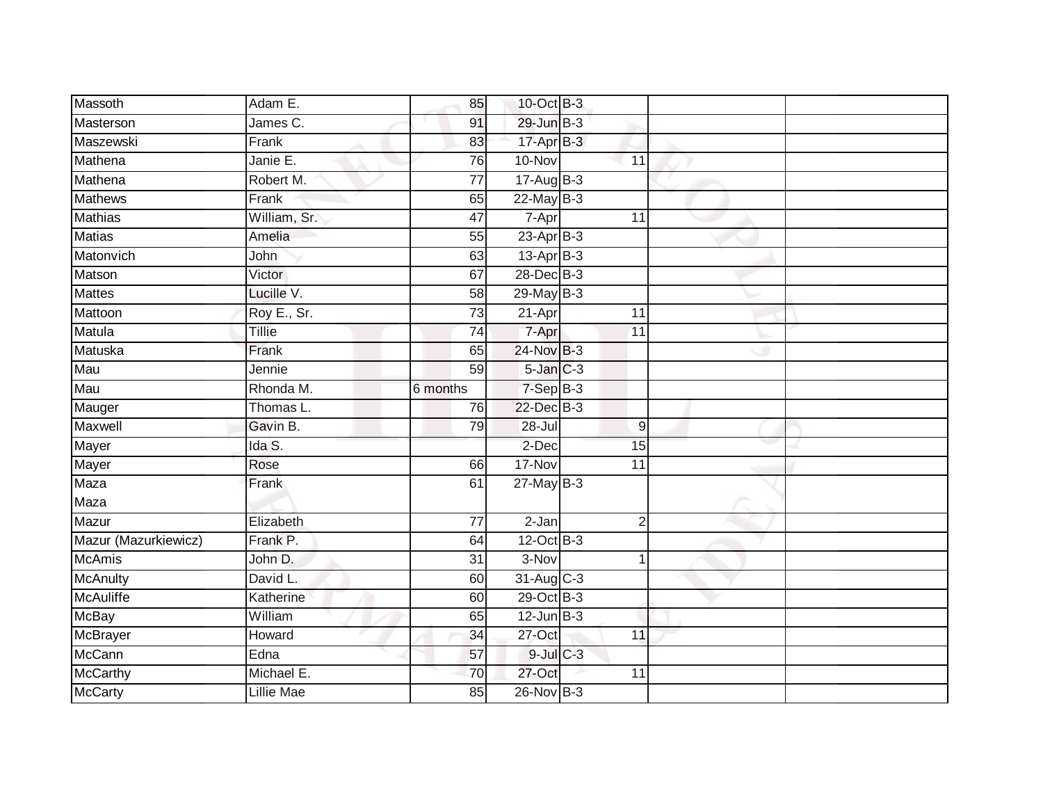| | | | | | | |
|---|---|---|---|---|---|---|
| Massoth | Adam E. | 85 | 10-Oct | B-3 | | |
| Masterson | James C. | 91 | 29-Jun | B-3 | | |
| Maszewski | Frank | 83 | 17-Apr | B-3 | | |
| Mathena | Janie E. | 76 | 10-Nov | 11 | | |
| Mathena | Robert M. | 77 | 17-Aug | B-3 | | |
| Mathews | Frank | 65 | 22-May | B-3 | | |
| Mathias | William, Sr. | 47 | 7-Apr | 11 | | |
| Matias | Amelia | 55 | 23-Apr | B-3 | | |
| Matonvich | John | 63 | 13-Apr | B-3 | | |
| Matson | Victor | 67 | 28-Dec | B-3 | | |
| Mattes | Lucille V. | 58 | 29-May | B-3 | | |
| Mattoon | Roy E., Sr. | 73 | 21-Apr | 11 | | |
| Matula | Tillie | 74 | 7-Apr | 11 | | |
| Matuska | Frank | 65 | 24-Nov | B-3 | | |
| Mau | Jennie | 59 | 5-Jan | C-3 | | |
| Mau | Rhonda M. | 6 months | 7-Sep | B-3 | | |
| Mauger | Thomas L. | 76 | 22-Dec | B-3 | | |
| Maxwell | Gavin B. | 79 | 28-Jul | 9 | | |
| Mayer | Ida S. | | 2-Dec | 15 | | |
| Mayer | Rose | 66 | 17-Nov | 11 | | |
| Maza<br>Maza | Frank | 61 | 27-May | B-3 | | |
| Mazur | Elizabeth | 77 | 2-Jan | 2 | | |
| Mazur (Mazurkiewicz) | Frank P. | 64 | 12-Oct | B-3 | | |
| McAmis | John D. | 31 | 3-Nov | 1 | | |
| McAnulty | David L. | 60 | 31-Aug | C-3 | | |
| McAuliffe | Katherine | 60 | 29-Oct | B-3 | | |
| McBay | William | 65 | 12-Jun | B-3 | | |
| McBrayer | Howard | 34 | 27-Oct | 11 | | |
| McCann | Edna | 57 | 9-Jul | C-3 | | |
| McCarthy | Michael E. | 70 | 27-Oct | 11 | | |
| McCarty | Lillie Mae | 85 | 26-Nov | B-3 | | |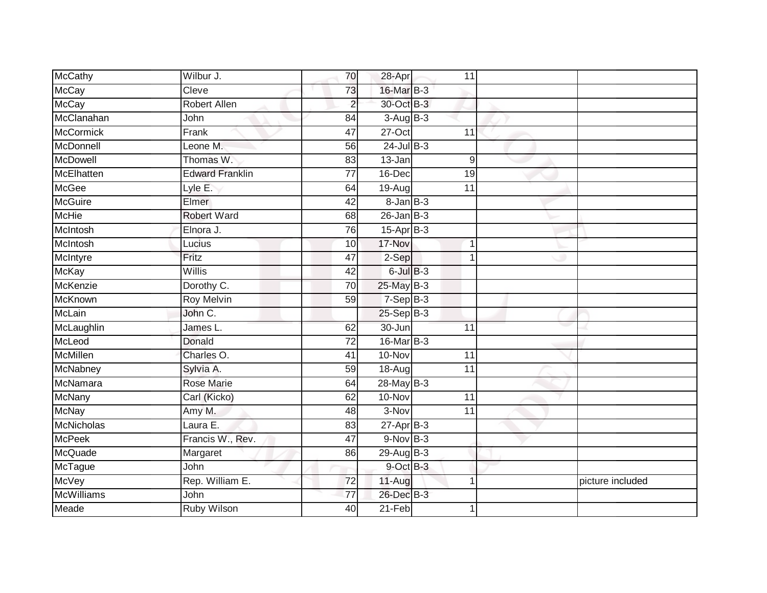| | | | | | | | |
|---|---|---|---|---|---|---|---|
| McCathy | Wilbur J. | 70 | 28-Apr | | 11 | | |
| McCay | Cleve | 73 | 16-Mar | B-3 | | | |
| McCay | Robert Allen | 2 | 30-Oct | B-3 | | | |
| McClanahan | John | 84 | 3-Aug | B-3 | | | |
| McCormick | Frank | 47 | 27-Oct | | 11 | | |
| McDonnell | Leone M. | 56 | 24-Jul | B-3 | | | |
| McDowell | Thomas W. | 83 | 13-Jan | | 9 | | |
| McElhatten | Edward Franklin | 77 | 16-Dec | | 19 | | |
| McGee | Lyle E. | 64 | 19-Aug | | 11 | | |
| McGuire | Elmer | 42 | 8-Jan | B-3 | | | |
| McHie | Robert Ward | 68 | 26-Jan | B-3 | | | |
| McIntosh | Elnora J. | 76 | 15-Apr | B-3 | | | |
| McIntosh | Lucius | 10 | 17-Nov | | 1 | | |
| McIntyre | Fritz | 47 | 2-Sep | | 1 | | |
| McKay | Willis | 42 | 6-Jul | B-3 | | | |
| McKenzie | Dorothy C. | 70 | 25-May | B-3 | | | |
| McKnown | Roy Melvin | 59 | 7-Sep | B-3 | | | |
| McLain | John C. | | 25-Sep | B-3 | | | |
| McLaughlin | James L. | 62 | 30-Jun | | 11 | | |
| McLeod | Donald | 72 | 16-Mar | B-3 | | | |
| McMillen | Charles O. | 41 | 10-Nov | | 11 | | |
| McNabney | Sylvia A. | 59 | 18-Aug | | 11 | | |
| McNamara | Rose Marie | 64 | 28-May | B-3 | | | |
| McNany | Carl (Kicko) | 62 | 10-Nov | | 11 | | |
| McNay | Amy M. | 48 | 3-Nov | | 11 | | |
| McNicholas | Laura E. | 83 | 27-Apr | B-3 | | | |
| McPeek | Francis W., Rev. | 47 | 9-Nov | B-3 | | | |
| McQuade | Margaret | 86 | 29-Aug | B-3 | | | |
| McTague | John | | 9-Oct | B-3 | | | |
| McVey | Rep. William E. | 72 | 11-Aug | | 1 | | picture included |
| McWilliams | John | 77 | 26-Dec | B-3 | | | |
| Meade | Ruby Wilson | 40 | 21-Feb | | 1 | | |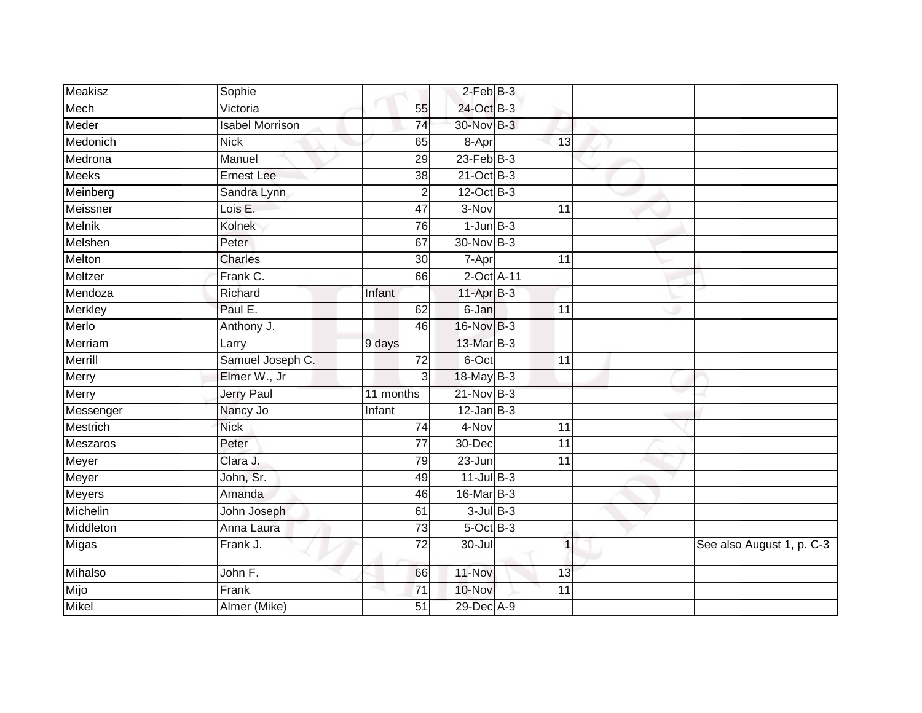| | | | | | | | |
|---|---|---|---|---|---|---|---|
| Meakisz | Sophie | | 2-Feb | B-3 | | | |
| Mech | Victoria | 55 | 24-Oct | B-3 | | | |
| Meder | Isabel Morrison | 74 | 30-Nov | B-3 | | | |
| Medonich | Nick | 65 | 8-Apr | | 13 | | |
| Medrona | Manuel | 29 | 23-Feb | B-3 | | | |
| Meeks | Ernest Lee | 38 | 21-Oct | B-3 | | | |
| Meinberg | Sandra Lynn | 2 | 12-Oct | B-3 | | | |
| Meissner | Lois E. | 47 | 3-Nov | | 11 | | |
| Melnik | Kolnek | 76 | 1-Jun | B-3 | | | |
| Melshen | Peter | 67 | 30-Nov | B-3 | | | |
| Melton | Charles | 30 | 7-Apr | | 11 | | |
| Meltzer | Frank C. | 66 | 2-Oct | A-11 | | | |
| Mendoza | Richard | Infant | 11-Apr | B-3 | | | |
| Merkley | Paul E. | 62 | 6-Jan | | 11 | | |
| Merlo | Anthony J. | 46 | 16-Nov | B-3 | | | |
| Merriam | Larry | 9 days | 13-Mar | B-3 | | | |
| Merrill | Samuel Joseph C. | 72 | 6-Oct | | 11 | | |
| Merry | Elmer W., Jr | 3 | 18-May | B-3 | | | |
| Merry | Jerry Paul | 11 months | 21-Nov | B-3 | | | |
| Messenger | Nancy Jo | Infant | 12-Jan | B-3 | | | |
| Mestrich | Nick | 74 | 4-Nov | | 11 | | |
| Meszaros | Peter | 77 | 30-Dec | | 11 | | |
| Meyer | Clara J. | 79 | 23-Jun | | 11 | | |
| Meyer | John, Sr. | 49 | 11-Jul | B-3 | | | |
| Meyers | Amanda | 46 | 16-Mar | B-3 | | | |
| Michelin | John Joseph | 61 | 3-Jul | B-3 | | | |
| Middleton | Anna Laura | 73 | 5-Oct | B-3 | | | |
| Migas | Frank J. | 72 | 30-Jul | | 1 | | See also August 1, p. C-3 |
| Mihalso | John F. | 66 | 11-Nov | | 13 | | |
| Mijo | Frank | 71 | 10-Nov | | 11 | | |
| Mikel | Almer (Mike) | 51 | 29-Dec | A-9 | | | |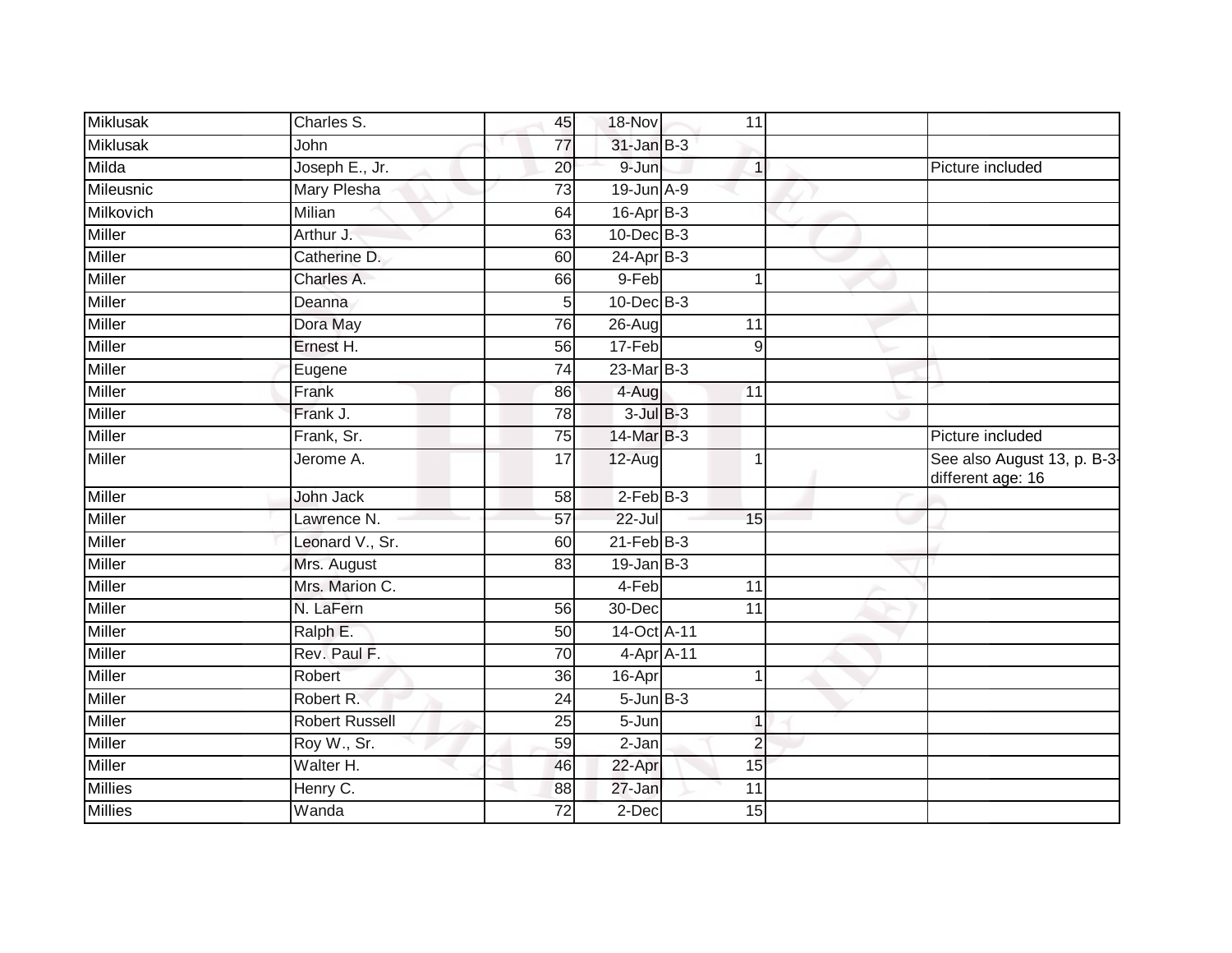| | | | | | | | |
|---|---|---|---|---|---|---|---|
| Miklusak | Charles S. | 45 | 18-Nov | | 11 | | |
| Miklusak | John | 77 | 31-Jan | B-3 | | | |
| Milda | Joseph E., Jr. | 20 | 9-Jun | | 1 | | Picture included |
| Mileusnic | Mary Plesha | 73 | 19-Jun | A-9 | | | |
| Milkovich | Milian | 64 | 16-Apr | B-3 | | | |
| Miller | Arthur J. | 63 | 10-Dec | B-3 | | | |
| Miller | Catherine D. | 60 | 24-Apr | B-3 | | | |
| Miller | Charles A. | 66 | 9-Feb | | 1 | | |
| Miller | Deanna | 5 | 10-Dec | B-3 | | | |
| Miller | Dora May | 76 | 26-Aug | | 11 | | |
| Miller | Ernest H. | 56 | 17-Feb | | 9 | | |
| Miller | Eugene | 74 | 23-Mar | B-3 | | | |
| Miller | Frank | 86 | 4-Aug | | 11 | | |
| Miller | Frank J. | 78 | 3-Jul | B-3 | | | |
| Miller | Frank, Sr. | 75 | 14-Mar | B-3 | | | Picture included |
| Miller | Jerome A. | 17 | 12-Aug | | 1 | | See also August 13, p. B-3-different age: 16 |
| Miller | John Jack | 58 | 2-Feb | B-3 | | | |
| Miller | Lawrence N. | 57 | 22-Jul | | 15 | | |
| Miller | Leonard V., Sr. | 60 | 21-Feb | B-3 | | | |
| Miller | Mrs. August | 83 | 19-Jan | B-3 | | | |
| Miller | Mrs. Marion C. | | 4-Feb | | 11 | | |
| Miller | N. LaFern | 56 | 30-Dec | | 11 | | |
| Miller | Ralph E. | 50 | 14-Oct | A-11 | | | |
| Miller | Rev. Paul F. | 70 | 4-Apr | A-11 | | | |
| Miller | Robert | 36 | 16-Apr | | 1 | | |
| Miller | Robert R. | 24 | 5-Jun | B-3 | | | |
| Miller | Robert Russell | 25 | 5-Jun | | 1 | | |
| Miller | Roy W., Sr. | 59 | 2-Jan | | 2 | | |
| Miller | Walter H. | 46 | 22-Apr | | 15 | | |
| Millies | Henry C. | 88 | 27-Jan | | 11 | | |
| Millies | Wanda | 72 | 2-Dec | | 15 | | |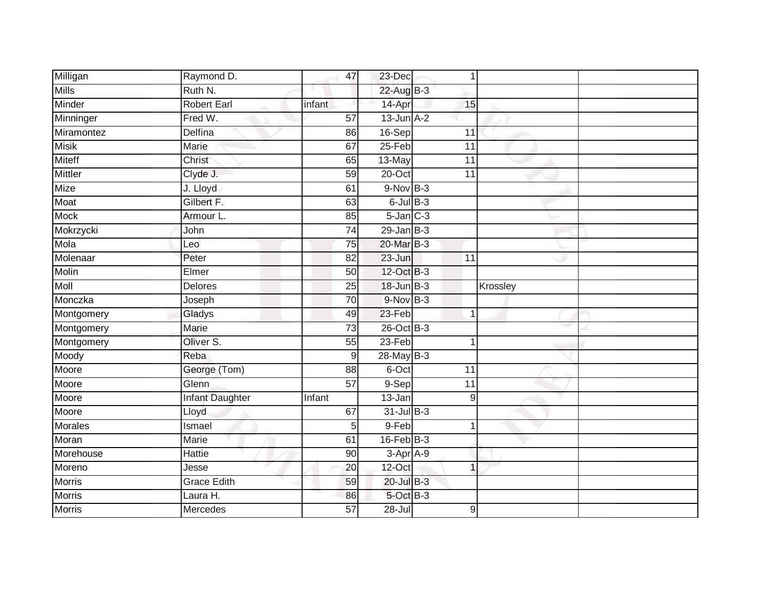| | | | | | | |
|---|---|---|---|---|---|---|
| Milligan | Raymond D. | 47 | 23-Dec | 1 | | |
| Mills | Ruth N. | | 22-Aug | B-3 | | |
| Minder | Robert Earl | infant | 14-Apr | 15 | | |
| Minninger | Fred W. | 57 | 13-Jun | A-2 | | |
| Miramontez | Delfina | 86 | 16-Sep | 11 | | |
| Misik | Marie | 67 | 25-Feb | 11 | | |
| Miteff | Christ | 65 | 13-May | 11 | | |
| Mittler | Clyde J. | 59 | 20-Oct | 11 | | |
| Mize | J. Lloyd | 61 | 9-Nov | B-3 | | |
| Moat | Gilbert F. | 63 | 6-Jul | B-3 | | |
| Mock | Armour L. | 85 | 5-Jan | C-3 | | |
| Mokrzycki | John | 74 | 29-Jan | B-3 | | |
| Mola | Leo | 75 | 20-Mar | B-3 | | |
| Molenaar | Peter | 82 | 23-Jun | 11 | | |
| Molin | Elmer | 50 | 12-Oct | B-3 | | |
| Moll | Delores | 25 | 18-Jun | B-3 | Krossley | |
| Monczka | Joseph | 70 | 9-Nov | B-3 | | |
| Montgomery | Gladys | 49 | 23-Feb | 1 | | |
| Montgomery | Marie | 73 | 26-Oct | B-3 | | |
| Montgomery | Oliver S. | 55 | 23-Feb | 1 | | |
| Moody | Reba | 9 | 28-May | B-3 | | |
| Moore | George (Tom) | 88 | 6-Oct | 11 | | |
| Moore | Glenn | 57 | 9-Sep | 11 | | |
| Moore | Infant Daughter | Infant | 13-Jan | 9 | | |
| Moore | Lloyd | 67 | 31-Jul | B-3 | | |
| Morales | Ismael | 5 | 9-Feb | 1 | | |
| Moran | Marie | 61 | 16-Feb | B-3 | | |
| Morehouse | Hattie | 90 | 3-Apr | A-9 | | |
| Moreno | Jesse | 20 | 12-Oct | 1 | | |
| Morris | Grace Edith | 59 | 20-Jul | B-3 | | |
| Morris | Laura H. | 86 | 5-Oct | B-3 | | |
| Morris | Mercedes | 57 | 28-Jul | 9 | | |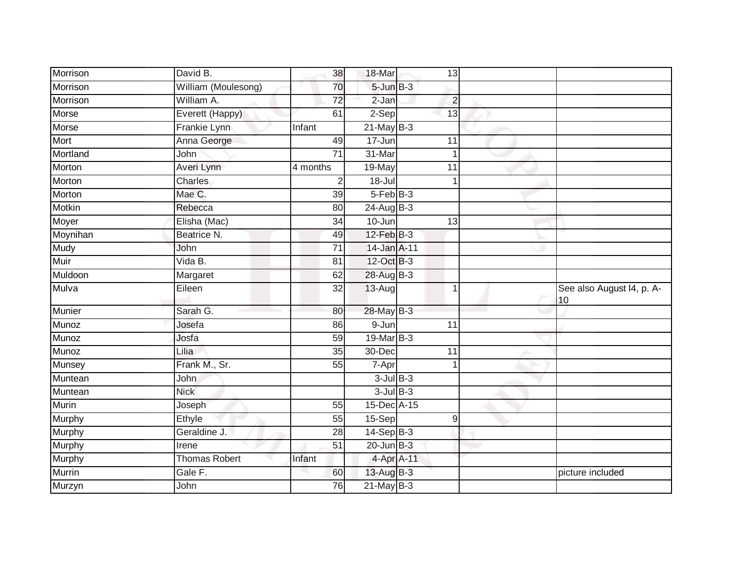| | | | | | | | |
|---|---|---|---|---|---|---|---|
| Morrison | David B. | 38 | 18-Mar | | 13 | | |
| Morrison | William (Moulesong) | 70 | 5-Jun | B-3 | | | |
| Morrison | William A. | 72 | 2-Jan | | 2 | | |
| Morse | Everett (Happy) | 61 | 2-Sep | | 13 | | |
| Morse | Frankie Lynn | Infant | 21-May | B-3 | | | |
| Mort | Anna George | 49 | 17-Jun | | 11 | | |
| Mortland | John | 71 | 31-Mar | | 1 | | |
| Morton | Averi Lynn | 4 months | 19-May | | 11 | | |
| Morton | Charles | 2 | 18-Jul | | 1 | | |
| Morton | Mae C. | 39 | 5-Feb | B-3 | | | |
| Motkin | Rebecca | 80 | 24-Aug | B-3 | | | |
| Moyer | Elisha (Mac) | 34 | 10-Jun | | 13 | | |
| Moynihan | Beatrice N. | 49 | 12-Feb | B-3 | | | |
| Mudy | John | 71 | 14-Jan | A-11 | | | |
| Muir | Vida B. | 81 | 12-Oct | B-3 | | | |
| Muldoon | Margaret | 62 | 28-Aug | B-3 | | | |
| Mulva | Eileen | 32 | 13-Aug | | 1 | | See also August l4, p. A-10 |
| Munier | Sarah G. | 80 | 28-May | B-3 | | | |
| Munoz | Josefa | 86 | 9-Jun | | 11 | | |
| Munoz | Josfa | 59 | 19-Mar | B-3 | | | |
| Munoz | Lilia | 35 | 30-Dec | | 11 | | |
| Munsey | Frank M., Sr. | 55 | 7-Apr | | 1 | | |
| Muntean | John | | 3-Jul | B-3 | | | |
| Muntean | Nick | | 3-Jul | B-3 | | | |
| Murin | Joseph | 55 | 15-Dec | A-15 | | | |
| Murphy | Ethyle | 55 | 15-Sep | | 9 | | |
| Murphy | Geraldine J. | 28 | 14-Sep | B-3 | | | |
| Murphy | Irene | 51 | 20-Jun | B-3 | | | |
| Murphy | Thomas Robert | Infant | 4-Apr | A-11 | | | |
| Murrin | Gale F. | 60 | 13-Aug | B-3 | | | picture included |
| Murzyn | John | 76 | 21-May | B-3 | | | |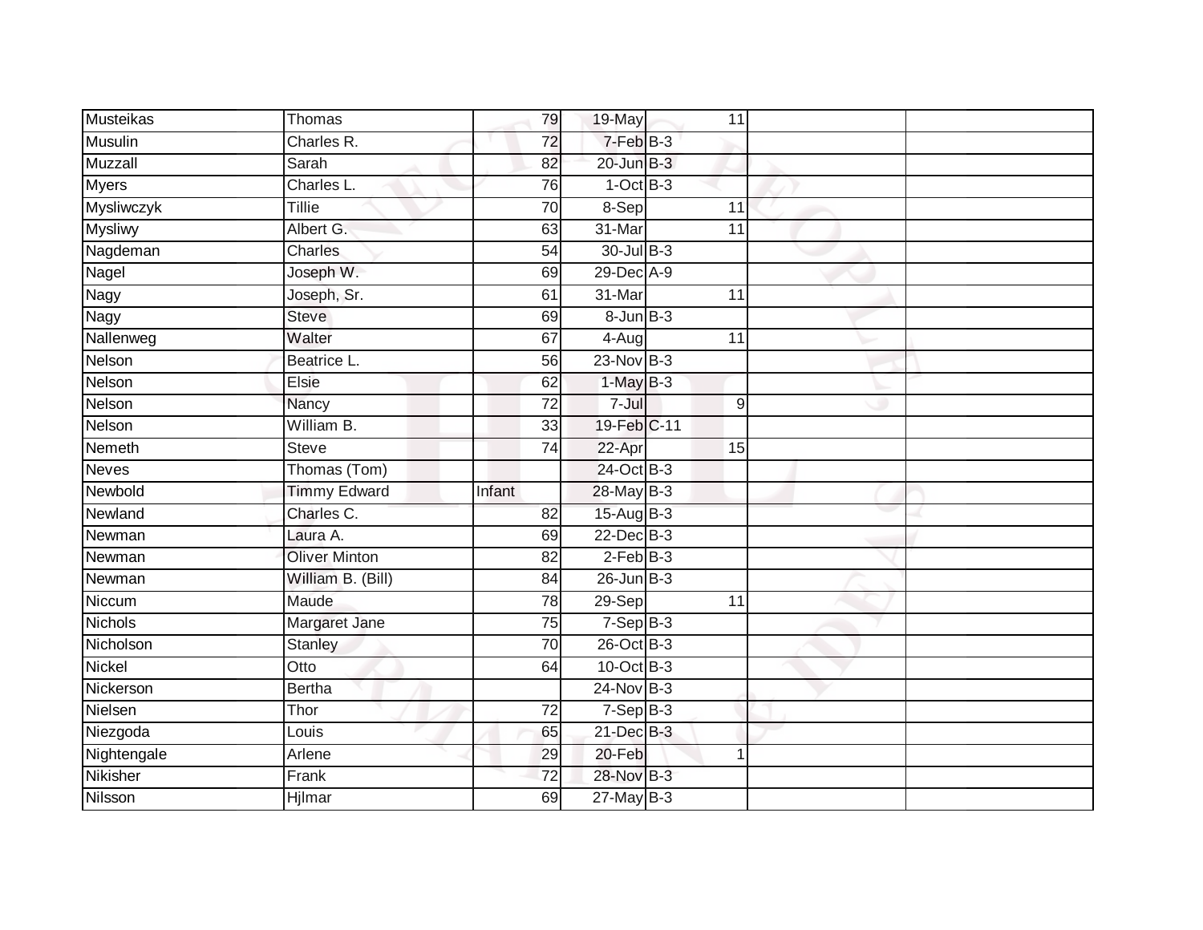| | | | | | | | |
|---|---|---|---|---|---|---|---|
| Musteikas | Thomas | 79 | 19-May | | 11 | | |
| Musulin | Charles R. | 72 | 7-Feb | B-3 | | | |
| Muzzall | Sarah | 82 | 20-Jun | B-3 | | | |
| Myers | Charles L. | 76 | 1-Oct | B-3 | | | |
| Mysliwczyk | Tillie | 70 | 8-Sep | | 11 | | |
| Mysliwy | Albert G. | 63 | 31-Mar | | 11 | | |
| Nagdeman | Charles | 54 | 30-Jul | B-3 | | | |
| Nagel | Joseph W. | 69 | 29-Dec | A-9 | | | |
| Nagy | Joseph, Sr. | 61 | 31-Mar | | 11 | | |
| Nagy | Steve | 69 | 8-Jun | B-3 | | | |
| Nallenweg | Walter | 67 | 4-Aug | | 11 | | |
| Nelson | Beatrice L. | 56 | 23-Nov | B-3 | | | |
| Nelson | Elsie | 62 | 1-May | B-3 | | | |
| Nelson | Nancy | 72 | 7-Jul | | 9 | | |
| Nelson | William B. | 33 | 19-Feb | C-11 | | | |
| Nemeth | Steve | 74 | 22-Apr | | 15 | | |
| Neves | Thomas (Tom) | | 24-Oct | B-3 | | | |
| Newbold | Timmy Edward | Infant | 28-May | B-3 | | | |
| Newland | Charles C. | 82 | 15-Aug | B-3 | | | |
| Newman | Laura A. | 69 | 22-Dec | B-3 | | | |
| Newman | Oliver Minton | 82 | 2-Feb | B-3 | | | |
| Newman | William B. (Bill) | 84 | 26-Jun | B-3 | | | |
| Niccum | Maude | 78 | 29-Sep | | 11 | | |
| Nichols | Margaret Jane | 75 | 7-Sep | B-3 | | | |
| Nicholson | Stanley | 70 | 26-Oct | B-3 | | | |
| Nickel | Otto | 64 | 10-Oct | B-3 | | | |
| Nickerson | Bertha | | 24-Nov | B-3 | | | |
| Nielsen | Thor | 72 | 7-Sep | B-3 | | | |
| Niezgoda | Louis | 65 | 21-Dec | B-3 | | | |
| Nightengale | Arlene | 29 | 20-Feb | | 1 | | |
| Nikisher | Frank | 72 | 28-Nov | B-3 | | | |
| Nilsson | Hjlmar | 69 | 27-May | B-3 | | | |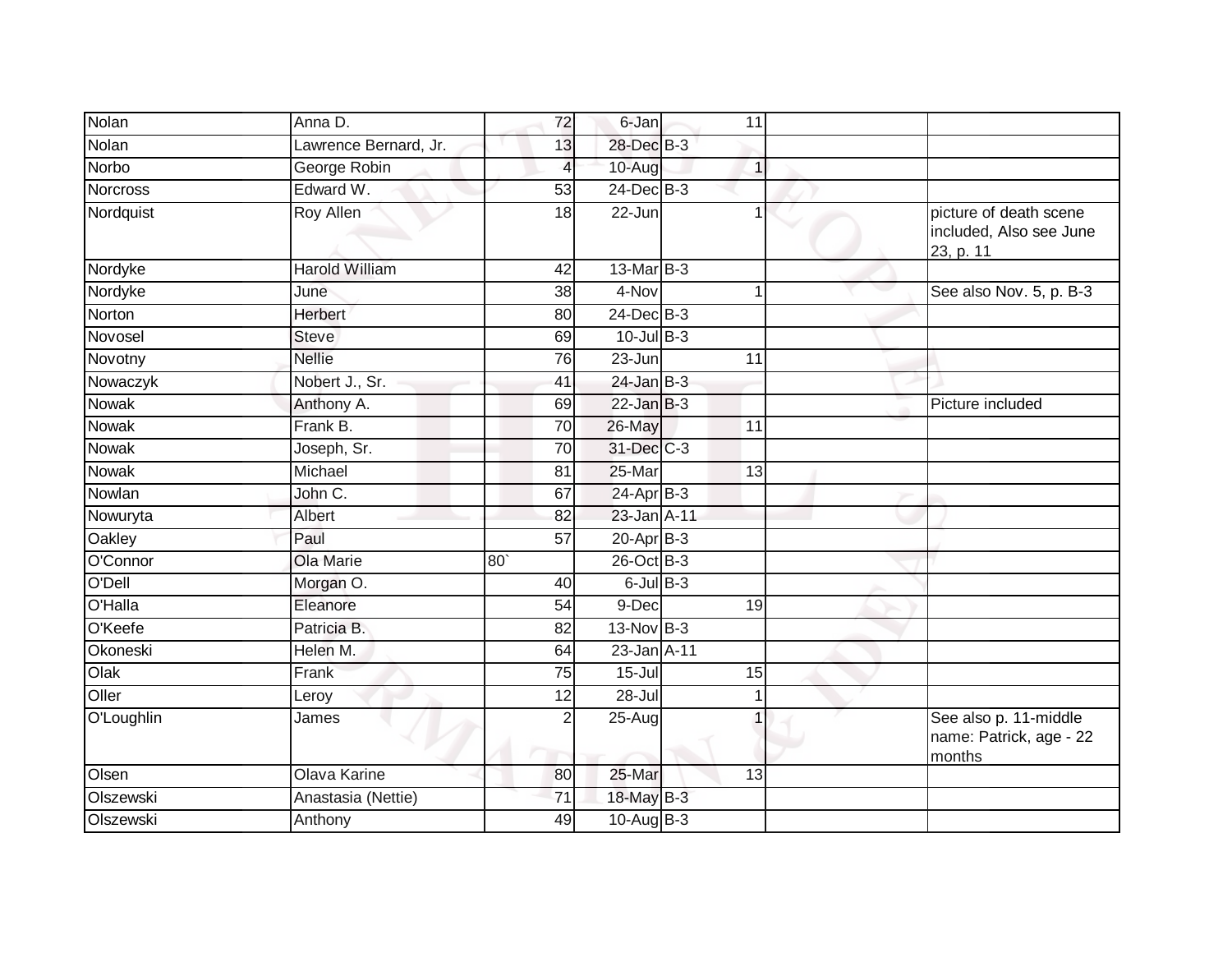| Nolan | Anna D. | 72 | 6-Jan | 11 | | |
|---|---|---|---|---|---|---|
| Nolan | Lawrence Bernard, Jr. | 13 | 28-Dec | B-3 | | |
| Norbo | George Robin | 4 | 10-Aug | 1 | | |
| Norcross | Edward W. | 53 | 24-Dec | B-3 | | |
| Nordquist | Roy Allen | 18 | 22-Jun | 1 | | picture of death scene included, Also see June 23, p. 11 |
| Nordyke | Harold William | 42 | 13-Mar | B-3 | | |
| Nordyke | June | 38 | 4-Nov | 1 | | See also Nov. 5, p. B-3 |
| Norton | Herbert | 80 | 24-Dec | B-3 | | |
| Novosel | Steve | 69 | 10-Jul | B-3 | | |
| Novotny | Nellie | 76 | 23-Jun | 11 | | |
| Nowaczyk | Nobert J., Sr. | 41 | 24-Jan | B-3 | | |
| Nowak | Anthony A. | 69 | 22-Jan | B-3 | | Picture included |
| Nowak | Frank B. | 70 | 26-May | 11 | | |
| Nowak | Joseph, Sr. | 70 | 31-Dec | C-3 | | |
| Nowak | Michael | 81 | 25-Mar | 13 | | |
| Nowlan | John C. | 67 | 24-Apr | B-3 | | |
| Nowuryta | Albert | 82 | 23-Jan | A-11 | | |
| Oakley | Paul | 57 | 20-Apr | B-3 | | |
| O'Connor | Ola Marie | 80` | 26-Oct | B-3 | | |
| O'Dell | Morgan O. | 40 | 6-Jul | B-3 | | |
| O'Halla | Eleanore | 54 | 9-Dec | 19 | | |
| O'Keefe | Patricia B. | 82 | 13-Nov | B-3 | | |
| Okoneski | Helen M. | 64 | 23-Jan | A-11 | | |
| Olak | Frank | 75 | 15-Jul | 15 | | |
| Oller | Leroy | 12 | 28-Jul | 1 | | |
| O'Loughlin | James | 2 | 25-Aug | 1 | | See also p. 11-middle name: Patrick, age - 22 months |
| Olsen | Olava Karine | 80 | 25-Mar | 13 | | |
| Olszewski | Anastasia (Nettie) | 71 | 18-May | B-3 | | |
| Olszewski | Anthony | 49 | 10-Aug | B-3 | | |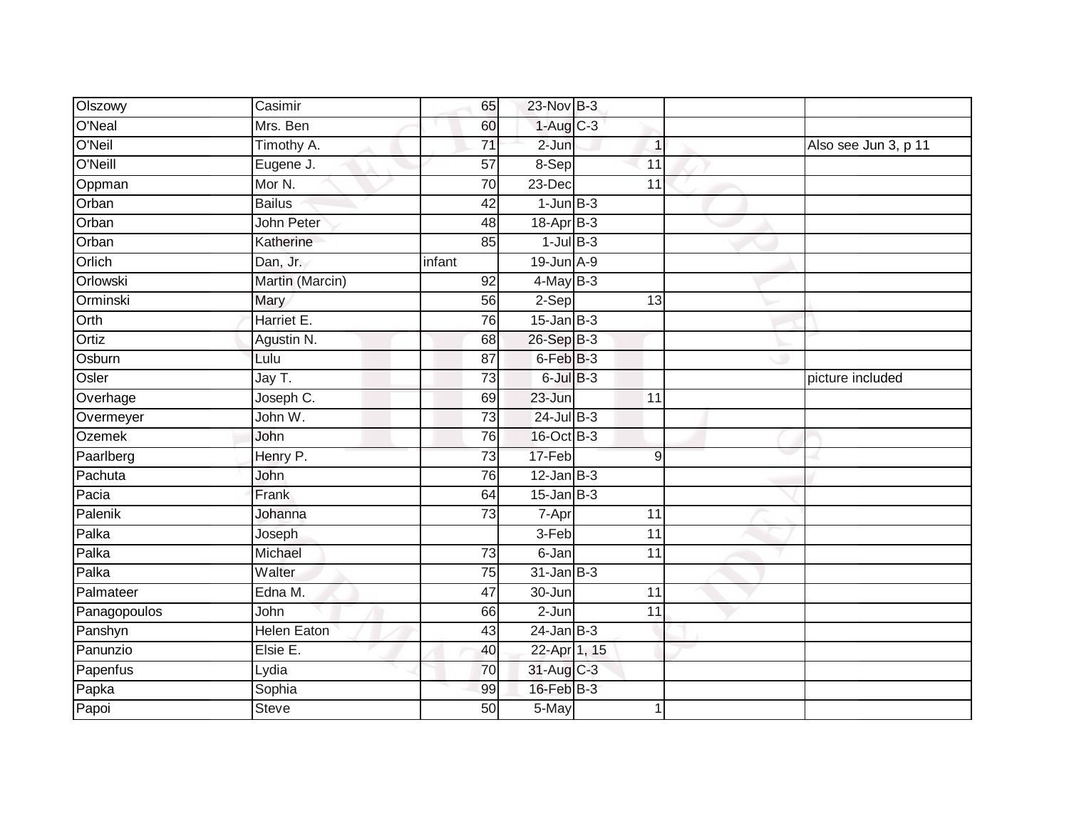| Olszowy | Casimir | 65 | 23-Nov | B-3 | | |
|---|---|---|---|---|---|---|
| O'Neal | Mrs. Ben | 60 | 1-Aug | C-3 | | |
| O'Neil | Timothy A. | 71 | 2-Jun | 1 | | Also see Jun 3, p 11 |
| O'Neill | Eugene J. | 57 | 8-Sep | 11 | | |
| Oppman | Mor N. | 70 | 23-Dec | 11 | | |
| Orban | Bailus | 42 | 1-Jun | B-3 | | |
| Orban | John Peter | 48 | 18-Apr | B-3 | | |
| Orban | Katherine | 85 | 1-Jul | B-3 | | |
| Orlich | Dan, Jr. | infant | 19-Jun | A-9 | | |
| Orlowski | Martin (Marcin) | 92 | 4-May | B-3 | | |
| Orminski | Mary | 56 | 2-Sep | 13 | | |
| Orth | Harriet E. | 76 | 15-Jan | B-3 | | |
| Ortiz | Agustin N. | 68 | 26-Sep | B-3 | | |
| Osburn | Lulu | 87 | 6-Feb | B-3 | | |
| Osler | Jay T. | 73 | 6-Jul | B-3 | | picture included |
| Overhage | Joseph C. | 69 | 23-Jun | 11 | | |
| Overmeyer | John W. | 73 | 24-Jul | B-3 | | |
| Ozemek | John | 76 | 16-Oct | B-3 | | |
| Paarlberg | Henry P. | 73 | 17-Feb | 9 | | |
| Pachuta | John | 76 | 12-Jan | B-3 | | |
| Pacia | Frank | 64 | 15-Jan | B-3 | | |
| Palenik | Johanna | 73 | 7-Apr | 11 | | |
| Palka | Joseph | | 3-Feb | 11 | | |
| Palka | Michael | 73 | 6-Jan | 11 | | |
| Palka | Walter | 75 | 31-Jan | B-3 | | |
| Palmateer | Edna M. | 47 | 30-Jun | 11 | | |
| Panagopoulos | John | 66 | 2-Jun | 11 | | |
| Panshyn | Helen Eaton | 43 | 24-Jan | B-3 | | |
| Panunzio | Elsie E. | 40 | 22-Apr | 1, 15 | | |
| Papenfus | Lydia | 70 | 31-Aug | C-3 | | |
| Papka | Sophia | 99 | 16-Feb | B-3 | | |
| Papoi | Steve | 50 | 5-May | 1 | | |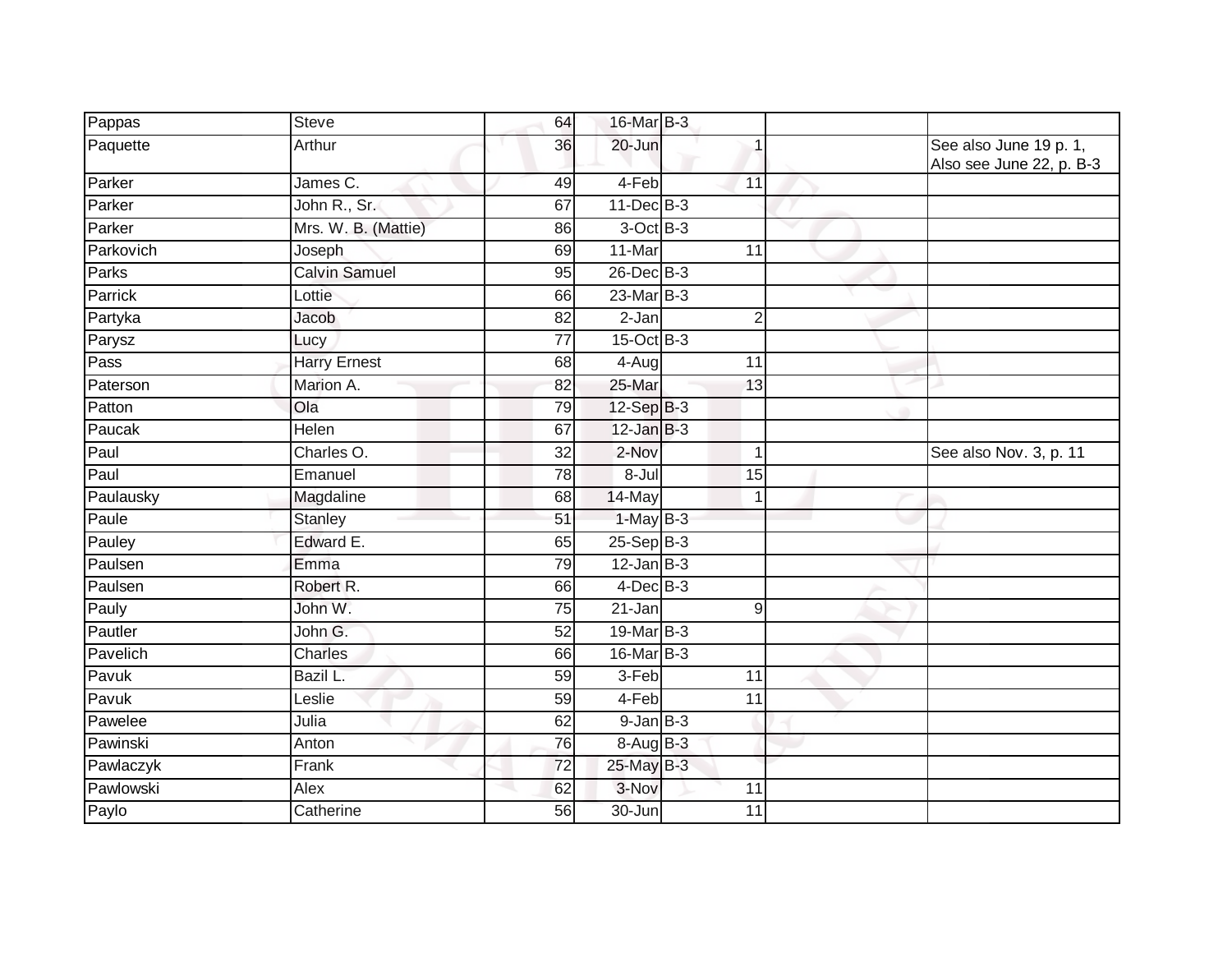| | | | | | | |
|---|---|---|---|---|---|---|
| Pappas | Steve | 64 | 16-Mar | B-3 | | |
| Paquette | Arthur | 36 | 20-Jun | 1 | | See also June 19 p. 1, Also see June 22, p. B-3 |
| Parker | James C. | 49 | 4-Feb | 11 | | |
| Parker | John R., Sr. | 67 | 11-Dec | B-3 | | |
| Parker | Mrs. W. B. (Mattie) | 86 | 3-Oct | B-3 | | |
| Parkovich | Joseph | 69 | 11-Mar | 11 | | |
| Parks | Calvin Samuel | 95 | 26-Dec | B-3 | | |
| Parrick | Lottie | 66 | 23-Mar | B-3 | | |
| Partyka | Jacob | 82 | 2-Jan | 2 | | |
| Parysz | Lucy | 77 | 15-Oct | B-3 | | |
| Pass | Harry Ernest | 68 | 4-Aug | 11 | | |
| Paterson | Marion A. | 82 | 25-Mar | 13 | | |
| Patton | Ola | 79 | 12-Sep | B-3 | | |
| Paucak | Helen | 67 | 12-Jan | B-3 | | |
| Paul | Charles O. | 32 | 2-Nov | 1 | | See also Nov. 3, p. 11 |
| Paul | Emanuel | 78 | 8-Jul | 15 | | |
| Paulausky | Magdaline | 68 | 14-May | 1 | | |
| Paule | Stanley | 51 | 1-May | B-3 | | |
| Pauley | Edward E. | 65 | 25-Sep | B-3 | | |
| Paulsen | Emma | 79 | 12-Jan | B-3 | | |
| Paulsen | Robert R. | 66 | 4-Dec | B-3 | | |
| Pauly | John W. | 75 | 21-Jan | 9 | | |
| Pautler | John G. | 52 | 19-Mar | B-3 | | |
| Pavelich | Charles | 66 | 16-Mar | B-3 | | |
| Pavuk | Bazil L. | 59 | 3-Feb | 11 | | |
| Pavuk | Leslie | 59 | 4-Feb | 11 | | |
| Pawelee | Julia | 62 | 9-Jan | B-3 | | |
| Pawinski | Anton | 76 | 8-Aug | B-3 | | |
| Pawlaczyk | Frank | 72 | 25-May | B-3 | | |
| Pawlowski | Alex | 62 | 3-Nov | 11 | | |
| Paylo | Catherine | 56 | 30-Jun | 11 | | |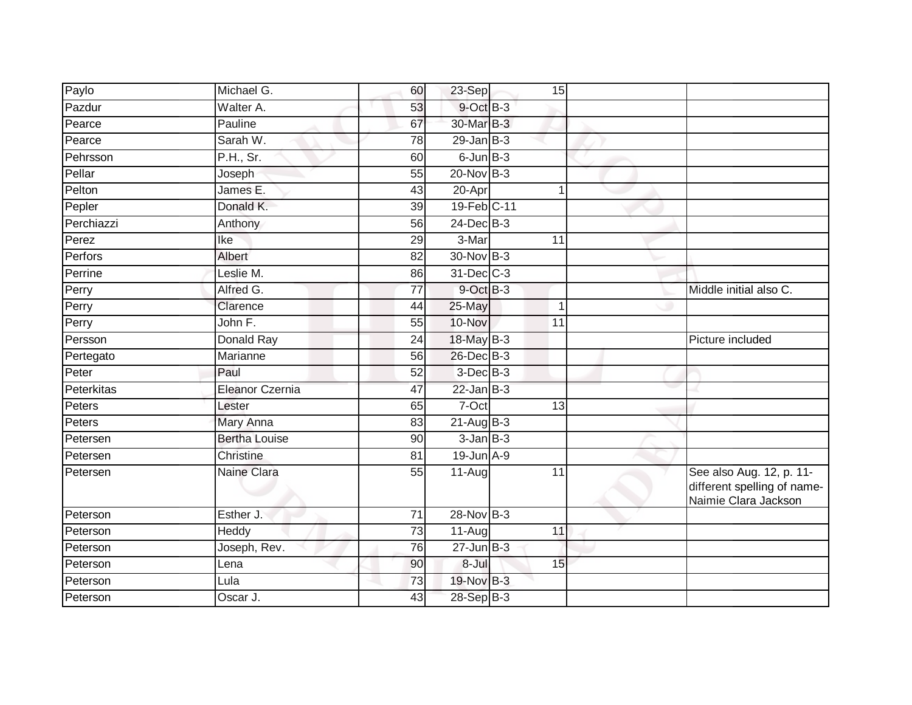| | | | | | | | |
|---|---|---|---|---|---|---|---|
| Paylo | Michael G. | 60 | 23-Sep | | 15 | | |
| Pazdur | Walter A. | 53 | 9-Oct | B-3 | | | |
| Pearce | Pauline | 67 | 30-Mar | B-3 | | | |
| Pearce | Sarah W. | 78 | 29-Jan | B-3 | | | |
| Pehrsson | P.H., Sr. | 60 | 6-Jun | B-3 | | | |
| Pellar | Joseph | 55 | 20-Nov | B-3 | | | |
| Pelton | James E. | 43 | 20-Apr | | 1 | | |
| Pepler | Donald K. | 39 | 19-Feb | C-11 | | | |
| Perchiazzi | Anthony | 56 | 24-Dec | B-3 | | | |
| Perez | Ike | 29 | 3-Mar | | 11 | | |
| Perfors | Albert | 82 | 30-Nov | B-3 | | | |
| Perrine | Leslie M. | 86 | 31-Dec | C-3 | | | |
| Perry | Alfred G. | 77 | 9-Oct | B-3 | | | Middle initial also C. |
| Perry | Clarence | 44 | 25-May | | 1 | | |
| Perry | John F. | 55 | 10-Nov | | 11 | | |
| Persson | Donald Ray | 24 | 18-May | B-3 | | | Picture included |
| Pertegato | Marianne | 56 | 26-Dec | B-3 | | | |
| Peter | Paul | 52 | 3-Dec | B-3 | | | |
| Peterkitas | Eleanor Czernia | 47 | 22-Jan | B-3 | | | |
| Peters | Lester | 65 | 7-Oct | | 13 | | |
| Peters | Mary Anna | 83 | 21-Aug | B-3 | | | |
| Petersen | Bertha Louise | 90 | 3-Jan | B-3 | | | |
| Petersen | Christine | 81 | 19-Jun | A-9 | | | |
| Petersen | Naine Clara | 55 | 11-Aug | | 11 | | See also Aug. 12, p. 11- different spelling of name- Naimie Clara Jackson |
| Peterson | Esther J. | 71 | 28-Nov | B-3 | | | |
| Peterson | Heddy | 73 | 11-Aug | | 11 | | |
| Peterson | Joseph, Rev. | 76 | 27-Jun | B-3 | | | |
| Peterson | Lena | 90 | 8-Jul | | 15 | | |
| Peterson | Lula | 73 | 19-Nov | B-3 | | | |
| Peterson | Oscar J. | 43 | 28-Sep | B-3 | | | |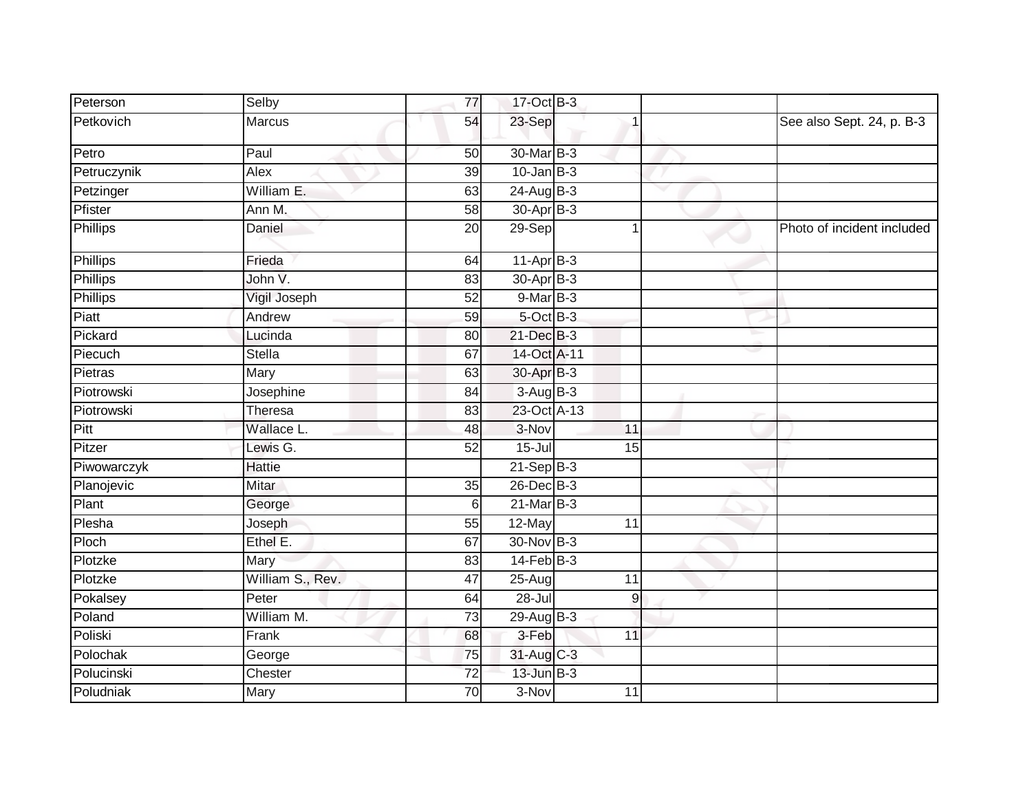| | | | | | | |
|---|---|---|---|---|---|---|
| Peterson | Selby | 77 | 17-Oct | B-3 | | |
| Petkovich | Marcus | 54 | 23-Sep | 1 | | See also Sept. 24, p. B-3 |
| Petro | Paul | 50 | 30-Mar | B-3 | | |
| Petruczynik | Alex | 39 | 10-Jan | B-3 | | |
| Petzinger | William E. | 63 | 24-Aug | B-3 | | |
| Pfister | Ann M. | 58 | 30-Apr | B-3 | | |
| Phillips | Daniel | 20 | 29-Sep | 1 | | Photo of incident included |
| Phillips | Frieda | 64 | 11-Apr | B-3 | | |
| Phillips | John V. | 83 | 30-Apr | B-3 | | |
| Phillips | Vigil Joseph | 52 | 9-Mar | B-3 | | |
| Piatt | Andrew | 59 | 5-Oct | B-3 | | |
| Pickard | Lucinda | 80 | 21-Dec | B-3 | | |
| Piecuch | Stella | 67 | 14-Oct | A-11 | | |
| Pietras | Mary | 63 | 30-Apr | B-3 | | |
| Piotrowski | Josephine | 84 | 3-Aug | B-3 | | |
| Piotrowski | Theresa | 83 | 23-Oct | A-13 | | |
| Pitt | Wallace L. | 48 | 3-Nov | 11 | | |
| Pitzer | Lewis G. | 52 | 15-Jul | 15 | | |
| Piwowarczyk | Hattie | | 21-Sep | B-3 | | |
| Planojevic | Mitar | 35 | 26-Dec | B-3 | | |
| Plant | George | 6 | 21-Mar | B-3 | | |
| Plesha | Joseph | 55 | 12-May | 11 | | |
| Ploch | Ethel E. | 67 | 30-Nov | B-3 | | |
| Plotzke | Mary | 83 | 14-Feb | B-3 | | |
| Plotzke | William S., Rev. | 47 | 25-Aug | 11 | | |
| Pokalsey | Peter | 64 | 28-Jul | 9 | | |
| Poland | William M. | 73 | 29-Aug | B-3 | | |
| Poliski | Frank | 68 | 3-Feb | 11 | | |
| Polochak | George | 75 | 31-Aug | C-3 | | |
| Polucinski | Chester | 72 | 13-Jun | B-3 | | |
| Poludniak | Mary | 70 | 3-Nov | 11 | | |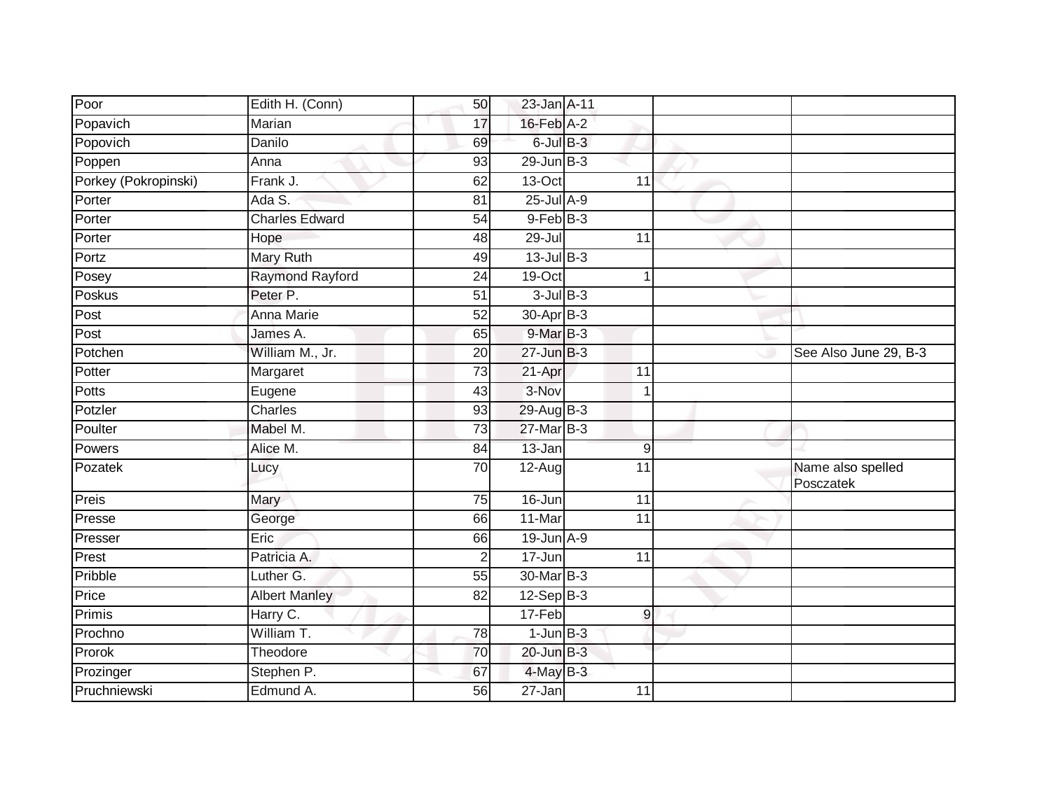| Poor | Edith H. (Conn) | 50 | 23-Jan | A-11 | | |
|---|---|---|---|---|---|---|
| Popavich | Marian | 17 | 16-Feb | A-2 | | |
| Popovich | Danilo | 69 | 6-Jul | B-3 | | |
| Poppen | Anna | 93 | 29-Jun | B-3 | | |
| Porkey (Pokropinski) | Frank J. | 62 | 13-Oct | 11 | | |
| Porter | Ada S. | 81 | 25-Jul | A-9 | | |
| Porter | Charles Edward | 54 | 9-Feb | B-3 | | |
| Porter | Hope | 48 | 29-Jul | 11 | | |
| Portz | Mary Ruth | 49 | 13-Jul | B-3 | | |
| Posey | Raymond Rayford | 24 | 19-Oct | 1 | | |
| Poskus | Peter P. | 51 | 3-Jul | B-3 | | |
| Post | Anna Marie | 52 | 30-Apr | B-3 | | |
| Post | James A. | 65 | 9-Mar | B-3 | | |
| Potchen | William M., Jr. | 20 | 27-Jun | B-3 | | See Also June 29, B-3 |
| Potter | Margaret | 73 | 21-Apr | 11 | | |
| Potts | Eugene | 43 | 3-Nov | 1 | | |
| Potzler | Charles | 93 | 29-Aug | B-3 | | |
| Poulter | Mabel M. | 73 | 27-Mar | B-3 | | |
| Powers | Alice M. | 84 | 13-Jan | 9 | | |
| Pozatek | Lucy | 70 | 12-Aug | 11 | | Name also spelled Posczatek |
| Preis | Mary | 75 | 16-Jun | 11 | | |
| Presse | George | 66 | 11-Mar | 11 | | |
| Presser | Eric | 66 | 19-Jun | A-9 | | |
| Prest | Patricia A. | 2 | 17-Jun | 11 | | |
| Pribble | Luther G. | 55 | 30-Mar | B-3 | | |
| Price | Albert Manley | 82 | 12-Sep | B-3 | | |
| Primis | Harry C. | | 17-Feb | 9 | | |
| Prochno | William T. | 78 | 1-Jun | B-3 | | |
| Prorok | Theodore | 70 | 20-Jun | B-3 | | |
| Prozinger | Stephen P. | 67 | 4-May | B-3 | | |
| Pruchniewski | Edmund A. | 56 | 27-Jan | 11 | | |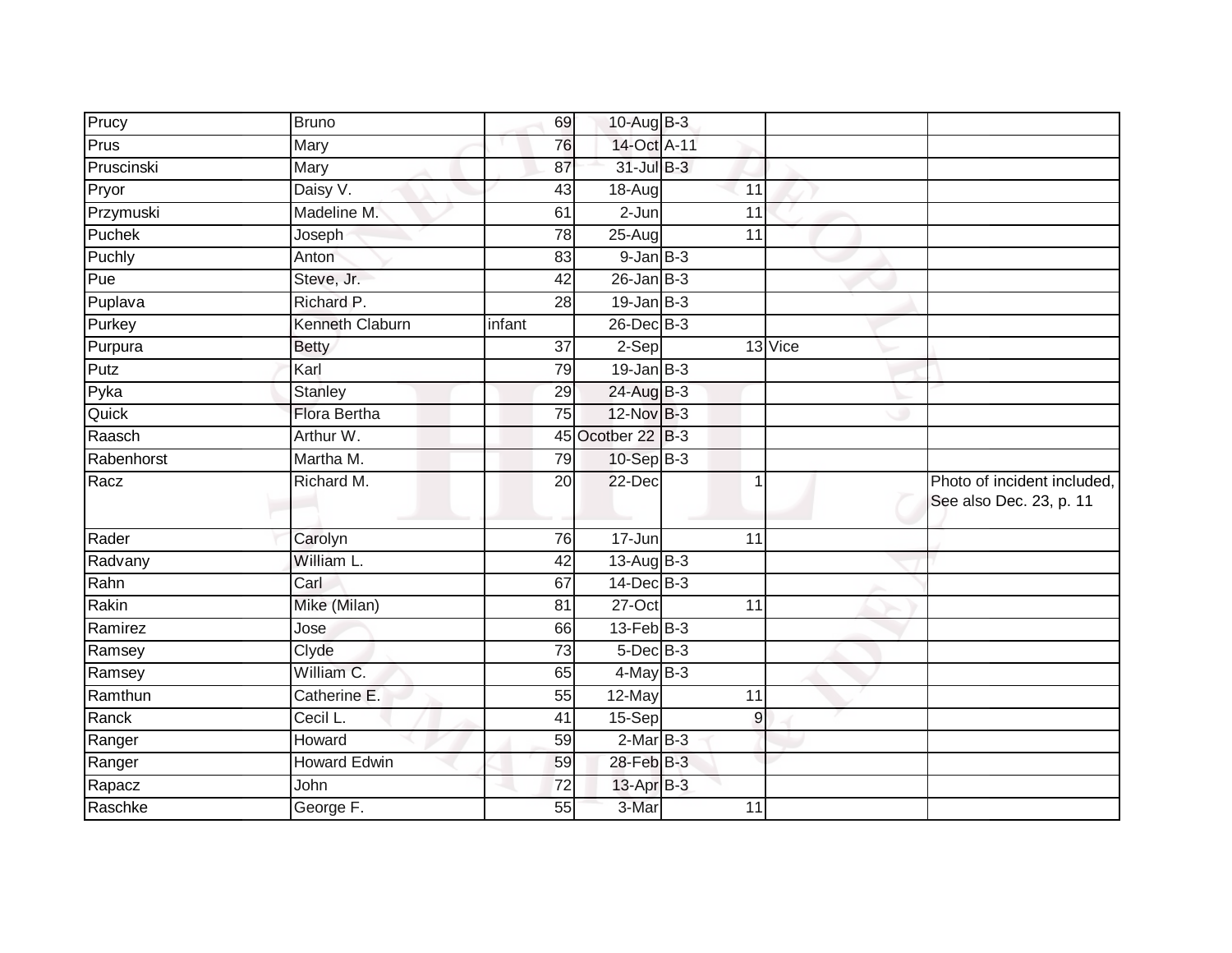| | | | | | | | |
|---|---|---|---|---|---|---|---|
| Prucy | Bruno | 69 | 10-Aug | B-3 | | | |
| Prus | Mary | 76 | 14-Oct | A-11 | | | |
| Pruscinski | Mary | 87 | 31-Jul | B-3 | | | |
| Pryor | Daisy V. | 43 | 18-Aug | | 11 | | |
| Przymuski | Madeline M. | 61 | 2-Jun | | 11 | | |
| Puchek | Joseph | 78 | 25-Aug | | 11 | | |
| Puchly | Anton | 83 | 9-Jan | B-3 | | | |
| Pue | Steve, Jr. | 42 | 26-Jan | B-3 | | | |
| Puplava | Richard P. | 28 | 19-Jan | B-3 | | | |
| Purkey | Kenneth Claburn | infant | 26-Dec | B-3 | | | |
| Purpura | Betty | 37 | 2-Sep | | 13 | Vice | |
| Putz | Karl | 79 | 19-Jan | B-3 | | | |
| Pyka | Stanley | 29 | 24-Aug | B-3 | | | |
| Quick | Flora Bertha | 75 | 12-Nov | B-3 | | | |
| Raasch | Arthur W. | 45 | Ocotber 22 | B-3 | | | |
| Rabenhorst | Martha M. | 79 | 10-Sep | B-3 | | | |
| Racz | Richard M. | 20 | 22-Dec | | 1 | | Photo of incident included, See also Dec. 23, p. 11 |
| Rader | Carolyn | 76 | 17-Jun | | 11 | | |
| Radvany | William L. | 42 | 13-Aug | B-3 | | | |
| Rahn | Carl | 67 | 14-Dec | B-3 | | | |
| Rakin | Mike (Milan) | 81 | 27-Oct | | 11 | | |
| Ramirez | Jose | 66 | 13-Feb | B-3 | | | |
| Ramsey | Clyde | 73 | 5-Dec | B-3 | | | |
| Ramsey | William C. | 65 | 4-May | B-3 | | | |
| Ramthun | Catherine E. | 55 | 12-May | | 11 | | |
| Ranck | Cecil L. | 41 | 15-Sep | | 9 | | |
| Ranger | Howard | 59 | 2-Mar | B-3 | | | |
| Ranger | Howard Edwin | 59 | 28-Feb | B-3 | | | |
| Rapacz | John | 72 | 13-Apr | B-3 | | | |
| Raschke | George F. | 55 | 3-Mar | | 11 | | |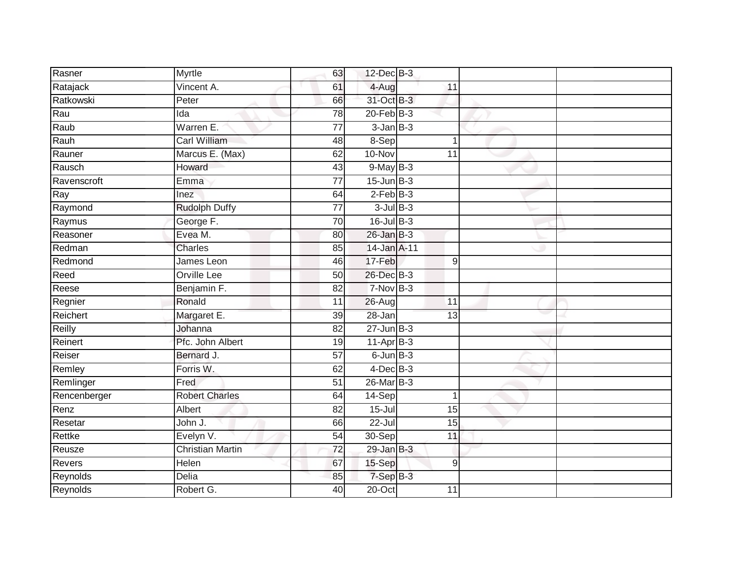| | | | | | | |
|---|---|---|---|---|---|---|
| Rasner | Myrtle | 63 | 12-Dec | B-3 | | |
| Ratajack | Vincent A. | 61 | 4-Aug | 11 | | |
| Ratkowski | Peter | 66 | 31-Oct | B-3 | | |
| Rau | Ida | 78 | 20-Feb | B-3 | | |
| Raub | Warren E. | 77 | 3-Jan | B-3 | | |
| Rauh | Carl William | 48 | 8-Sep | 1 | | |
| Rauner | Marcus E. (Max) | 62 | 10-Nov | 11 | | |
| Rausch | Howard | 43 | 9-May | B-3 | | |
| Ravenscroft | Emma | 77 | 15-Jun | B-3 | | |
| Ray | Inez | 64 | 2-Feb | B-3 | | |
| Raymond | Rudolph Duffy | 77 | 3-Jul | B-3 | | |
| Raymus | George F. | 70 | 16-Jul | B-3 | | |
| Reasoner | Evea M. | 80 | 26-Jan | B-3 | | |
| Redman | Charles | 85 | 14-Jan | A-11 | | |
| Redmond | James Leon | 46 | 17-Feb | 9 | | |
| Reed | Orville Lee | 50 | 26-Dec | B-3 | | |
| Reese | Benjamin F. | 82 | 7-Nov | B-3 | | |
| Regnier | Ronald | 11 | 26-Aug | 11 | | |
| Reichert | Margaret E. | 39 | 28-Jan | 13 | | |
| Reilly | Johanna | 82 | 27-Jun | B-3 | | |
| Reinert | Pfc. John Albert | 19 | 11-Apr | B-3 | | |
| Reiser | Bernard J. | 57 | 6-Jun | B-3 | | |
| Remley | Forris W. | 62 | 4-Dec | B-3 | | |
| Remlinger | Fred | 51 | 26-Mar | B-3 | | |
| Rencenberger | Robert Charles | 64 | 14-Sep | 1 | | |
| Renz | Albert | 82 | 15-Jul | 15 | | |
| Resetar | John J. | 66 | 22-Jul | 15 | | |
| Rettke | Evelyn V. | 54 | 30-Sep | 11 | | |
| Reusze | Christian Martin | 72 | 29-Jan | B-3 | | |
| Revers | Helen | 67 | 15-Sep | 9 | | |
| Reynolds | Delia | 85 | 7-Sep | B-3 | | |
| Reynolds | Robert G. | 40 | 20-Oct | 11 | | |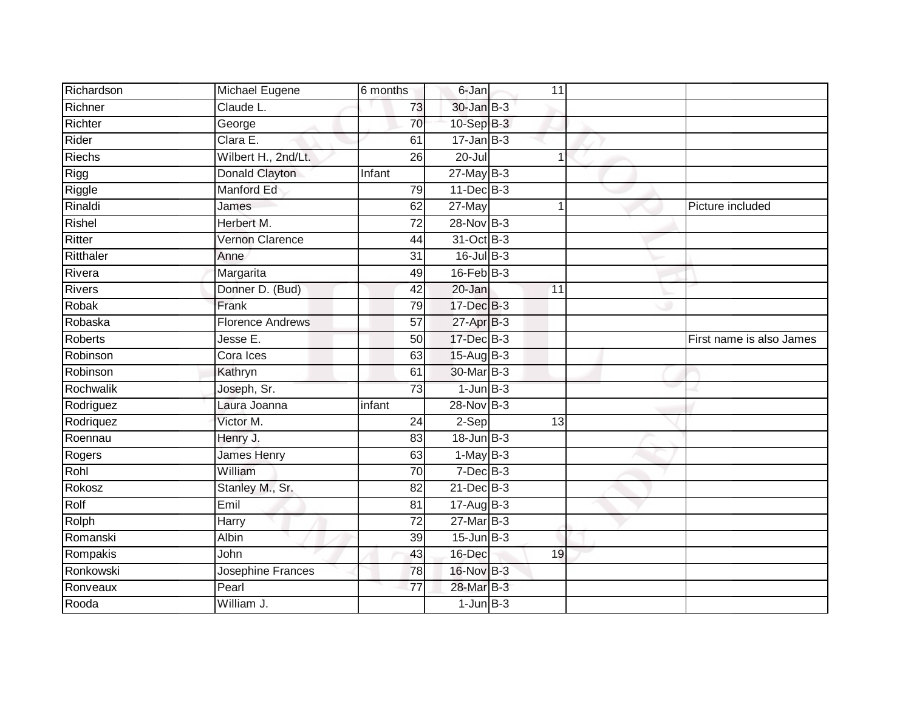| | | | | | | | |
|---|---|---|---|---|---|---|---|
| Richardson | Michael Eugene | 6 months | 6-Jan | | 11 | | |
| Richner | Claude L. | 73 | 30-Jan | B-3 | | | |
| Richter | George | 70 | 10-Sep | B-3 | | | |
| Rider | Clara E. | 61 | 17-Jan | B-3 | | | |
| Riechs | Wilbert H., 2nd/Lt. | 26 | 20-Jul | | 1 | | |
| Rigg | Donald Clayton | Infant | 27-May | B-3 | | | |
| Riggle | Manford Ed | 79 | 11-Dec | B-3 | | | |
| Rinaldi | James | 62 | 27-May | | 1 | | Picture included |
| Rishel | Herbert M. | 72 | 28-Nov | B-3 | | | |
| Ritter | Vernon Clarence | 44 | 31-Oct | B-3 | | | |
| Ritthaler | Anne | 31 | 16-Jul | B-3 | | | |
| Rivera | Margarita | 49 | 16-Feb | B-3 | | | |
| Rivers | Donner D. (Bud) | 42 | 20-Jan | | 11 | | |
| Robak | Frank | 79 | 17-Dec | B-3 | | | |
| Robaska | Florence Andrews | 57 | 27-Apr | B-3 | | | |
| Roberts | Jesse E. | 50 | 17-Dec | B-3 | | | First name is also James |
| Robinson | Cora Ices | 63 | 15-Aug | B-3 | | | |
| Robinson | Kathryn | 61 | 30-Mar | B-3 | | | |
| Rochwalik | Joseph, Sr. | 73 | 1-Jun | B-3 | | | |
| Rodriguez | Laura Joanna | infant | 28-Nov | B-3 | | | |
| Rodriquez | Victor M. | 24 | 2-Sep | | 13 | | |
| Roennau | Henry J. | 83 | 18-Jun | B-3 | | | |
| Rogers | James Henry | 63 | 1-May | B-3 | | | |
| Rohl | William | 70 | 7-Dec | B-3 | | | |
| Rokosz | Stanley M., Sr. | 82 | 21-Dec | B-3 | | | |
| Rolf | Emil | 81 | 17-Aug | B-3 | | | |
| Rolph | Harry | 72 | 27-Mar | B-3 | | | |
| Romanski | Albin | 39 | 15-Jun | B-3 | | | |
| Rompakis | John | 43 | 16-Dec | | 19 | | |
| Ronkowski | Josephine Frances | 78 | 16-Nov | B-3 | | | |
| Ronveaux | Pearl | 77 | 28-Mar | B-3 | | | |
| Rooda | William J. | | 1-Jun | B-3 | | | |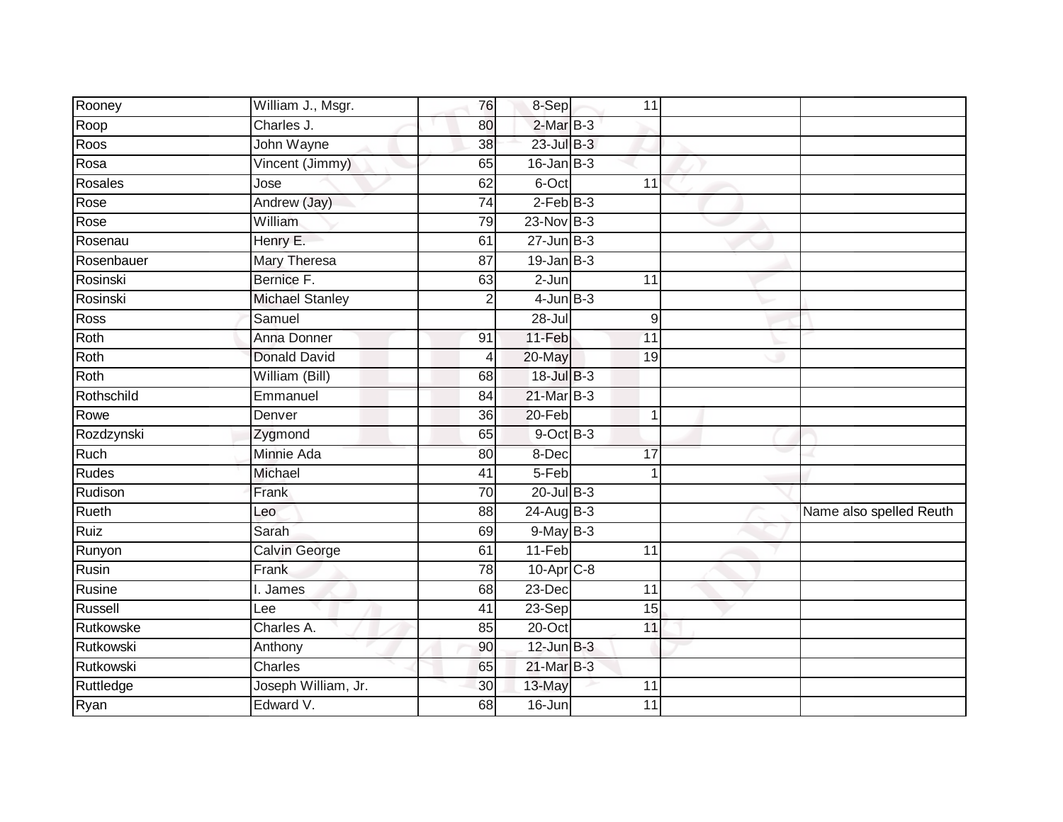| | | | | | | | |
|---|---|---|---|---|---|---|---|
| Rooney | William J., Msgr. | 76 | 8-Sep | | 11 | | |
| Roop | Charles J. | 80 | 2-Mar | B-3 | | | |
| Roos | John Wayne | 38 | 23-Jul | B-3 | | | |
| Rosa | Vincent (Jimmy) | 65 | 16-Jan | B-3 | | | |
| Rosales | Jose | 62 | 6-Oct | | 11 | | |
| Rose | Andrew (Jay) | 74 | 2-Feb | B-3 | | | |
| Rose | William | 79 | 23-Nov | B-3 | | | |
| Rosenau | Henry E. | 61 | 27-Jun | B-3 | | | |
| Rosenbauer | Mary Theresa | 87 | 19-Jan | B-3 | | | |
| Rosinski | Bernice F. | 63 | 2-Jun | | 11 | | |
| Rosinski | Michael Stanley | 2 | 4-Jun | B-3 | | | |
| Ross | Samuel | | 28-Jul | | 9 | | |
| Roth | Anna Donner | 91 | 11-Feb | | 11 | | |
| Roth | Donald David | 4 | 20-May | | 19 | | |
| Roth | William (Bill) | 68 | 18-Jul | B-3 | | | |
| Rothschild | Emmanuel | 84 | 21-Mar | B-3 | | | |
| Rowe | Denver | 36 | 20-Feb | | 1 | | |
| Rozdzynski | Zygmond | 65 | 9-Oct | B-3 | | | |
| Ruch | Minnie Ada | 80 | 8-Dec | | 17 | | |
| Rudes | Michael | 41 | 5-Feb | | 1 | | |
| Rudison | Frank | 70 | 20-Jul | B-3 | | | |
| Rueth | Leo | 88 | 24-Aug | B-3 | | | Name also spelled Reuth |
| Ruiz | Sarah | 69 | 9-May | B-3 | | | |
| Runyon | Calvin George | 61 | 11-Feb | | 11 | | |
| Rusin | Frank | 78 | 10-Apr | C-8 | | | |
| Rusine | I. James | 68 | 23-Dec | | 11 | | |
| Russell | Lee | 41 | 23-Sep | | 15 | | |
| Rutkowske | Charles A. | 85 | 20-Oct | | 11 | | |
| Rutkowski | Anthony | 90 | 12-Jun | B-3 | | | |
| Rutkowski | Charles | 65 | 21-Mar | B-3 | | | |
| Ruttledge | Joseph William, Jr. | 30 | 13-May | | 11 | | |
| Ryan | Edward V. | 68 | 16-Jun | | 11 | | |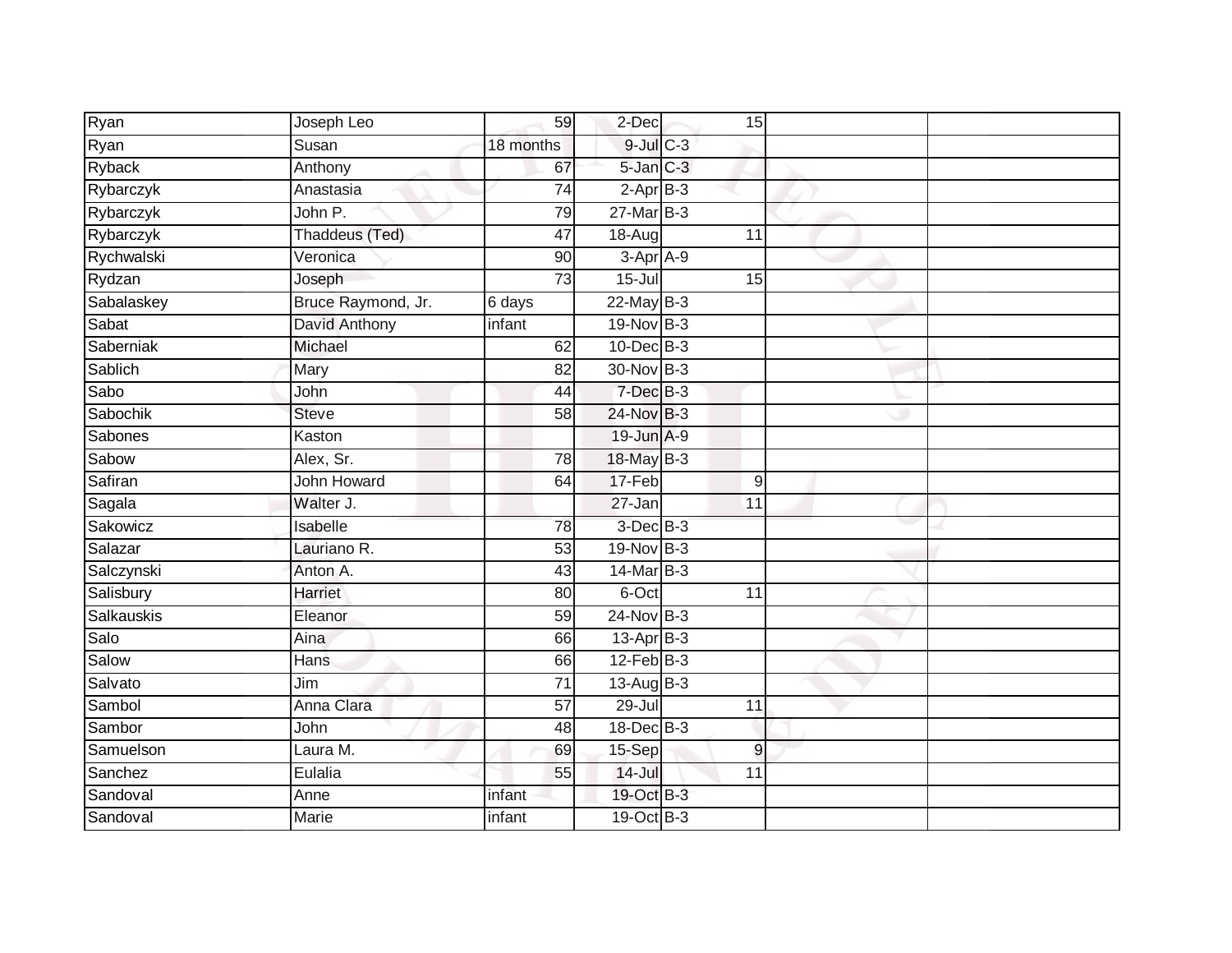| Ryan | Joseph Leo | 59 | 2-Dec | | 15 | | |
|---|---|---|---|---|---|---|---|
| Ryan | Susan | 18 months | 9-Jul | C-3 | | | |
| Ryback | Anthony | 67 | 5-Jan | C-3 | | | |
| Rybarczyk | Anastasia | 74 | 2-Apr | B-3 | | | |
| Rybarczyk | John P. | 79 | 27-Mar | B-3 | | | |
| Rybarczyk | Thaddeus (Ted) | 47 | 18-Aug | | 11 | | |
| Rychwalski | Veronica | 90 | 3-Apr | A-9 | | | |
| Rydzan | Joseph | 73 | 15-Jul | | 15 | | |
| Sabalaskey | Bruce Raymond, Jr. | 6 days | 22-May | B-3 | | | |
| Sabat | David Anthony | infant | 19-Nov | B-3 | | | |
| Saberniak | Michael | 62 | 10-Dec | B-3 | | | |
| Sablich | Mary | 82 | 30-Nov | B-3 | | | |
| Sabo | John | 44 | 7-Dec | B-3 | | | |
| Sabochik | Steve | 58 | 24-Nov | B-3 | | | |
| Sabones | Kaston | | 19-Jun | A-9 | | | |
| Sabow | Alex, Sr. | 78 | 18-May | B-3 | | | |
| Safiran | John Howard | 64 | 17-Feb | | 9 | | |
| Sagala | Walter J. | | 27-Jan | | 11 | | |
| Sakowicz | Isabelle | 78 | 3-Dec | B-3 | | | |
| Salazar | Lauriano R. | 53 | 19-Nov | B-3 | | | |
| Salczynski | Anton A. | 43 | 14-Mar | B-3 | | | |
| Salisbury | Harriet | 80 | 6-Oct | | 11 | | |
| Salkauskis | Eleanor | 59 | 24-Nov | B-3 | | | |
| Salo | Aina | 66 | 13-Apr | B-3 | | | |
| Salow | Hans | 66 | 12-Feb | B-3 | | | |
| Salvato | Jim | 71 | 13-Aug | B-3 | | | |
| Sambol | Anna Clara | 57 | 29-Jul | | 11 | | |
| Sambor | John | 48 | 18-Dec | B-3 | | | |
| Samuelson | Laura M. | 69 | 15-Sep | | 9 | | |
| Sanchez | Eulalia | 55 | 14-Jul | | 11 | | |
| Sandoval | Anne | infant | 19-Oct | B-3 | | | |
| Sandoval | Marie | infant | 19-Oct | B-3 | | | |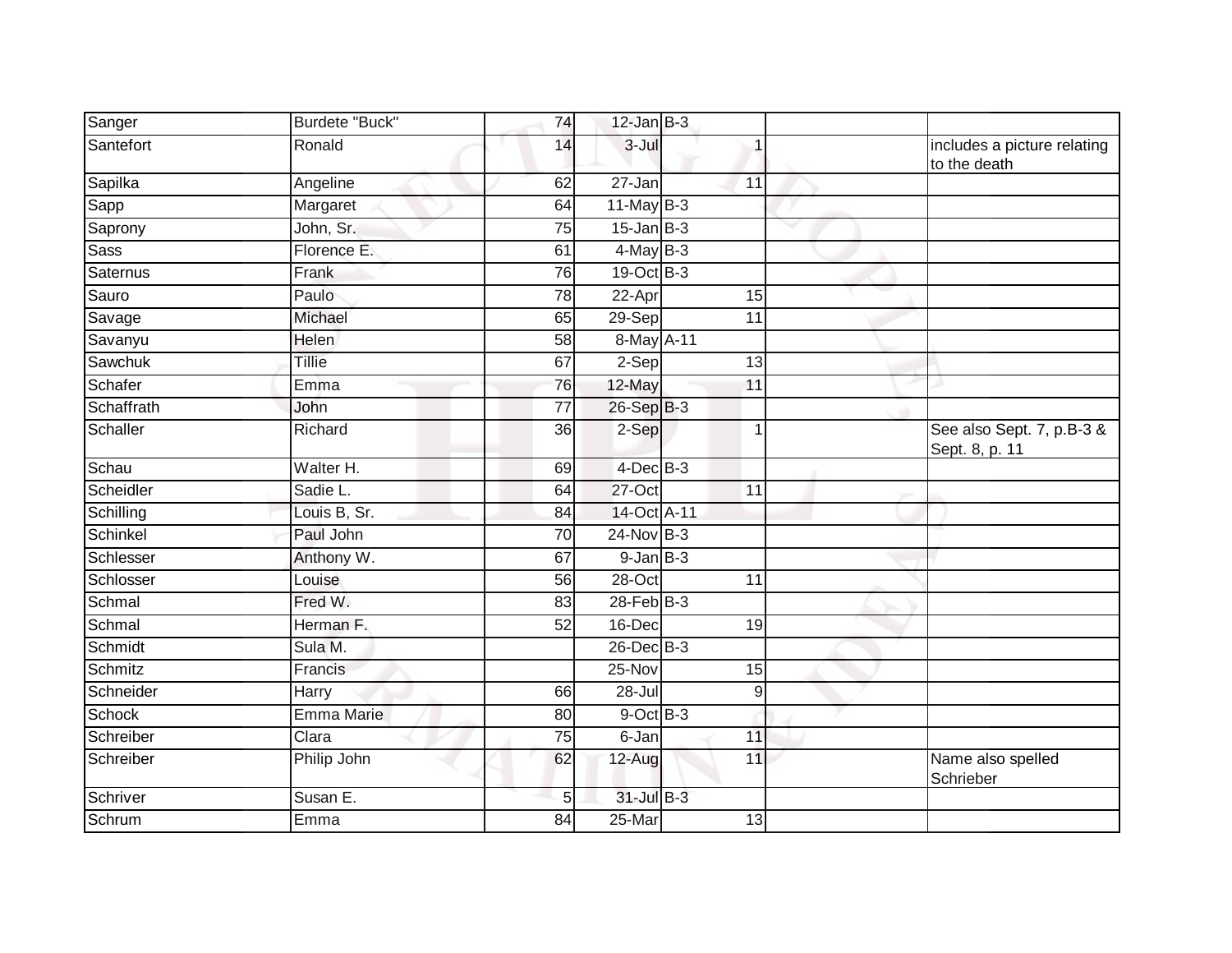| | | | | | | |
|---|---|---|---|---|---|---|
| Sanger | Burdete "Buck" | 74 | 12-Jan | B-3 | | |
| Santefort | Ronald | 14 | 3-Jul | 1 | | includes a picture relating to the death |
| Sapilka | Angeline | 62 | 27-Jan | 11 | | |
| Sapp | Margaret | 64 | 11-May | B-3 | | |
| Saprony | John, Sr. | 75 | 15-Jan | B-3 | | |
| Sass | Florence E. | 61 | 4-May | B-3 | | |
| Saternus | Frank | 76 | 19-Oct | B-3 | | |
| Sauro | Paulo | 78 | 22-Apr | 15 | | |
| Savage | Michael | 65 | 29-Sep | 11 | | |
| Savanyu | Helen | 58 | 8-May | A-11 | | |
| Sawchuk | Tillie | 67 | 2-Sep | 13 | | |
| Schafer | Emma | 76 | 12-May | 11 | | |
| Schaffrath | John | 77 | 26-Sep | B-3 | | |
| Schaller | Richard | 36 | 2-Sep | 1 | | See also Sept. 7, p.B-3 & Sept. 8, p. 11 |
| Schau | Walter H. | 69 | 4-Dec | B-3 | | |
| Scheidler | Sadie L. | 64 | 27-Oct | 11 | | |
| Schilling | Louis B, Sr. | 84 | 14-Oct | A-11 | | |
| Schinkel | Paul John | 70 | 24-Nov | B-3 | | |
| Schlesser | Anthony W. | 67 | 9-Jan | B-3 | | |
| Schlosser | Louise | 56 | 28-Oct | 11 | | |
| Schmal | Fred W. | 83 | 28-Feb | B-3 | | |
| Schmal | Herman F. | 52 | 16-Dec | 19 | | |
| Schmidt | Sula M. | | 26-Dec | B-3 | | |
| Schmitz | Francis | | 25-Nov | 15 | | |
| Schneider | Harry | 66 | 28-Jul | 9 | | |
| Schock | Emma Marie | 80 | 9-Oct | B-3 | | |
| Schreiber | Clara | 75 | 6-Jan | 11 | | |
| Schreiber | Philip John | 62 | 12-Aug | 11 | | Name also spelled Schrieber |
| Schriver | Susan E. | 5 | 31-Jul | B-3 | | |
| Schrum | Emma | 84 | 25-Mar | 13 | | |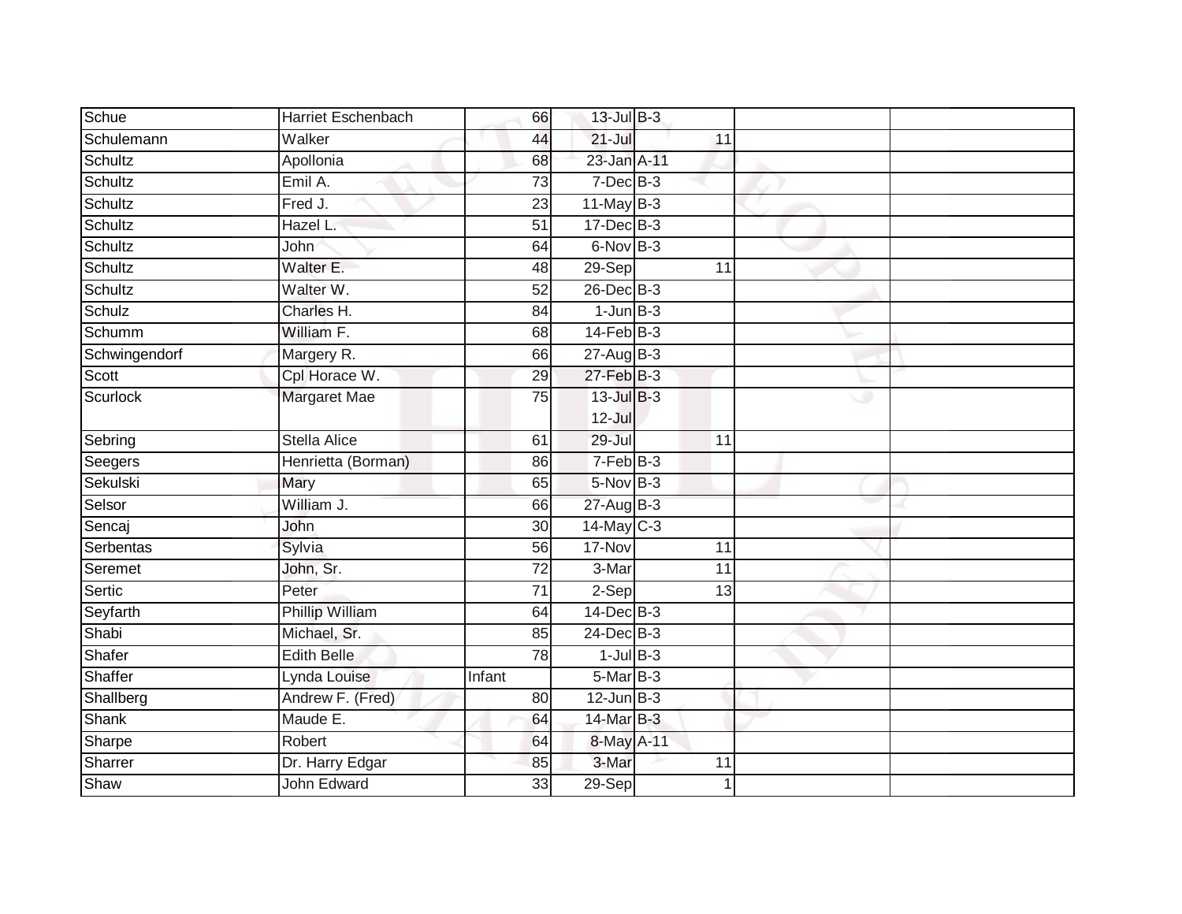| | | | | | | | |
|---|---|---|---|---|---|---|---|
| Schue | Harriet Eschenbach | 66 | 13-Jul | B-3 | | | |
| Schulemann | Walker | 44 | 21-Jul | | 11 | | |
| Schultz | Apollonia | 68 | 23-Jan | A-11 | | | |
| Schultz | Emil A. | 73 | 7-Dec | B-3 | | | |
| Schultz | Fred J. | 23 | 11-May | B-3 | | | |
| Schultz | Hazel L. | 51 | 17-Dec | B-3 | | | |
| Schultz | John | 64 | 6-Nov | B-3 | | | |
| Schultz | Walter E. | 48 | 29-Sep | | 11 | | |
| Schultz | Walter W. | 52 | 26-Dec | B-3 | | | |
| Schulz | Charles H. | 84 | 1-Jun | B-3 | | | |
| Schumm | William F. | 68 | 14-Feb | B-3 | | | |
| Schwingendorf | Margery R. | 66 | 27-Aug | B-3 | | | |
| Scott | Cpl Horace W. | 29 | 27-Feb | B-3 | | | |
| Scurlock | Margaret Mae | 75 | 13-Jul 12-Jul | B-3 | | | |
| Sebring | Stella Alice | 61 | 29-Jul | | 11 | | |
| Seegers | Henrietta (Borman) | 86 | 7-Feb | B-3 | | | |
| Sekulski | Mary | 65 | 5-Nov | B-3 | | | |
| Selsor | William J. | 66 | 27-Aug | B-3 | | | |
| Sencaj | John | 30 | 14-May | C-3 | | | |
| Serbentas | Sylvia | 56 | 17-Nov | | 11 | | |
| Seremet | John, Sr. | 72 | 3-Mar | | 11 | | |
| Sertic | Peter | 71 | 2-Sep | | 13 | | |
| Seyfarth | Phillip William | 64 | 14-Dec | B-3 | | | |
| Shabi | Michael, Sr. | 85 | 24-Dec | B-3 | | | |
| Shafer | Edith Belle | 78 | 1-Jul | B-3 | | | |
| Shaffer | Lynda Louise | Infant | 5-Mar | B-3 | | | |
| Shallberg | Andrew F. (Fred) | 80 | 12-Jun | B-3 | | | |
| Shank | Maude E. | 64 | 14-Mar | B-3 | | | |
| Sharpe | Robert | 64 | 8-May | A-11 | | | |
| Sharrer | Dr. Harry Edgar | 85 | 3-Mar | | 11 | | |
| Shaw | John Edward | 33 | 29-Sep | | 1 | | |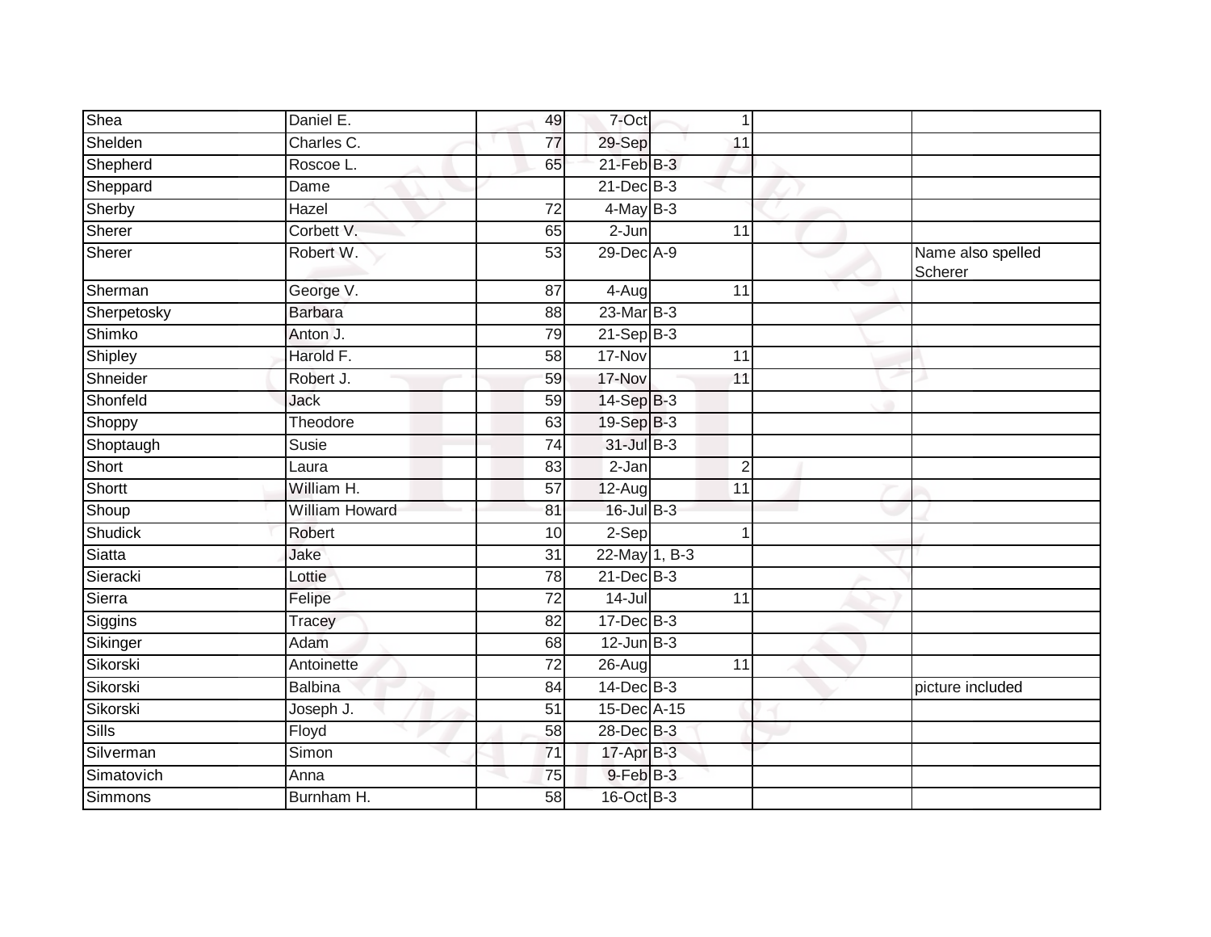| Shea | Daniel E. | 49 | 7-Oct | 1 | | |
|---|---|---|---|---|---|---|
| Shelden | Charles C. | 77 | 29-Sep | 11 | | |
| Shepherd | Roscoe L. | 65 | 21-Feb | B-3 | | |
| Sheppard | Dame | | 21-Dec | B-3 | | |
| Sherby | Hazel | 72 | 4-May | B-3 | | |
| Sherer | Corbett V. | 65 | 2-Jun | 11 | | |
| Sherer | Robert W. | 53 | 29-Dec | A-9 | | Name also spelled Scherer |
| Sherman | George V. | 87 | 4-Aug | 11 | | |
| Sherpetosky | Barbara | 88 | 23-Mar | B-3 | | |
| Shimko | Anton J. | 79 | 21-Sep | B-3 | | |
| Shipley | Harold F. | 58 | 17-Nov | 11 | | |
| Shneider | Robert J. | 59 | 17-Nov | 11 | | |
| Shonfeld | Jack | 59 | 14-Sep | B-3 | | |
| Shoppy | Theodore | 63 | 19-Sep | B-3 | | |
| Shoptaugh | Susie | 74 | 31-Jul | B-3 | | |
| Short | Laura | 83 | 2-Jan | 2 | | |
| Shortt | William H. | 57 | 12-Aug | 11 | | |
| Shoup | William Howard | 81 | 16-Jul | B-3 | | |
| Shudick | Robert | 10 | 2-Sep | 1 | | |
| Siatta | Jake | 31 | 22-May | 1, B-3 | | |
| Sieracki | Lottie | 78 | 21-Dec | B-3 | | |
| Sierra | Felipe | 72 | 14-Jul | 11 | | |
| Siggins | Tracey | 82 | 17-Dec | B-3 | | |
| Sikinger | Adam | 68 | 12-Jun | B-3 | | |
| Sikorski | Antoinette | 72 | 26-Aug | 11 | | |
| Sikorski | Balbina | 84 | 14-Dec | B-3 | | picture included |
| Sikorski | Joseph J. | 51 | 15-Dec | A-15 | | |
| Sills | Floyd | 58 | 28-Dec | B-3 | | |
| Silverman | Simon | 71 | 17-Apr | B-3 | | |
| Simatovich | Anna | 75 | 9-Feb | B-3 | | |
| Simmons | Burnham H. | 58 | 16-Oct | B-3 | | |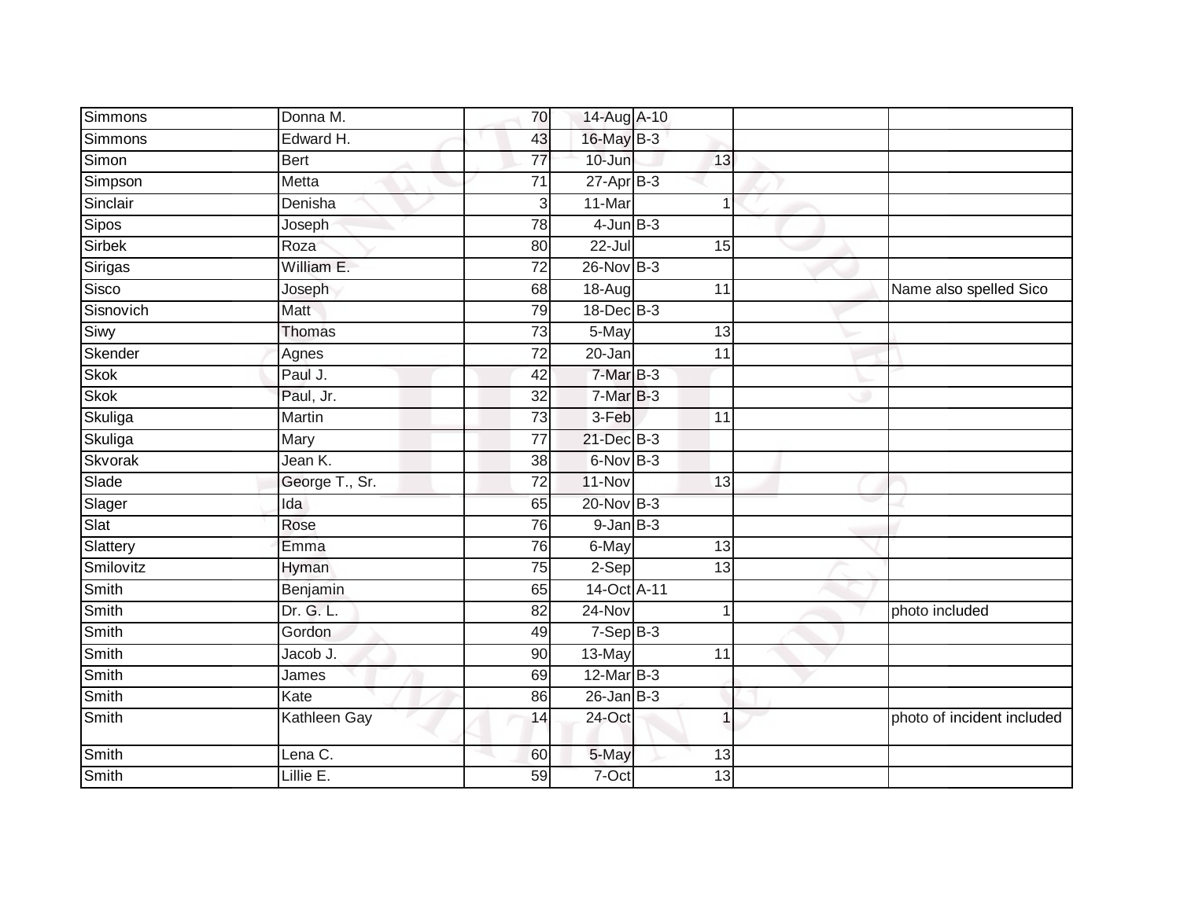| | | | | | | | |
|---|---|---|---|---|---|---|---|
| Simmons | Donna M. | 70 | 14-Aug | A-10 | | | |
| Simmons | Edward H. | 43 | 16-May | B-3 | | | |
| Simon | Bert | 77 | 10-Jun | 13 | | | |
| Simpson | Metta | 71 | 27-Apr | B-3 | | | |
| Sinclair | Denisha | 3 | 11-Mar | 1 | | | |
| Sipos | Joseph | 78 | 4-Jun | B-3 | | | |
| Sirbek | Roza | 80 | 22-Jul | 15 | | | |
| Sirigas | William E. | 72 | 26-Nov | B-3 | | | |
| Sisco | Joseph | 68 | 18-Aug | 11 | | | Name also spelled Sico |
| Sisnovich | Matt | 79 | 18-Dec | B-3 | | | |
| Siwy | Thomas | 73 | 5-May | 13 | | | |
| Skender | Agnes | 72 | 20-Jan | 11 | | | |
| Skok | Paul J. | 42 | 7-Mar | B-3 | | | |
| Skok | Paul, Jr. | 32 | 7-Mar | B-3 | | | |
| Skuliga | Martin | 73 | 3-Feb | 11 | | | |
| Skuliga | Mary | 77 | 21-Dec | B-3 | | | |
| Skvorak | Jean K. | 38 | 6-Nov | B-3 | | | |
| Slade | George T., Sr. | 72 | 11-Nov | 13 | | | |
| Slager | Ida | 65 | 20-Nov | B-3 | | | |
| Slat | Rose | 76 | 9-Jan | B-3 | | | |
| Slattery | Emma | 76 | 6-May | 13 | | | |
| Smilovitz | Hyman | 75 | 2-Sep | 13 | | | |
| Smith | Benjamin | 65 | 14-Oct | A-11 | | | |
| Smith | Dr. G. L. | 82 | 24-Nov | 1 | | | photo included |
| Smith | Gordon | 49 | 7-Sep | B-3 | | | |
| Smith | Jacob J. | 90 | 13-May | 11 | | | |
| Smith | James | 69 | 12-Mar | B-3 | | | |
| Smith | Kate | 86 | 26-Jan | B-3 | | | |
| Smith | Kathleen Gay | 14 | 24-Oct | 1 | | | photo of incident included |
| Smith | Lena C. | 60 | 5-May | 13 | | | |
| Smith | Lillie E. | 59 | 7-Oct | 13 | | | |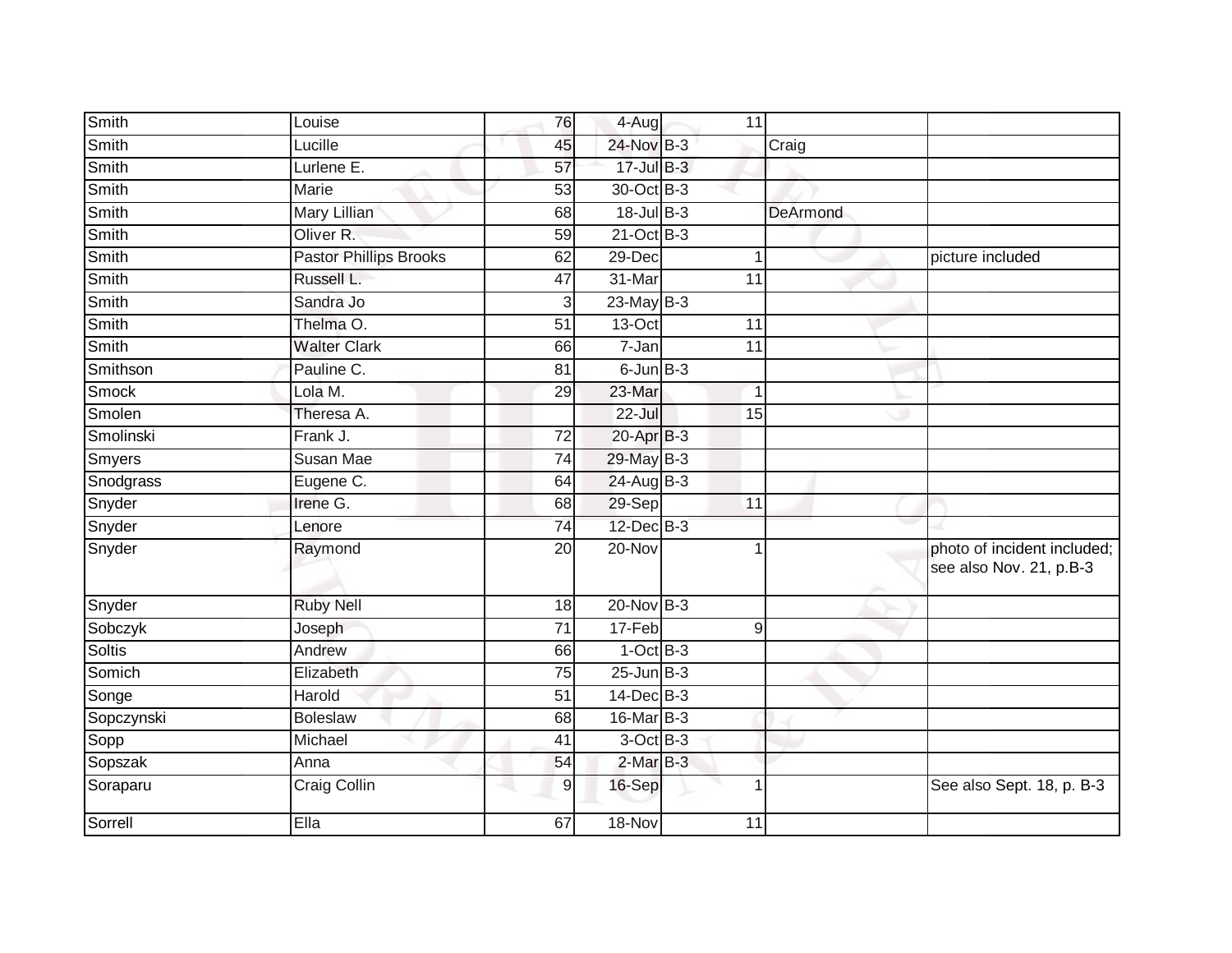| | | | | | | |
|---|---|---|---|---|---|---|
| Smith | Louise | 76 | 4-Aug | 11 | | |
| Smith | Lucille | 45 | 24-Nov | B-3 | Craig | |
| Smith | Lurlene E. | 57 | 17-Jul | B-3 | | |
| Smith | Marie | 53 | 30-Oct | B-3 | | |
| Smith | Mary Lillian | 68 | 18-Jul | B-3 | DeArmond | |
| Smith | Oliver R. | 59 | 21-Oct | B-3 | | |
| Smith | Pastor Phillips Brooks | 62 | 29-Dec | 1 | | picture included |
| Smith | Russell L. | 47 | 31-Mar | 11 | | |
| Smith | Sandra Jo | 3 | 23-May | B-3 | | |
| Smith | Thelma O. | 51 | 13-Oct | 11 | | |
| Smith | Walter Clark | 66 | 7-Jan | 11 | | |
| Smithson | Pauline C. | 81 | 6-Jun | B-3 | | |
| Smock | Lola M. | 29 | 23-Mar | 1 | | |
| Smolen | Theresa A. | | 22-Jul | 15 | | |
| Smolinski | Frank J. | 72 | 20-Apr | B-3 | | |
| Smyers | Susan Mae | 74 | 29-May | B-3 | | |
| Snodgrass | Eugene C. | 64 | 24-Aug | B-3 | | |
| Snyder | Irene G. | 68 | 29-Sep | 11 | | |
| Snyder | Lenore | 74 | 12-Dec | B-3 | | |
| Snyder | Raymond | 20 | 20-Nov | 1 | | photo of incident included; see also Nov. 21, p.B-3 |
| Snyder | Ruby Nell | 18 | 20-Nov | B-3 | | |
| Sobczyk | Joseph | 71 | 17-Feb | 9 | | |
| Soltis | Andrew | 66 | 1-Oct | B-3 | | |
| Somich | Elizabeth | 75 | 25-Jun | B-3 | | |
| Songe | Harold | 51 | 14-Dec | B-3 | | |
| Sopczynski | Boleslaw | 68 | 16-Mar | B-3 | | |
| Sopp | Michael | 41 | 3-Oct | B-3 | | |
| Sopszak | Anna | 54 | 2-Mar | B-3 | | |
| Soraparu | Craig Collin | 9 | 16-Sep | 1 | | See also Sept. 18, p. B-3 |
| Sorrell | Ella | 67 | 18-Nov | 11 | | |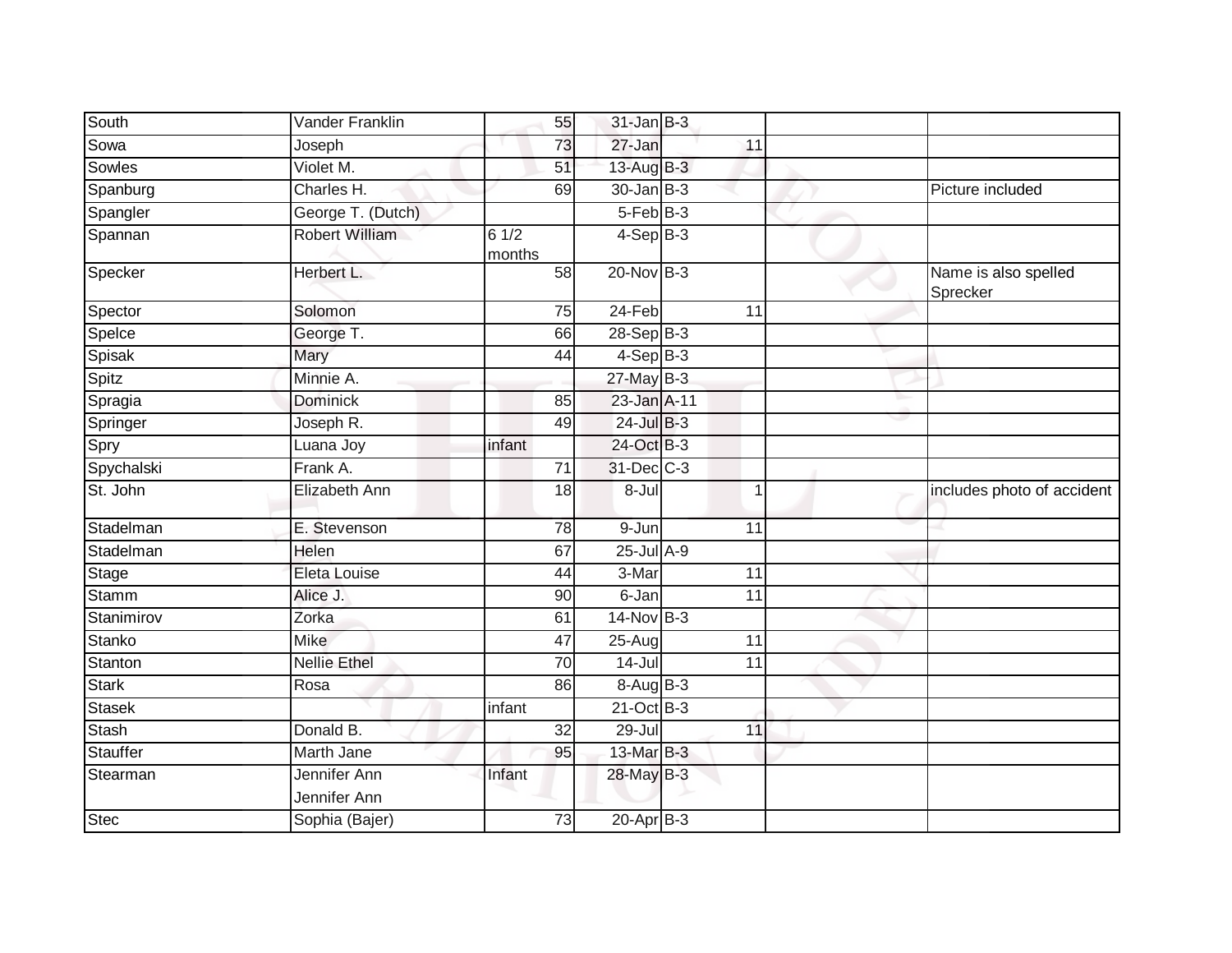| | | | | | | | |
|---|---|---|---|---|---|---|---|
| South | Vander Franklin | 55 | 31-Jan | B-3 | | | |
| Sowa | Joseph | 73 | 27-Jan | | 11 | | |
| Sowles | Violet M. | 51 | 13-Aug | B-3 | | | |
| Spanburg | Charles H. | 69 | 30-Jan | B-3 | | | Picture included |
| Spangler | George T. (Dutch) | | 5-Feb | B-3 | | | |
| Spannan | Robert William | 6 1/2 months | 4-Sep | B-3 | | | |
| Specker | Herbert L. | 58 | 20-Nov | B-3 | | | Name is also spelled Sprecker |
| Spector | Solomon | 75 | 24-Feb | | 11 | | |
| Spelce | George T. | 66 | 28-Sep | B-3 | | | |
| Spisak | Mary | 44 | 4-Sep | B-3 | | | |
| Spitz | Minnie A. | | 27-May | B-3 | | | |
| Spragia | Dominick | 85 | 23-Jan | A-11 | | | |
| Springer | Joseph R. | 49 | 24-Jul | B-3 | | | |
| Spry | Luana Joy | infant | 24-Oct | B-3 | | | |
| Spychalski | Frank A. | 71 | 31-Dec | C-3 | | | |
| St. John | Elizabeth Ann | 18 | 8-Jul | | 1 | | includes photo of accident |
| Stadelman | E. Stevenson | 78 | 9-Jun | | 11 | | |
| Stadelman | Helen | 67 | 25-Jul | A-9 | | | |
| Stage | Eleta Louise | 44 | 3-Mar | | 11 | | |
| Stamm | Alice J. | 90 | 6-Jan | | 11 | | |
| Stanimirov | Zorka | 61 | 14-Nov | B-3 | | | |
| Stanko | Mike | 47 | 25-Aug | | 11 | | |
| Stanton | Nellie Ethel | 70 | 14-Jul | | 11 | | |
| Stark | Rosa | 86 | 8-Aug | B-3 | | | |
| Stasek | | infant | 21-Oct | B-3 | | | |
| Stash | Donald B. | 32 | 29-Jul | | 11 | | |
| Stauffer | Marth Jane | 95 | 13-Mar | B-3 | | | |
| Stearman | Jennifer Ann Jennifer Ann | Infant | 28-May | B-3 | | | |
| Stec | Sophia (Bajer) | 73 | 20-Apr | B-3 | | | |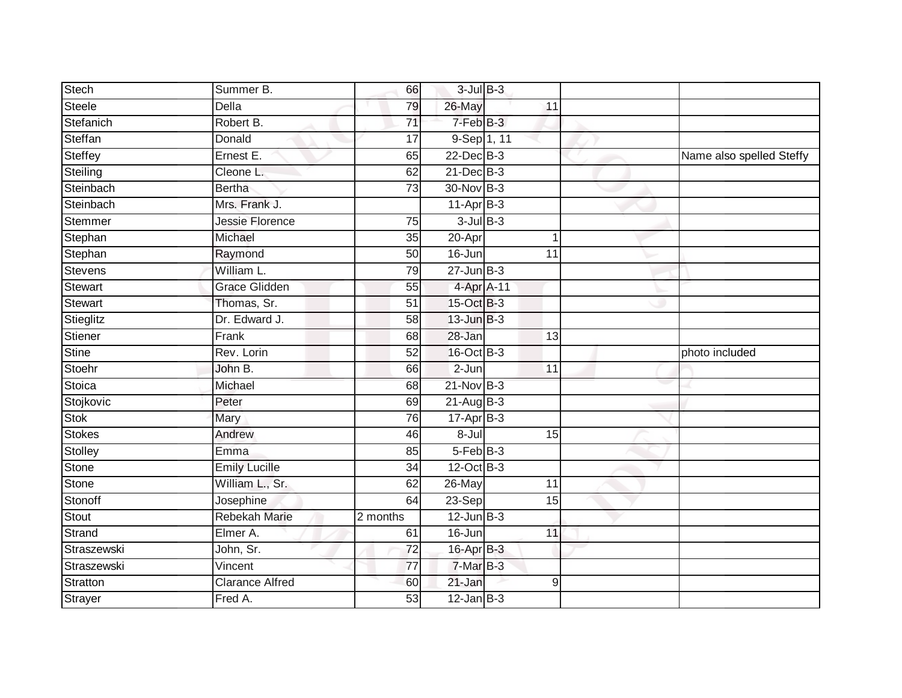| Stech | Summer B. | 66 | 3-Jul | B-3 | | |
|---|---|---|---|---|---|---|
| Steele | Della | 79 | 26-May | 11 | | |
| Stefanich | Robert B. | 71 | 7-Feb | B-3 | | |
| Steffan | Donald | 17 | 9-Sep | 1, 11 | | |
| Steffey | Ernest E. | 65 | 22-Dec | B-3 | | Name also spelled Steffy |
| Steiling | Cleone L. | 62 | 21-Dec | B-3 | | |
| Steinbach | Bertha | 73 | 30-Nov | B-3 | | |
| Steinbach | Mrs. Frank J. | | 11-Apr | B-3 | | |
| Stemmer | Jessie Florence | 75 | 3-Jul | B-3 | | |
| Stephan | Michael | 35 | 20-Apr | 1 | | |
| Stephan | Raymond | 50 | 16-Jun | 11 | | |
| Stevens | William L. | 79 | 27-Jun | B-3 | | |
| Stewart | Grace Glidden | 55 | 4-Apr | A-11 | | |
| Stewart | Thomas, Sr. | 51 | 15-Oct | B-3 | | |
| Stieglitz | Dr. Edward J. | 58 | 13-Jun | B-3 | | |
| Stiener | Frank | 68 | 28-Jan | 13 | | |
| Stine | Rev. Lorin | 52 | 16-Oct | B-3 | | photo included |
| Stoehr | John B. | 66 | 2-Jun | 11 | | |
| Stoica | Michael | 68 | 21-Nov | B-3 | | |
| Stojkovic | Peter | 69 | 21-Aug | B-3 | | |
| Stok | Mary | 76 | 17-Apr | B-3 | | |
| Stokes | Andrew | 46 | 8-Jul | 15 | | |
| Stolley | Emma | 85 | 5-Feb | B-3 | | |
| Stone | Emily Lucille | 34 | 12-Oct | B-3 | | |
| Stone | William L., Sr. | 62 | 26-May | 11 | | |
| Stonoff | Josephine | 64 | 23-Sep | 15 | | |
| Stout | Rebekah Marie | 2 months | 12-Jun | B-3 | | |
| Strand | Elmer A. | 61 | 16-Jun | 11 | | |
| Straszewski | John, Sr. | 72 | 16-Apr | B-3 | | |
| Straszewski | Vincent | 77 | 7-Mar | B-3 | | |
| Stratton | Clarance Alfred | 60 | 21-Jan | 9 | | |
| Strayer | Fred A. | 53 | 12-Jan | B-3 | | |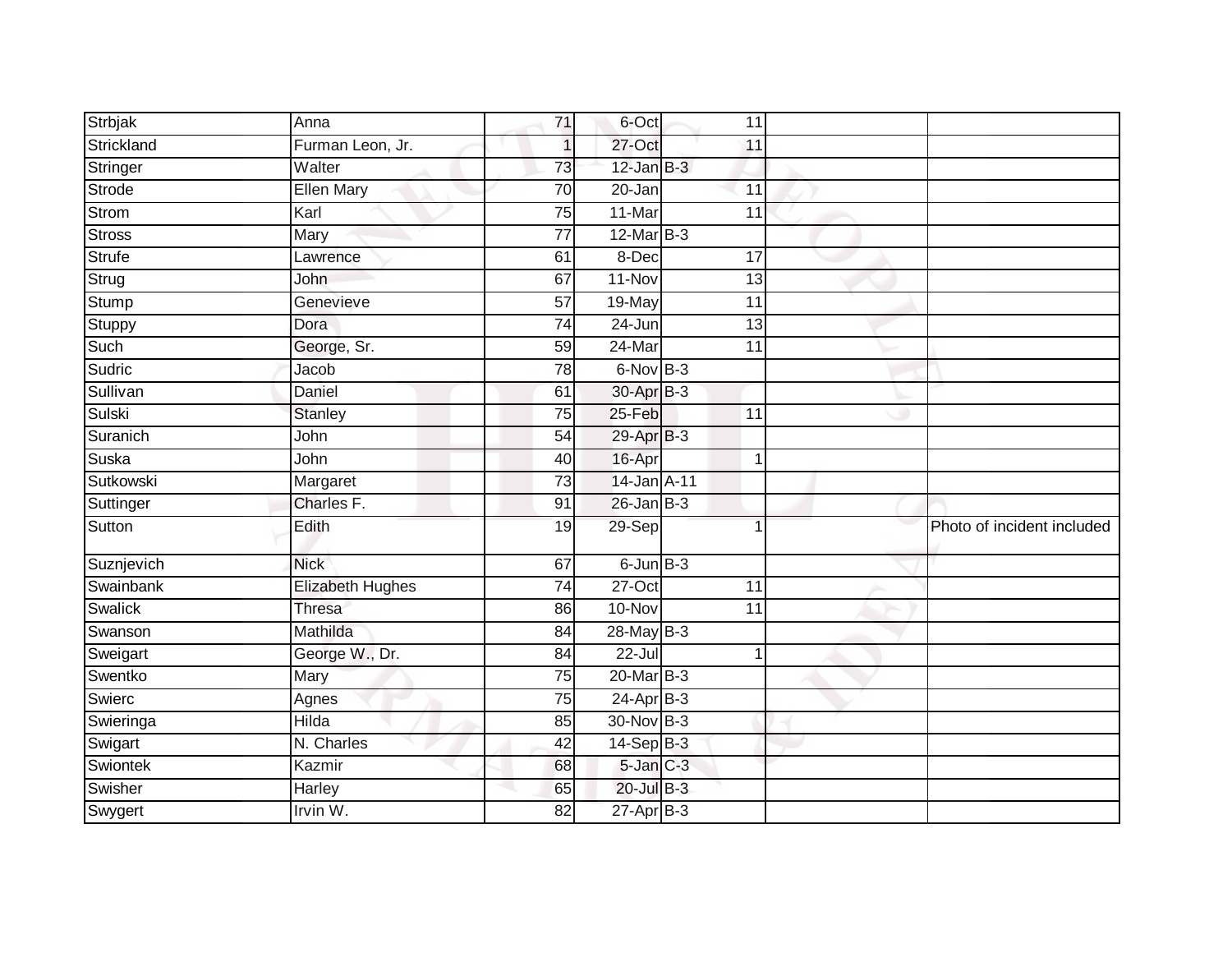| Strbjak | Anna | 71 | 6-Oct | 11 | | |
|---|---|---|---|---|---|---|
| Strickland | Furman Leon, Jr. | 1 | 27-Oct | 11 | | |
| Stringer | Walter | 73 | 12-Jan | B-3 | | |
| Strode | Ellen Mary | 70 | 20-Jan | 11 | | |
| Strom | Karl | 75 | 11-Mar | 11 | | |
| Stross | Mary | 77 | 12-Mar | B-3 | | |
| Strufe | Lawrence | 61 | 8-Dec | 17 | | |
| Strug | John | 67 | 11-Nov | 13 | | |
| Stump | Genevieve | 57 | 19-May | 11 | | |
| Stuppy | Dora | 74 | 24-Jun | 13 | | |
| Such | George, Sr. | 59 | 24-Mar | 11 | | |
| Sudric | Jacob | 78 | 6-Nov | B-3 | | |
| Sullivan | Daniel | 61 | 30-Apr | B-3 | | |
| Sulski | Stanley | 75 | 25-Feb | 11 | | |
| Suranich | John | 54 | 29-Apr | B-3 | | |
| Suska | John | 40 | 16-Apr | 1 | | |
| Sutkowski | Margaret | 73 | 14-Jan | A-11 | | |
| Suttinger | Charles F. | 91 | 26-Jan | B-3 | | |
| Sutton | Edith | 19 | 29-Sep | 1 | | Photo of incident included |
| Suznjevich | Nick | 67 | 6-Jun | B-3 | | |
| Swainbank | Elizabeth Hughes | 74 | 27-Oct | 11 | | |
| Swalick | Thresa | 86 | 10-Nov | 11 | | |
| Swanson | Mathilda | 84 | 28-May | B-3 | | |
| Sweigart | George W., Dr. | 84 | 22-Jul | 1 | | |
| Swentko | Mary | 75 | 20-Mar | B-3 | | |
| Swierc | Agnes | 75 | 24-Apr | B-3 | | |
| Swieringa | Hilda | 85 | 30-Nov | B-3 | | |
| Swigart | N. Charles | 42 | 14-Sep | B-3 | | |
| Swiontek | Kazmir | 68 | 5-Jan | C-3 | | |
| Swisher | Harley | 65 | 20-Jul | B-3 | | |
| Swygert | Irvin W. | 82 | 27-Apr | B-3 | | |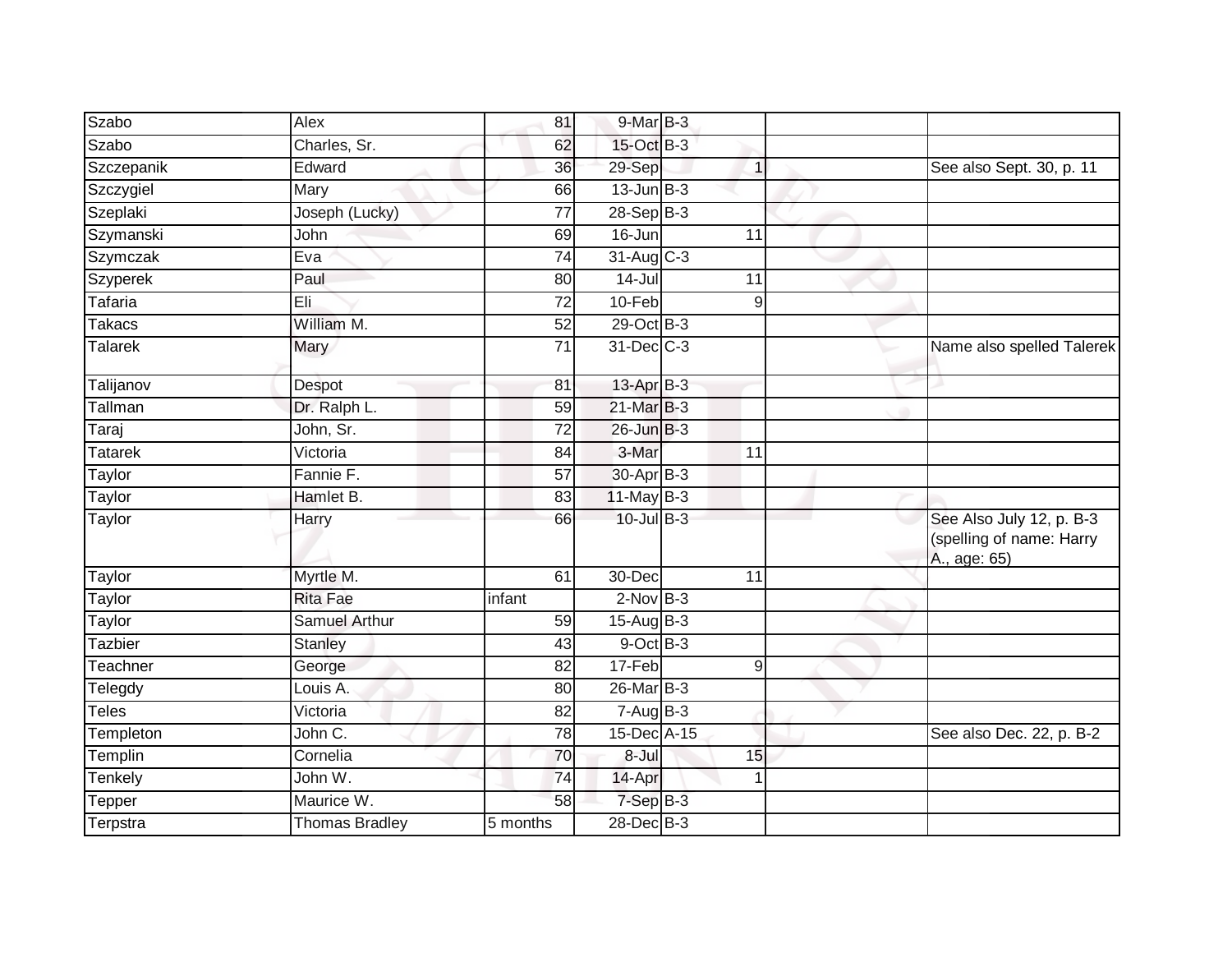| Szabo | Alex | 81 | 9-Mar | B-3 | | | |
|---|---|---|---|---|---|---|---|
| Szabo | Charles, Sr. | 62 | 15-Oct | B-3 | | | |
| Szczepanik | Edward | 36 | 29-Sep | | 1 | | See also Sept. 30, p. 11 |
| Szczygiel | Mary | 66 | 13-Jun | B-3 | | | |
| Szeplaki | Joseph (Lucky) | 77 | 28-Sep | B-3 | | | |
| Szymanski | John | 69 | 16-Jun | | 11 | | |
| Szymczak | Eva | 74 | 31-Aug | C-3 | | | |
| Szyperek | Paul | 80 | 14-Jul | | 11 | | |
| Tafaria | Eli | 72 | 10-Feb | | 9 | | |
| Takacs | William M. | 52 | 29-Oct | B-3 | | | |
| Talarek | Mary | 71 | 31-Dec | C-3 | | | Name also spelled Talerek |
| Talijanov | Despot | 81 | 13-Apr | B-3 | | | |
| Tallman | Dr. Ralph L. | 59 | 21-Mar | B-3 | | | |
| Taraj | John, Sr. | 72 | 26-Jun | B-3 | | | |
| Tatarek | Victoria | 84 | 3-Mar | | 11 | | |
| Taylor | Fannie F. | 57 | 30-Apr | B-3 | | | |
| Taylor | Hamlet B. | 83 | 11-May | B-3 | | | |
| Taylor | Harry | 66 | 10-Jul | B-3 | | | See Also July 12, p. B-3 (spelling of name: Harry A., age: 65) |
| Taylor | Myrtle M. | 61 | 30-Dec | | 11 | | |
| Taylor | Rita Fae | infant | 2-Nov | B-3 | | | |
| Taylor | Samuel Arthur | 59 | 15-Aug | B-3 | | | |
| Tazbier | Stanley | 43 | 9-Oct | B-3 | | | |
| Teachner | George | 82 | 17-Feb | | 9 | | |
| Telegdy | Louis A. | 80 | 26-Mar | B-3 | | | |
| Teles | Victoria | 82 | 7-Aug | B-3 | | | |
| Templeton | John C. | 78 | 15-Dec | A-15 | | | See also Dec. 22, p. B-2 |
| Templin | Cornelia | 70 | 8-Jul | | 15 | | |
| Tenkely | John W. | 74 | 14-Apr | | 1 | | |
| Tepper | Maurice W. | 58 | 7-Sep | B-3 | | | |
| Terpstra | Thomas Bradley | 5 months | 28-Dec | B-3 | | | |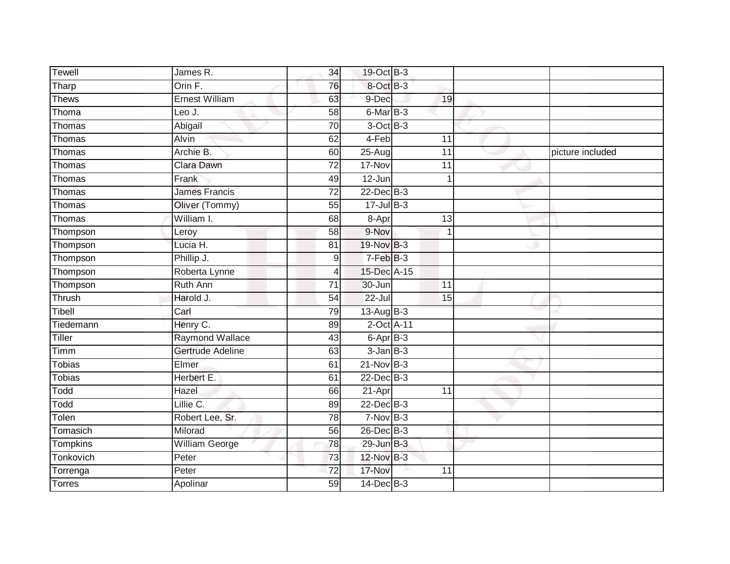| | | | | | | | |
|---|---|---|---|---|---|---|---|
| Tewell | James R. | 34 | 19-Oct | B-3 | | | |
| Tharp | Orin F. | 76 | 8-Oct | B-3 | | | |
| Thews | Ernest William | 63 | 9-Dec | | 19 | | |
| Thoma | Leo J. | 58 | 6-Mar | B-3 | | | |
| Thomas | Abigail | 70 | 3-Oct | B-3 | | | |
| Thomas | Alvin | 62 | 4-Feb | | 11 | | |
| Thomas | Archie B. | 60 | 25-Aug | | 11 | | picture included |
| Thomas | Clara Dawn | 72 | 17-Nov | | 11 | | |
| Thomas | Frank | 49 | 12-Jun | | 1 | | |
| Thomas | James Francis | 72 | 22-Dec | B-3 | | | |
| Thomas | Oliver (Tommy) | 55 | 17-Jul | B-3 | | | |
| Thomas | William I. | 68 | 8-Apr | | 13 | | |
| Thompson | Leroy | 58 | 9-Nov | | 1 | | |
| Thompson | Lucia H. | 81 | 19-Nov | B-3 | | | |
| Thompson | Phillip J. | 9 | 7-Feb | B-3 | | | |
| Thompson | Roberta Lynne | 4 | 15-Dec | A-15 | | | |
| Thompson | Ruth Ann | 71 | 30-Jun | | 11 | | |
| Thrush | Harold J. | 54 | 22-Jul | | 15 | | |
| Tibell | Carl | 79 | 13-Aug | B-3 | | | |
| Tiedemann | Henry C. | 89 | 2-Oct | A-11 | | | |
| Tiller | Raymond Wallace | 43 | 6-Apr | B-3 | | | |
| Timm | Gertrude Adeline | 63 | 3-Jan | B-3 | | | |
| Tobias | Elmer | 61 | 21-Nov | B-3 | | | |
| Tobias | Herbert E. | 61 | 22-Dec | B-3 | | | |
| Todd | Hazel | 66 | 21-Apr | | 11 | | |
| Todd | Lillie C. | 89 | 22-Dec | B-3 | | | |
| Tolen | Robert Lee, Sr. | 78 | 7-Nov | B-3 | | | |
| Tomasich | Milorad | 56 | 26-Dec | B-3 | | | |
| Tompkins | William George | 78 | 29-Jun | B-3 | | | |
| Tonkovich | Peter | 73 | 12-Nov | B-3 | | | |
| Torrenga | Peter | 72 | 17-Nov | | 11 | | |
| Torres | Apolinar | 59 | 14-Dec | B-3 | | | |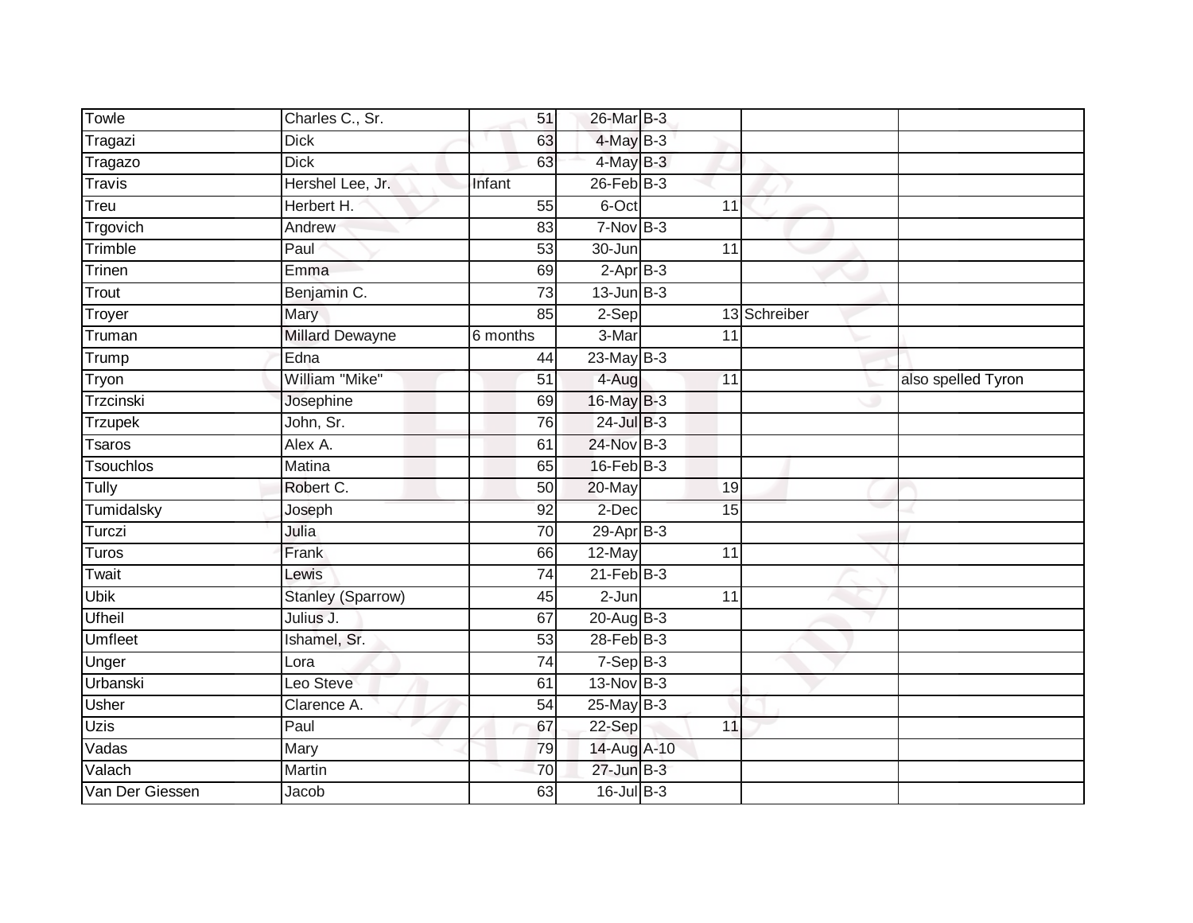| Towle | Charles C., Sr. | 51 | 26-Mar | B-3 | | | |
|---|---|---|---|---|---|---|---|
| Tragazi | Dick | 63 | 4-May | B-3 | | | |
| Tragazo | Dick | 63 | 4-May | B-3 | | | |
| Travis | Hershel Lee, Jr. | Infant | 26-Feb | B-3 | | | |
| Treu | Herbert H. | 55 | 6-Oct | | 11 | | |
| Trgovich | Andrew | 83 | 7-Nov | B-3 | | | |
| Trimble | Paul | 53 | 30-Jun | | 11 | | |
| Trinen | Emma | 69 | 2-Apr | B-3 | | | |
| Trout | Benjamin C. | 73 | 13-Jun | B-3 | | | |
| Troyer | Mary | 85 | 2-Sep | | 13 | Schreiber | |
| Truman | Millard Dewayne | 6 months | 3-Mar | | 11 | | |
| Trump | Edna | 44 | 23-May | B-3 | | | |
| Tryon | William "Mike" | 51 | 4-Aug | | 11 | | also spelled Tyron |
| Trzcinski | Josephine | 69 | 16-May | B-3 | | | |
| Trzupek | John, Sr. | 76 | 24-Jul | B-3 | | | |
| Tsaros | Alex A. | 61 | 24-Nov | B-3 | | | |
| Tsouchlos | Matina | 65 | 16-Feb | B-3 | | | |
| Tully | Robert C. | 50 | 20-May | | 19 | | |
| Tumidalsky | Joseph | 92 | 2-Dec | | 15 | | |
| Turczi | Julia | 70 | 29-Apr | B-3 | | | |
| Turos | Frank | 66 | 12-May | | 11 | | |
| Twait | Lewis | 74 | 21-Feb | B-3 | | | |
| Ubik | Stanley (Sparrow) | 45 | 2-Jun | | 11 | | |
| Ufheil | Julius J. | 67 | 20-Aug | B-3 | | | |
| Umfleet | Ishamel, Sr. | 53 | 28-Feb | B-3 | | | |
| Unger | Lora | 74 | 7-Sep | B-3 | | | |
| Urbanski | Leo Steve | 61 | 13-Nov | B-3 | | | |
| Usher | Clarence A. | 54 | 25-May | B-3 | | | |
| Uzis | Paul | 67 | 22-Sep | | 11 | | |
| Vadas | Mary | 79 | 14-Aug | A-10 | | | |
| Valach | Martin | 70 | 27-Jun | B-3 | | | |
| Van Der Giessen | Jacob | 63 | 16-Jul | B-3 | | | |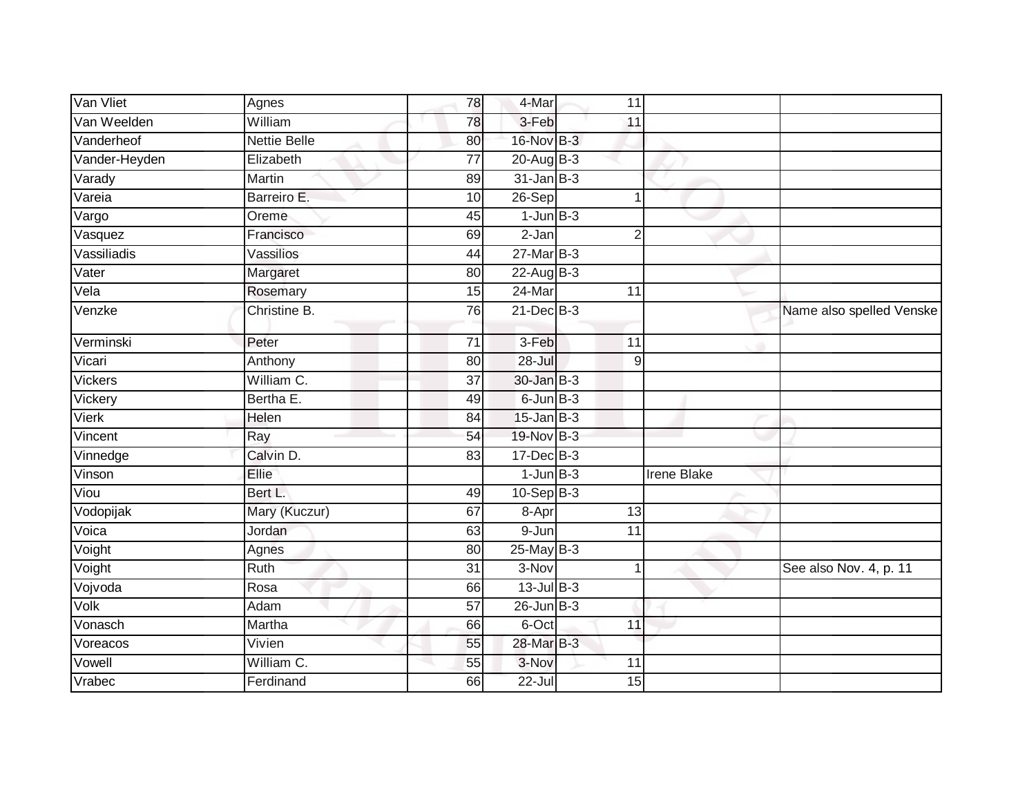| | | | | | | | |
|---|---|---|---|---|---|---|---|
| Van Vliet | Agnes | 78 | 4-Mar | | 11 | | |
| Van Weelden | William | 78 | 3-Feb | | 11 | | |
| Vanderheof | Nettie Belle | 80 | 16-Nov | B-3 | | | |
| Vander-Heyden | Elizabeth | 77 | 20-Aug | B-3 | | | |
| Varady | Martin | 89 | 31-Jan | B-3 | | | |
| Vareia | Barreiro E. | 10 | 26-Sep | | 1 | | |
| Vargo | Oreme | 45 | 1-Jun | B-3 | | | |
| Vasquez | Francisco | 69 | 2-Jan | | 2 | | |
| Vassiliadis | Vassilios | 44 | 27-Mar | B-3 | | | |
| Vater | Margaret | 80 | 22-Aug | B-3 | | | |
| Vela | Rosemary | 15 | 24-Mar | | 11 | | |
| Venzke | Christine B. | 76 | 21-Dec | B-3 | | | Name also spelled Venske |
| Verminski | Peter | 71 | 3-Feb | | 11 | | |
| Vicari | Anthony | 80 | 28-Jul | | 9 | | |
| Vickers | William C. | 37 | 30-Jan | B-3 | | | |
| Vickery | Bertha E. | 49 | 6-Jun | B-3 | | | |
| Vierk | Helen | 84 | 15-Jan | B-3 | | | |
| Vincent | Ray | 54 | 19-Nov | B-3 | | | |
| Vinnedge | Calvin D. | 83 | 17-Dec | B-3 | | | |
| Vinson | Ellie | | 1-Jun | B-3 | | Irene Blake | |
| Viou | Bert L. | 49 | 10-Sep | B-3 | | | |
| Vodopijak | Mary (Kuczur) | 67 | 8-Apr | | 13 | | |
| Voica | Jordan | 63 | 9-Jun | | 11 | | |
| Voight | Agnes | 80 | 25-May | B-3 | | | |
| Voight | Ruth | 31 | 3-Nov | | 1 | | See also Nov. 4, p. 11 |
| Vojvoda | Rosa | 66 | 13-Jul | B-3 | | | |
| Volk | Adam | 57 | 26-Jun | B-3 | | | |
| Vonasch | Martha | 66 | 6-Oct | | 11 | | |
| Voreacos | Vivien | 55 | 28-Mar | B-3 | | | |
| Vowell | William C. | 55 | 3-Nov | | 11 | | |
| Vrabec | Ferdinand | 66 | 22-Jul | | 15 | | |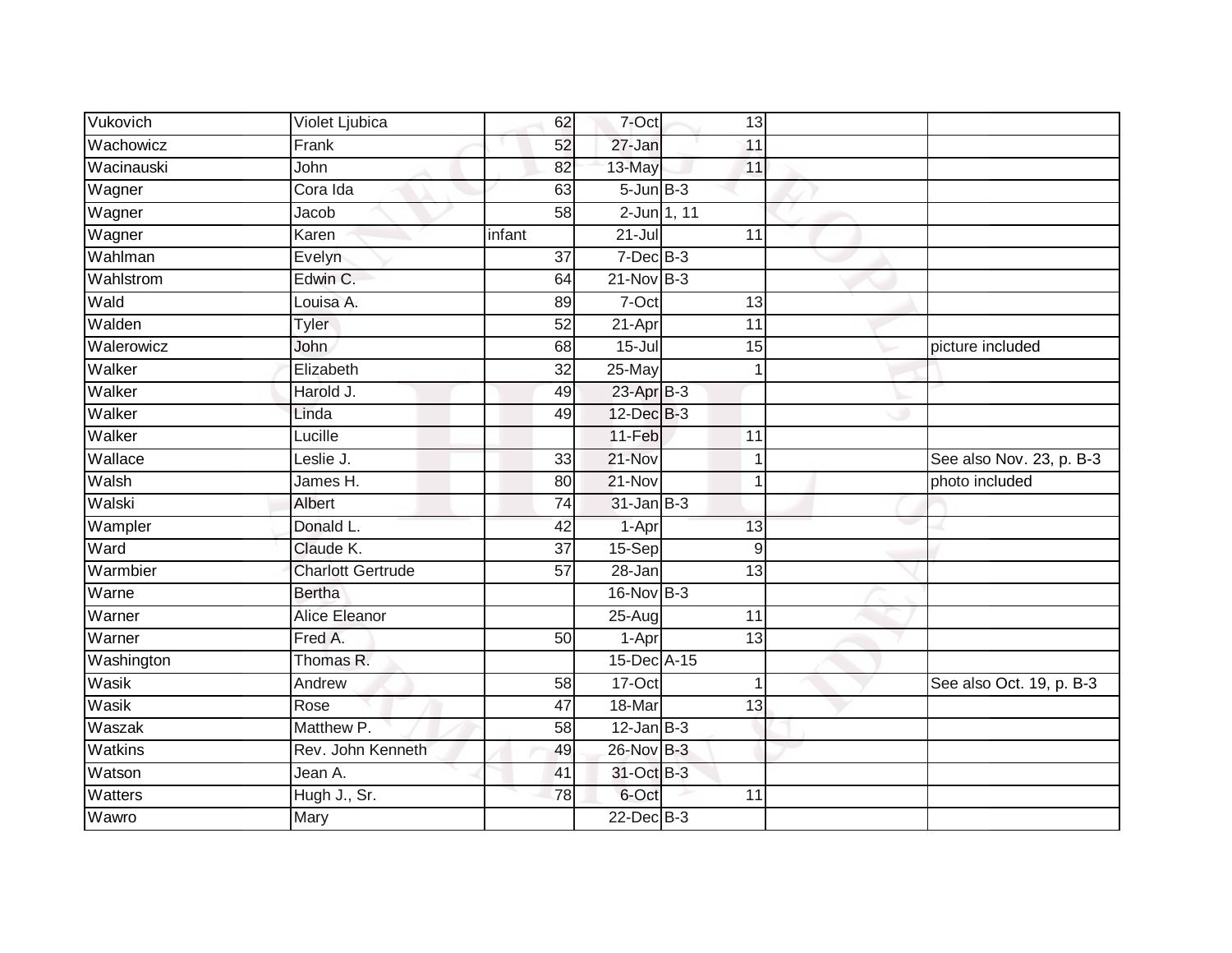| | | | | | | |
|---|---|---|---|---|---|---|
| Vukovich | Violet Ljubica | 62 | 7-Oct | 13 | | |
| Wachowicz | Frank | 52 | 27-Jan | 11 | | |
| Wacinauski | John | 82 | 13-May | 11 | | |
| Wagner | Cora Ida | 63 | 5-Jun | B-3 | | |
| Wagner | Jacob | 58 | 2-Jun | 1, 11 | | |
| Wagner | Karen | infant | 21-Jul | 11 | | |
| Wahlman | Evelyn | 37 | 7-Dec | B-3 | | |
| Wahlstrom | Edwin C. | 64 | 21-Nov | B-3 | | |
| Wald | Louisa A. | 89 | 7-Oct | 13 | | |
| Walden | Tyler | 52 | 21-Apr | 11 | | |
| Walerowicz | John | 68 | 15-Jul | 15 | | picture included |
| Walker | Elizabeth | 32 | 25-May | 1 | | |
| Walker | Harold J. | 49 | 23-Apr | B-3 | | |
| Walker | Linda | 49 | 12-Dec | B-3 | | |
| Walker | Lucille | | 11-Feb | 11 | | |
| Wallace | Leslie J. | 33 | 21-Nov | 1 | | See also Nov. 23, p. B-3 |
| Walsh | James H. | 80 | 21-Nov | 1 | | photo included |
| Walski | Albert | 74 | 31-Jan | B-3 | | |
| Wampler | Donald L. | 42 | 1-Apr | 13 | | |
| Ward | Claude K. | 37 | 15-Sep | 9 | | |
| Warmbier | Charlott Gertrude | 57 | 28-Jan | 13 | | |
| Warne | Bertha | | 16-Nov | B-3 | | |
| Warner | Alice Eleanor | | 25-Aug | 11 | | |
| Warner | Fred A. | 50 | 1-Apr | 13 | | |
| Washington | Thomas R. | | 15-Dec | A-15 | | |
| Wasik | Andrew | 58 | 17-Oct | 1 | | See also Oct. 19, p. B-3 |
| Wasik | Rose | 47 | 18-Mar | 13 | | |
| Waszak | Matthew P. | 58 | 12-Jan | B-3 | | |
| Watkins | Rev. John Kenneth | 49 | 26-Nov | B-3 | | |
| Watson | Jean A. | 41 | 31-Oct | B-3 | | |
| Watters | Hugh J., Sr. | 78 | 6-Oct | 11 | | |
| Wawro | Mary | | 22-Dec | B-3 | | |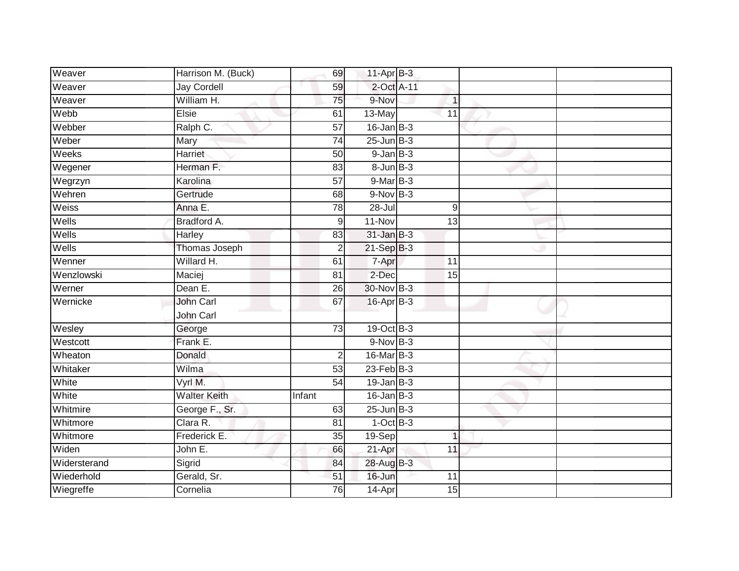| Weaver | Harrison M. (Buck) | 69 | 11-Apr | B-3 | | |
|---|---|---|---|---|---|---|
| Weaver | Jay Cordell | 59 | 2-Oct | A-11 | | |
| Weaver | William H. | 75 | 9-Nov | 1 | | |
| Webb | Elsie | 61 | 13-May | 11 | | |
| Webber | Ralph C. | 57 | 16-Jan | B-3 | | |
| Weber | Mary | 74 | 25-Jun | B-3 | | |
| Weeks | Harriet | 50 | 9-Jan | B-3 | | |
| Wegener | Herman F. | 83 | 8-Jun | B-3 | | |
| Wegrzyn | Karolina | 57 | 9-Mar | B-3 | | |
| Wehren | Gertrude | 68 | 9-Nov | B-3 | | |
| Weiss | Anna E. | 78 | 28-Jul | 9 | | |
| Wells | Bradford A. | 9 | 11-Nov | 13 | | |
| Wells | Harley | 83 | 31-Jan | B-3 | | |
| Wells | Thomas Joseph | 2 | 21-Sep | B-3 | | |
| Wenner | Willard H. | 61 | 7-Apr | 11 | | |
| Wenzlowski | Maciej | 81 | 2-Dec | 15 | | |
| Werner | Dean E. | 26 | 30-Nov | B-3 | | |
| Wernicke | John Carl<br>John Carl | 67 | 16-Apr | B-3 | | |
| Wesley | George | 73 | 19-Oct | B-3 | | |
| Westcott | Frank E. | | 9-Nov | B-3 | | |
| Wheaton | Donald | 2 | 16-Mar | B-3 | | |
| Whitaker | Wilma | 53 | 23-Feb | B-3 | | |
| White | Vyrl M. | 54 | 19-Jan | B-3 | | |
| White | Walter Keith | Infant | 16-Jan | B-3 | | |
| Whitmire | George F., Sr. | 63 | 25-Jun | B-3 | | |
| Whitmore | Clara R. | 81 | 1-Oct | B-3 | | |
| Whitmore | Frederick E. | 35 | 19-Sep | 1 | | |
| Widen | John E. | 66 | 21-Apr | 11 | | |
| Widersterand | Sigrid | 84 | 28-Aug | B-3 | | |
| Wiederhold | Gerald, Sr. | 51 | 16-Jun | 11 | | |
| Wiegreffe | Cornelia | 76 | 14-Apr | 15 | | |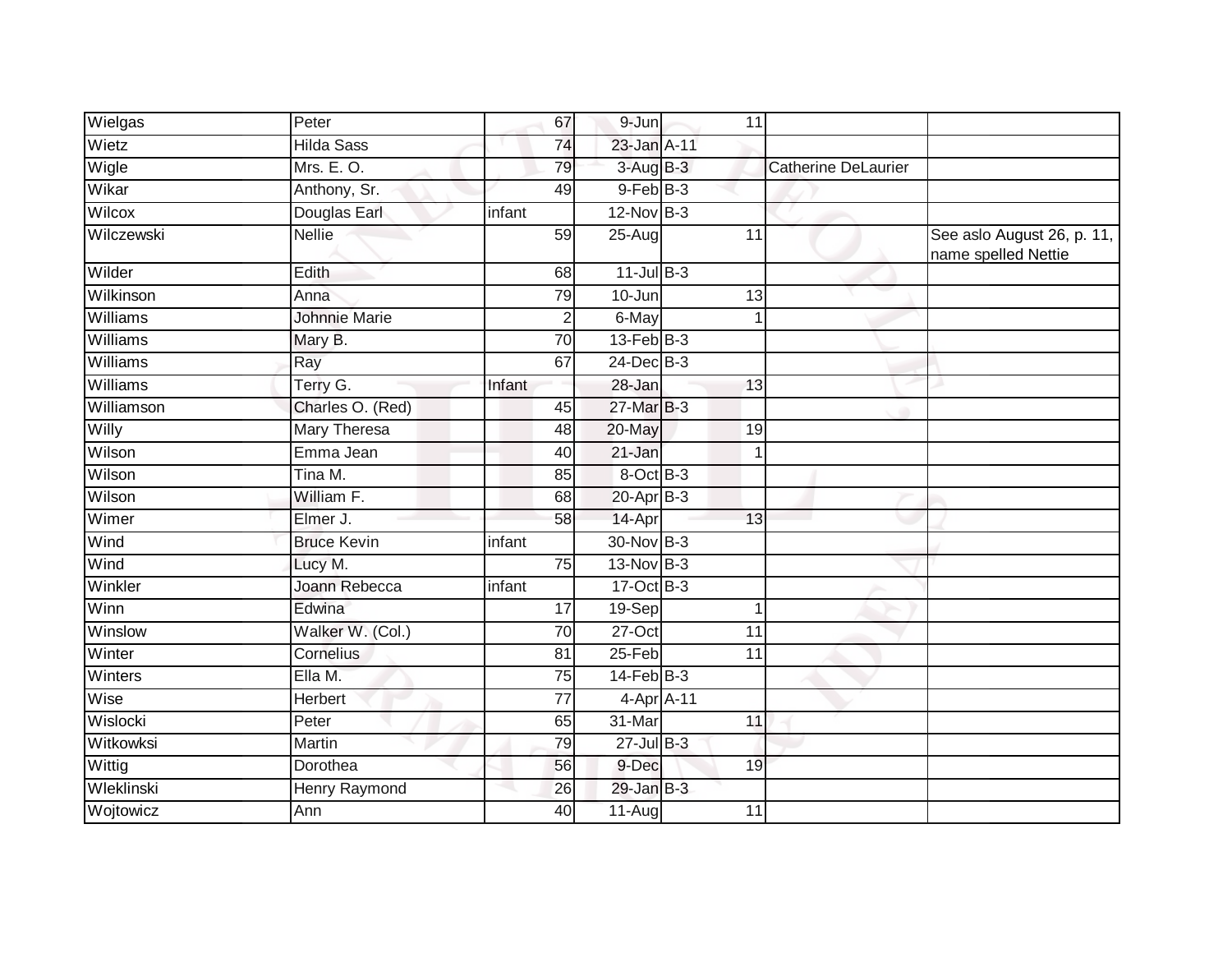| | | | | | | |
|---|---|---|---|---|---|---|
| Wielgas | Peter | 67 | 9-Jun | 11 | | |
| Wietz | Hilda Sass | 74 | 23-Jan | A-11 | | |
| Wigle | Mrs. E. O. | 79 | 3-Aug | B-3 | Catherine DeLaurier | |
| Wikar | Anthony, Sr. | 49 | 9-Feb | B-3 | | |
| Wilcox | Douglas Earl | infant | 12-Nov | B-3 | | |
| Wilczewski | Nellie | 59 | 25-Aug | 11 | | See aslo August 26, p. 11, name spelled Nettie |
| Wilder | Edith | 68 | 11-Jul | B-3 | | |
| Wilkinson | Anna | 79 | 10-Jun | 13 | | |
| Williams | Johnnie Marie | 2 | 6-May | 1 | | |
| Williams | Mary B. | 70 | 13-Feb | B-3 | | |
| Williams | Ray | 67 | 24-Dec | B-3 | | |
| Williams | Terry G. | Infant | 28-Jan | 13 | | |
| Williamson | Charles O. (Red) | 45 | 27-Mar | B-3 | | |
| Willy | Mary Theresa | 48 | 20-May | 19 | | |
| Wilson | Emma Jean | 40 | 21-Jan | 1 | | |
| Wilson | Tina M. | 85 | 8-Oct | B-3 | | |
| Wilson | William F. | 68 | 20-Apr | B-3 | | |
| Wimer | Elmer J. | 58 | 14-Apr | 13 | | |
| Wind | Bruce Kevin | infant | 30-Nov | B-3 | | |
| Wind | Lucy M. | 75 | 13-Nov | B-3 | | |
| Winkler | Joann Rebecca | infant | 17-Oct | B-3 | | |
| Winn | Edwina | 17 | 19-Sep | 1 | | |
| Winslow | Walker W. (Col.) | 70 | 27-Oct | 11 | | |
| Winter | Cornelius | 81 | 25-Feb | 11 | | |
| Winters | Ella M. | 75 | 14-Feb | B-3 | | |
| Wise | Herbert | 77 | 4-Apr | A-11 | | |
| Wislocki | Peter | 65 | 31-Mar | 11 | | |
| Witkowksi | Martin | 79 | 27-Jul | B-3 | | |
| Wittig | Dorothea | 56 | 9-Dec | 19 | | |
| Wleklinski | Henry Raymond | 26 | 29-Jan | B-3 | | |
| Wojtowicz | Ann | 40 | 11-Aug | 11 | | |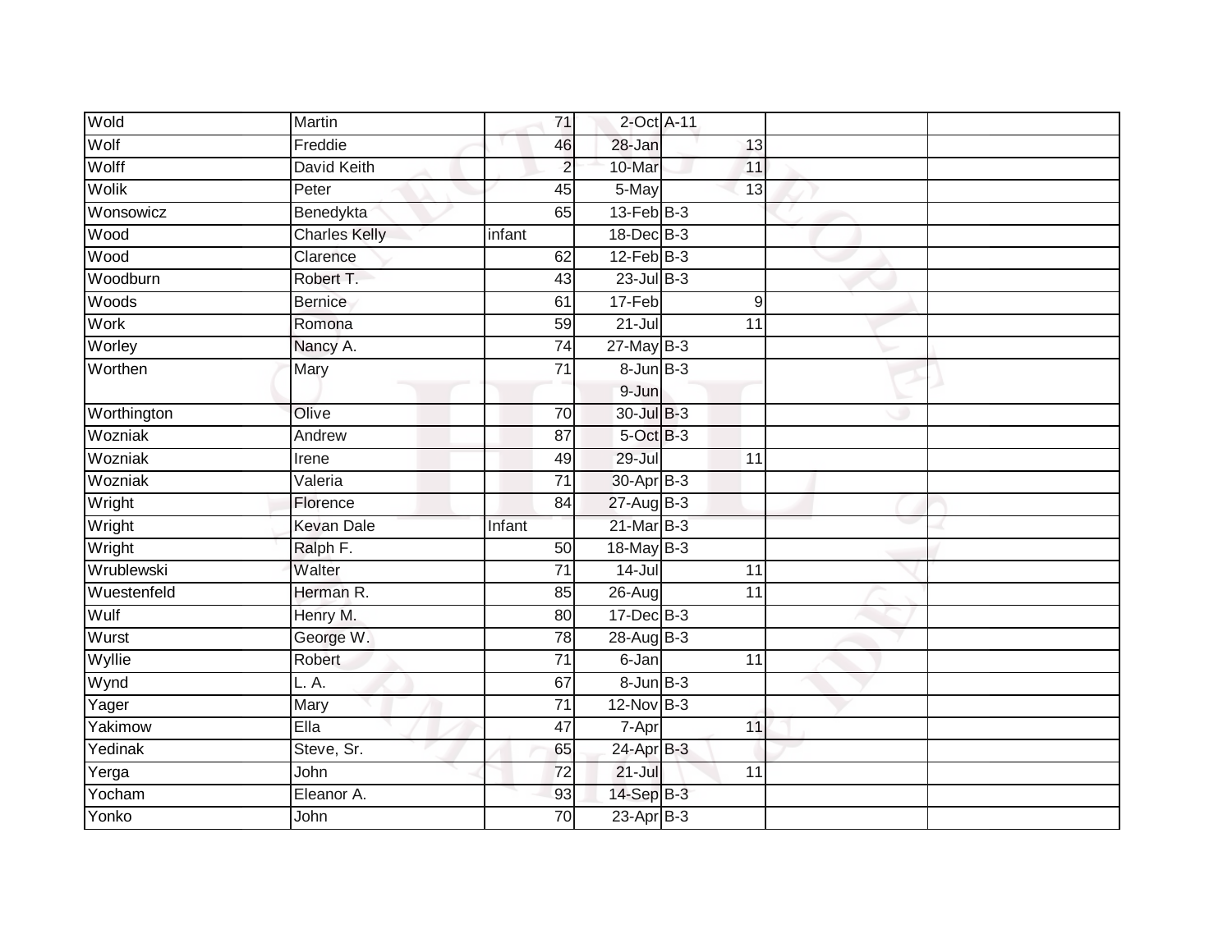| | | | | | | | |
|---|---|---|---|---|---|---|---|
| Wold | Martin | 71 | 2-Oct | A-11 | | | |
| Wolf | Freddie | 46 | 28-Jan | | 13 | | |
| Wolff | David Keith | 2 | 10-Mar | | 11 | | |
| Wolik | Peter | 45 | 5-May | | 13 | | |
| Wonsowicz | Benedykta | 65 | 13-Feb | B-3 | | | |
| Wood | Charles Kelly | infant | 18-Dec | B-3 | | | |
| Wood | Clarence | 62 | 12-Feb | B-3 | | | |
| Woodburn | Robert T. | 43 | 23-Jul | B-3 | | | |
| Woods | Bernice | 61 | 17-Feb | | 9 | | |
| Work | Romona | 59 | 21-Jul | | 11 | | |
| Worley | Nancy A. | 74 | 27-May | B-3 | | | |
| Worthen | Mary | 71 | 8-Jun<br>9-Jun | B-3 | | | |
| Worthington | Olive | 70 | 30-Jul | B-3 | | | |
| Wozniak | Andrew | 87 | 5-Oct | B-3 | | | |
| Wozniak | Irene | 49 | 29-Jul | | 11 | | |
| Wozniak | Valeria | 71 | 30-Apr | B-3 | | | |
| Wright | Florence | 84 | 27-Aug | B-3 | | | |
| Wright | Kevan Dale | Infant | 21-Mar | B-3 | | | |
| Wright | Ralph F. | 50 | 18-May | B-3 | | | |
| Wrublewski | Walter | 71 | 14-Jul | | 11 | | |
| Wuestenfeld | Herman R. | 85 | 26-Aug | | 11 | | |
| Wulf | Henry M. | 80 | 17-Dec | B-3 | | | |
| Wurst | George W. | 78 | 28-Aug | B-3 | | | |
| Wyllie | Robert | 71 | 6-Jan | | 11 | | |
| Wynd | L. A. | 67 | 8-Jun | B-3 | | | |
| Yager | Mary | 71 | 12-Nov | B-3 | | | |
| Yakimow | Ella | 47 | 7-Apr | | 11 | | |
| Yedinak | Steve, Sr. | 65 | 24-Apr | B-3 | | | |
| Yerga | John | 72 | 21-Jul | | 11 | | |
| Yocham | Eleanor A. | 93 | 14-Sep | B-3 | | | |
| Yonko | John | 70 | 23-Apr | B-3 | | | |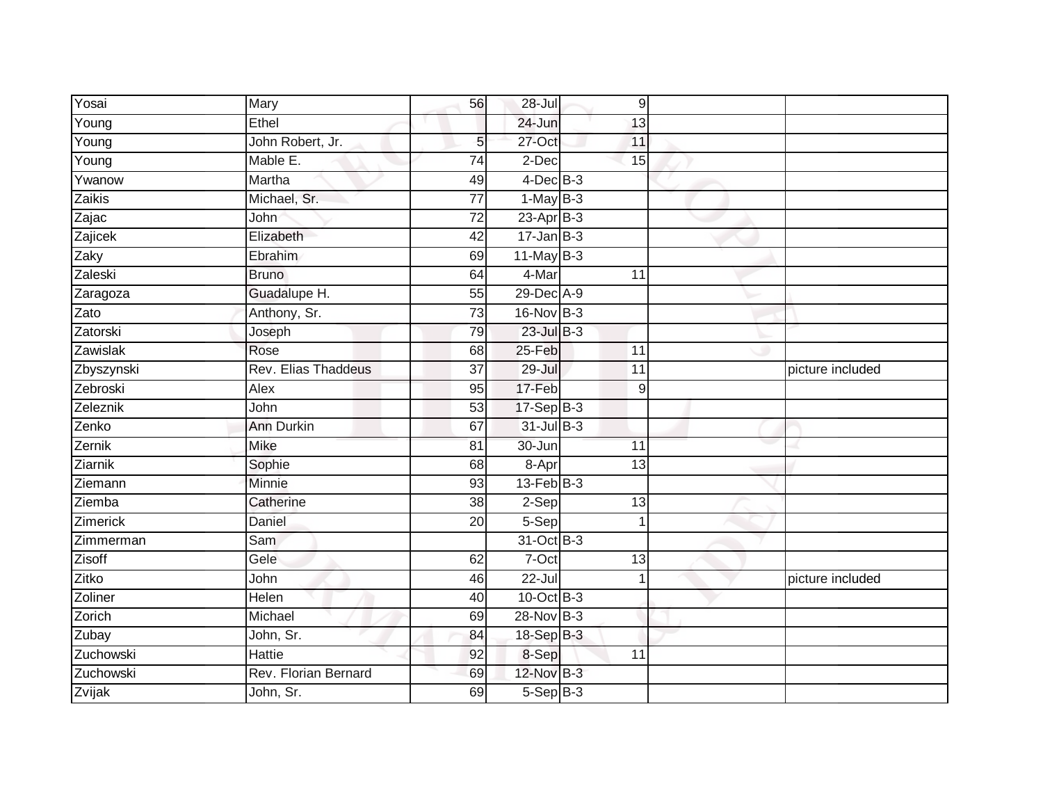| | | | | | | | |
|---|---|---|---|---|---|---|---|
| Yosai | Mary | 56 | 28-Jul | | 9 | | |
| Young | Ethel | | 24-Jun | | 13 | | |
| Young | John Robert, Jr. | 5 | 27-Oct | | 11 | | |
| Young | Mable E. | 74 | 2-Dec | | 15 | | |
| Ywanow | Martha | 49 | 4-Dec | B-3 | | | |
| Zaikis | Michael, Sr. | 77 | 1-May | B-3 | | | |
| Zajac | John | 72 | 23-Apr | B-3 | | | |
| Zajicek | Elizabeth | 42 | 17-Jan | B-3 | | | |
| Zaky | Ebrahim | 69 | 11-May | B-3 | | | |
| Zaleski | Bruno | 64 | 4-Mar | | 11 | | |
| Zaragoza | Guadalupe H. | 55 | 29-Dec | A-9 | | | |
| Zato | Anthony, Sr. | 73 | 16-Nov | B-3 | | | |
| Zatorski | Joseph | 79 | 23-Jul | B-3 | | | |
| Zawislak | Rose | 68 | 25-Feb | | 11 | | |
| Zbyszynski | Rev. Elias Thaddeus | 37 | 29-Jul | | 11 | | picture included |
| Zebroski | Alex | 95 | 17-Feb | | 9 | | |
| Zeleznik | John | 53 | 17-Sep | B-3 | | | |
| Zenko | Ann Durkin | 67 | 31-Jul | B-3 | | | |
| Zernik | Mike | 81 | 30-Jun | | 11 | | |
| Ziarnik | Sophie | 68 | 8-Apr | | 13 | | |
| Ziemann | Minnie | 93 | 13-Feb | B-3 | | | |
| Ziemba | Catherine | 38 | 2-Sep | | 13 | | |
| Zimerick | Daniel | 20 | 5-Sep | | 1 | | |
| Zimmerman | Sam | | 31-Oct | B-3 | | | |
| Zisoff | Gele | 62 | 7-Oct | | 13 | | |
| Zitko | John | 46 | 22-Jul | | 1 | | picture included |
| Zoliner | Helen | 40 | 10-Oct | B-3 | | | |
| Zorich | Michael | 69 | 28-Nov | B-3 | | | |
| Zubay | John, Sr. | 84 | 18-Sep | B-3 | | | |
| Zuchowski | Hattie | 92 | 8-Sep | | 11 | | |
| Zuchowski | Rev. Florian Bernard | 69 | 12-Nov | B-3 | | | |
| Zvijak | John, Sr. | 69 | 5-Sep | B-3 | | | |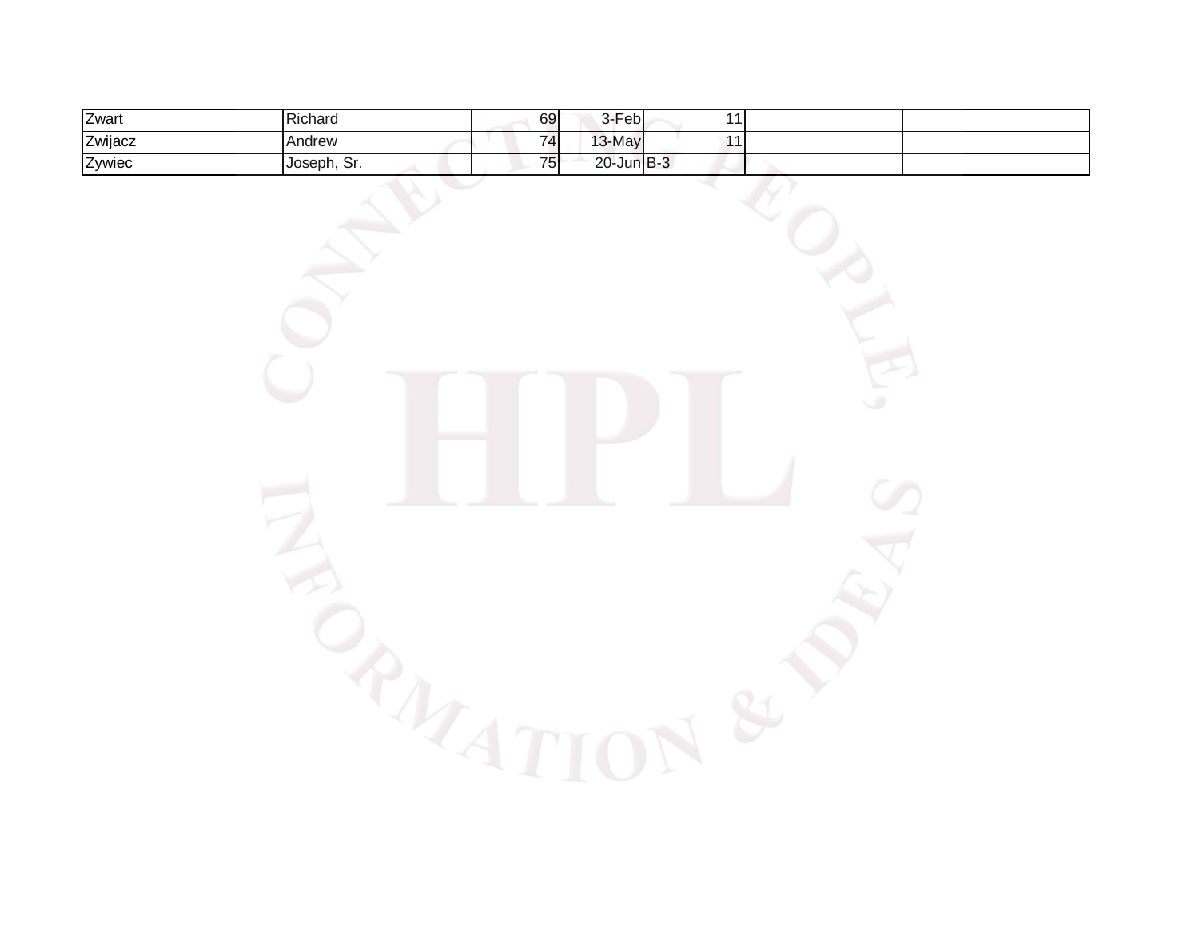| | | | | | | |
|---|---|---|---|---|---|---|
| Zwart | Richard | 69 | 3-Feb | 11 | | |
| Zwijacz | Andrew | 74 | 13-May | 11 | | |
| Zywiec | Joseph, Sr. | 75 | 20-Jun | B-3 | | |